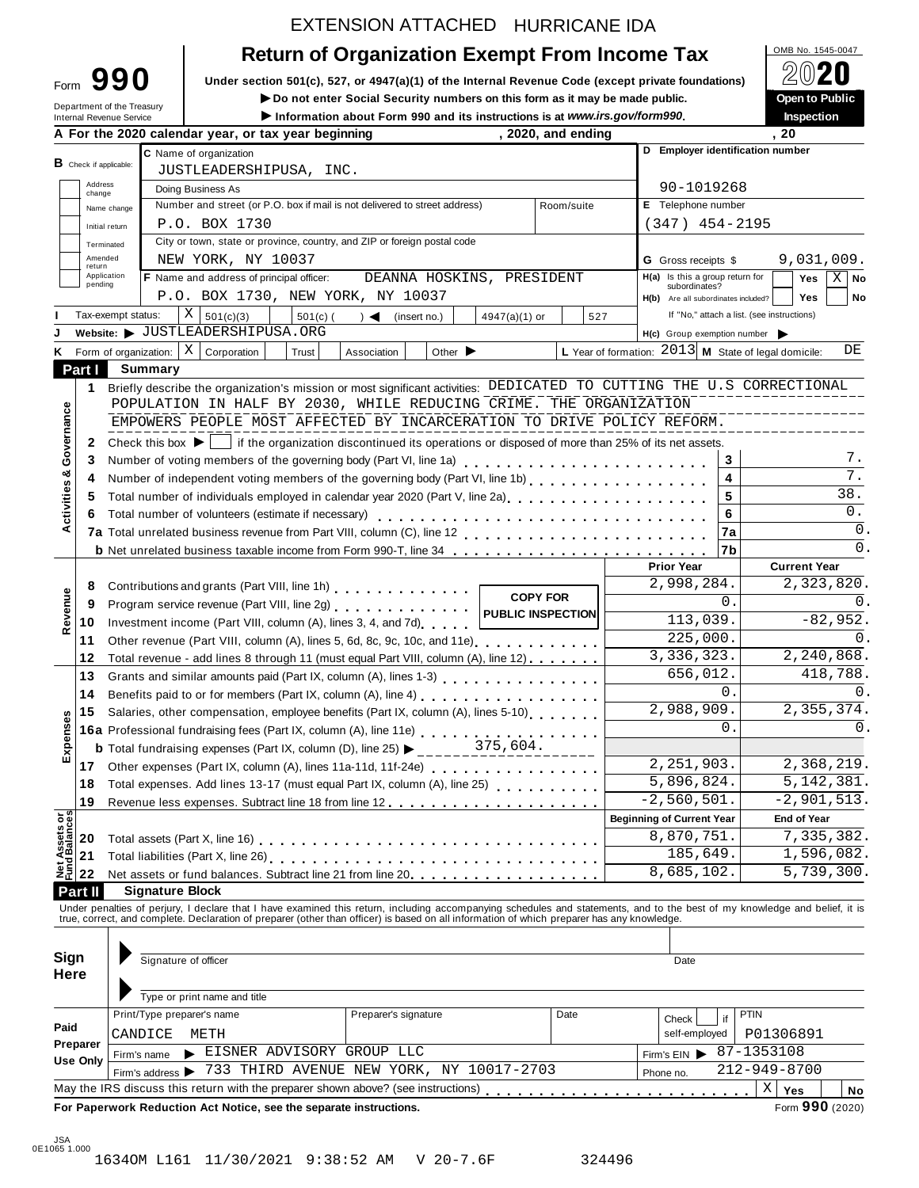EXTENSION ATTACHED HURRICANE IDA

# Form 990 — Return of Organization Exempt From Income Tax

OMB No. 1545-0047

**2020**

**Open to Public Inspection**

Under section 501(c), 527, or 4947(a)(1) of the Internal Revenue Code (except private foundations)

▶ Do not enter Social Security numbers on this form as it may be made public.

▶ Information about Form 990 and its instructions is at *www.irs.gov/form990*.

Department of the Treasury
Internal Revenue Service

**A** For the 2020 calendar year, or tax year beginning , 2020, and ending , 20

**B** Check if applicable: Address change / Name change / Initial return / Terminated / Amended return / Application pending

**C** Name of organization: JUSTLEADERSHIPUSA, INC.

Doing Business As

Number and street (or P.O. box if mail is not delivered to street address): P.O. BOX 1730 — Room/suite

City or town, state or province, country, and ZIP or foreign postal code: NEW YORK, NY 10037

**D** Employer identification number: 90-1019268

**E** Telephone number: (347) 454-2195

**G** Gross receipts $ 9,031,009.

**F** Name and address of principal officer: DEANNA HOSKINS, PRESIDENT, P.O. BOX 1730, NEW YORK, NY 10037

**H(a)** Is this a group return for subordinates? Yes [ ] No [X]

**H(b)** Are all subordinates included? Yes [ ] No [ ] — If "No," attach a list. (see instructions)

**H(c)** Group exemption number ▶

**I** Tax-exempt status: [X] 501(c)(3) [ ] 501(c) ( ) ◀ (insert no.) [ ] 4947(a)(1) or [ ] 527

**J** Website: ▶ JUSTLEADERSHIPUSA.ORG

**K** Form of organization: [X] Corporation [ ] Trust [ ] Association [ ] Other ▶

**L** Year of formation: 2013 **M** State of legal domicile: DE

## Part I Summary

**Activities & Governance**

1 Briefly describe the organization's mission or most significant activities: DEDICATED TO CUTTING THE U.S CORRECTIONAL POPULATION IN HALF BY 2030, WHILE REDUCING CRIME. THE ORGANIZATION EMPOWERS PEOPLE MOST AFFECTED BY INCARCERATION TO DRIVE POLICY REFORM.

2 Check this box ▶ [ ] if the organization discontinued its operations or disposed of more than 25% of its net assets.

| Line | Description | | Value |
|---|---|---|---|
| 3 | Number of voting members of the governing body (Part VI, line 1a) | 3 | 7. |
| 4 | Number of independent voting members of the governing body (Part VI, line 1b) | 4 | 7. |
| 5 | Total number of individuals employed in calendar year 2020 (Part V, line 2a) | 5 | 38. |
| 6 | Total number of volunteers (estimate if necessary) | 6 | 0. |
| 7a | Total unrelated business revenue from Part VIII, column (C), line 12 | 7a | 0. |
| b | Net unrelated business taxable income from Form 990-T, line 34 | 7b | 0. |

COPY FOR PUBLIC INSPECTION

| Line | Description | Prior Year | Current Year |
|---|---|---|---|
| **Revenue** | | | |
| 8 | Contributions and grants (Part VIII, line 1h) | 2,998,284. | 2,323,820. |
| 9 | Program service revenue (Part VIII, line 2g) | 0. | 0. |
| 10 | Investment income (Part VIII, column (A), lines 3, 4, and 7d) | 113,039. | -82,952. |
| 11 | Other revenue (Part VIII, column (A), lines 5, 6d, 8c, 9c, 10c, and 11e) | 225,000. | 0. |
| 12 | Total revenue - add lines 8 through 11 (must equal Part VIII, column (A), line 12) | 3,336,323. | 2,240,868. |
| **Expenses** | | | |
| 13 | Grants and similar amounts paid (Part IX, column (A), lines 1-3) | 656,012. | 418,788. |
| 14 | Benefits paid to or for members (Part IX, column (A), line 4) | 0. | 0. |
| 15 | Salaries, other compensation, employee benefits (Part IX, column (A), lines 5-10) | 2,988,909. | 2,355,374. |
| 16a | Professional fundraising fees (Part IX, column (A), line 11e) | 0. | 0. |
| b | Total fundraising expenses (Part IX, column (D), line 25) ▶ 375,604. | | |
| 17 | Other expenses (Part IX, column (A), lines 11a-11d, 11f-24e) | 2,251,903. | 2,368,219. |
| 18 | Total expenses. Add lines 13-17 (must equal Part IX, column (A), line 25) | 5,896,824. | 5,142,381. |
| 19 | Revenue less expenses. Subtract line 18 from line 12 | -2,560,501. | -2,901,513. |
| **Net Assets or Fund Balances** | | **Beginning of Current Year** | **End of Year** |
| 20 | Total assets (Part X, line 16) | 8,870,751. | 7,335,382. |
| 21 | Total liabilities (Part X, line 26) | 185,649. | 1,596,082. |
| 22 | Net assets or fund balances. Subtract line 21 from line 20 | 8,685,102. | 5,739,300. |

## Part II Signature Block

Under penalties of perjury, I declare that I have examined this return, including accompanying schedules and statements, and to the best of my knowledge and belief, it is true, correct, and complete. Declaration of preparer (other than officer) is based on all information of which preparer has any knowledge.

**Sign Here**

Signature of officer — Date

Type or print name and title

**Paid Preparer Use Only**

| Print/Type preparer's name | Preparer's signature | Date | Check [ ] if self-employed | PTIN |
|---|---|---|---|---|
| CANDICE METH | | | | P01306891 |

Firm's name ▶ EISNER ADVISORY GROUP LLC — Firm's EIN ▶ 87-1353108

Firm's address ▶ 733 THIRD AVENUE NEW YORK, NY 10017-2703 — Phone no. 212-949-8700

May the IRS discuss this return with the preparer shown above? (see instructions) [X] Yes [ ] No

**For Paperwork Reduction Act Notice, see the separate instructions.** Form **990** (2020)

JSA 0E1065 1.000

1634OM L161 11/30/2021 9:38:52 AM V 20-7.6F 324496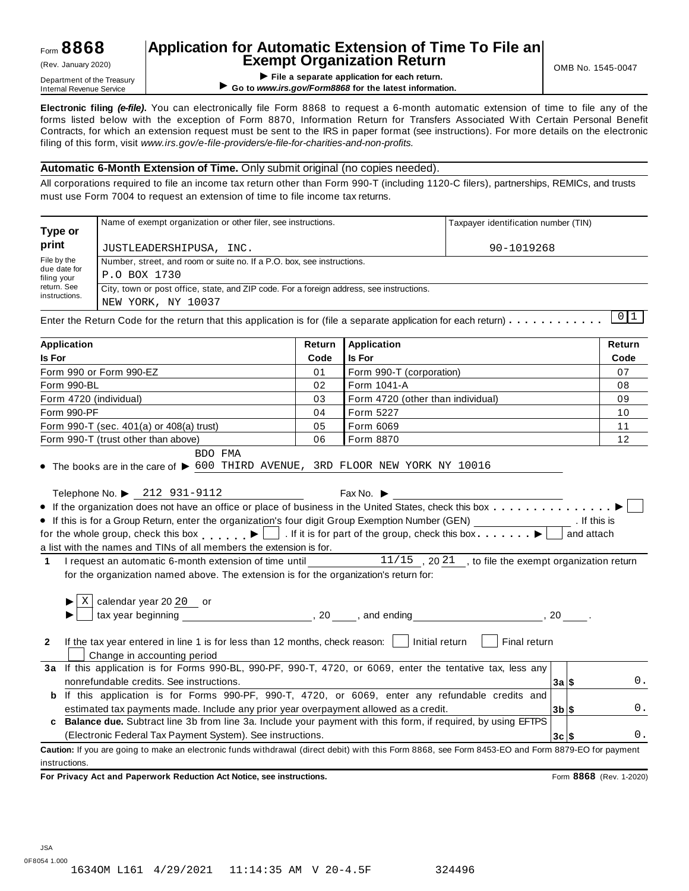Form **8868**
(Rev. January 2020)
Department of the Treasury
Internal Revenue Service

# Application for Automatic Extension of Time To File an Exempt Organization Return

▶ **File a separate application for each return.**
▶ **Go to *www.irs.gov/Form8868* for the latest information.**

OMB No. 1545-0047

**Electronic filing *(e-file)*.** You can electronically file Form 8868 to request a 6-month automatic extension of time to file any of the forms listed below with the exception of Form 8870, Information Return for Transfers Associated With Certain Personal Benefit Contracts, for which an extension request must be sent to the IRS in paper format (see instructions). For more details on the electronic filing of this form, visit *www.irs.gov/e-file-providers/e-file-for-charities-and-non-profits.*

**Automatic 6-Month Extension of Time.** Only submit original (no copies needed).

All corporations required to file an income tax return other than Form 990-T (including 1120-C filers), partnerships, REMICs, and trusts must use Form 7004 to request an extension of time to file income tax returns.

| **Type or print** | Name of exempt organization or other filer, see instructions. | Taxpayer identification number (TIN) |
|---|---|---|
| File by the due date for filing your return. See instructions. | JUSTLEADERSHIPUSA, INC. | 90-1019268 |
| | Number, street, and room or suite no. If a P.O. box, see instructions. P.O BOX 1730 | |
| | City, town or post office, state, and ZIP code. For a foreign address, see instructions. NEW YORK, NY 10037 | |

Enter the Return Code for the return that this application is for (file a separate application for each return) . . . . . . . . . . . 0 1

| **Application Is For** | **Return Code** | **Application Is For** | **Return Code** |
|---|---|---|---|
| Form 990 or Form 990-EZ | 01 | Form 990-T (corporation) | 07 |
| Form 990-BL | 02 | Form 1041-A | 08 |
| Form 4720 (individual) | 03 | Form 4720 (other than individual) | 09 |
| Form 990-PF | 04 | Form 5227 | 10 |
| Form 990-T (sec. 401(a) or 408(a) trust) | 05 | Form 6069 | 11 |
| Form 990-T (trust other than above) | 06 | Form 8870 | 12 |

- The books are in the care of ▶ BDO FMA 600 THIRD AVENUE, 3RD FLOOR NEW YORK NY 10016

Telephone No. ▶ 212 931-9112 Fax No. ▶

- If the organization does not have an office or place of business in the United States, check this box . . . . . . . . . . . . . . . ▶ ☐
- If this is for a Group Return, enter the organization's four digit Group Exemption Number (GEN) ________ . If this is for the whole group, check this box . . . . . . ▶ ☐ . If it is for part of the group, check this box . . . . . . . ▶ ☐ and attach a list with the names and TINs of all members the extension is for.

**1** I request an automatic 6-month extension of time until 11/15 , 20 21 , to file the exempt organization return for the organization named above. The extension is for the organization's return for:

▶ ☒ calendar year 20 20 or
▶ ☐ tax year beginning ________, 20 ____, and ending ________, 20 ____.

**2** If the tax year entered in line 1 is for less than 12 months, check reason: ☐ Initial return ☐ Final return ☐ Change in accounting period

| | | | |
|---|---|---|---|
| **3a** | If this application is for Forms 990-BL, 990-PF, 990-T, 4720, or 6069, enter the tentative tax, less any nonrefundable credits. See instructions. | **3a** $ | 0. |
| **b** | If this application is for Forms 990-PF, 990-T, 4720, or 6069, enter any refundable credits and estimated tax payments made. Include any prior year overpayment allowed as a credit. | **3b** $ | 0. |
| **c** | **Balance due.** Subtract line 3b from line 3a. Include your payment with this form, if required, by using EFTPS (Electronic Federal Tax Payment System). See instructions. | **3c** $ | 0. |

**Caution:** If you are going to make an electronic funds withdrawal (direct debit) with this Form 8868, see Form 8453-EO and Form 8879-EO for payment instructions.

**For Privacy Act and Paperwork Reduction Act Notice, see instructions.** Form **8868** (Rev. 1-2020)

JSA
0F8054 1.000
1634OM L161 4/29/2021 11:14:35 AM V 20-4.5F 324496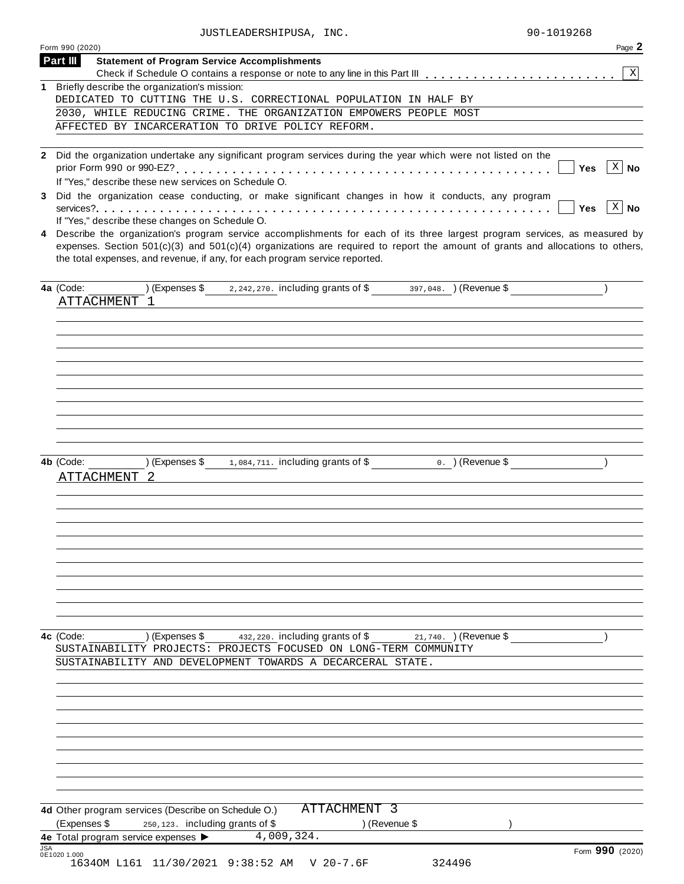JUSTLEADERSHIPUSA, INC. 90-1019268

Form 990 (2020) Page **2**

**Part III** **Statement of Program Service Accomplishments**

Check if Schedule O contains a response or note to any line in this Part III . . . . . . . . . . . . . . . . . . . . . . . [X]

**1** Briefly describe the organization's mission:

DEDICATED TO CUTTING THE U.S. CORRECTIONAL POPULATION IN HALF BY 2030, WHILE REDUCING CRIME. THE ORGANIZATION EMPOWERS PEOPLE MOST AFFECTED BY INCARCERATION TO DRIVE POLICY REFORM.

**2** Did the organization undertake any significant program services during the year which were not listed on the prior Form 990 or 990-EZ? . . . . . . . . . . . . . . . . . . . . . . . . . . . . . . . . . . . . . . . . . . . . [ ] **Yes** [X] **No**

If "Yes," describe these new services on Schedule O.

**3** Did the organization cease conducting, or make significant changes in how it conducts, any program services? . . . . . . . . . . . . . . . . . . . . . . . . . . . . . . . . . . . . . . . . . . . . . . . . . . . . . . . . [ ] **Yes** [X] **No**

If "Yes," describe these changes on Schedule O.

**4** Describe the organization's program service accomplishments for each of its three largest program services, as measured by expenses. Section 501(c)(3) and 501(c)(4) organizations are required to report the amount of grants and allocations to others, the total expenses, and revenue, if any, for each program service reported.

**4a** (Code: ) (Expenses $ 2,242,270. including grants of $ 397,048. ) (Revenue $ )

ATTACHMENT 1

**4b** (Code: ) (Expenses $ 1,084,711. including grants of $ 0. ) (Revenue $ )

ATTACHMENT 2

**4c** (Code: ) (Expenses $ 432,220. including grants of $ 21,740. ) (Revenue $ )

SUSTAINABILITY PROJECTS: PROJECTS FOCUSED ON LONG-TERM COMMUNITY SUSTAINABILITY AND DEVELOPMENT TOWARDS A DECARCERAL STATE.

**4d** Other program services (Describe on Schedule O.) ATTACHMENT 3

(Expenses $ 250,123. including grants of $ ) (Revenue $ )

**4e** Total program service expenses ▶ 4,009,324.

JSA 0E1020 1.000 Form **990** (2020)

1634OM L161 11/30/2021 9:38:52 AM V 20-7.6F 324496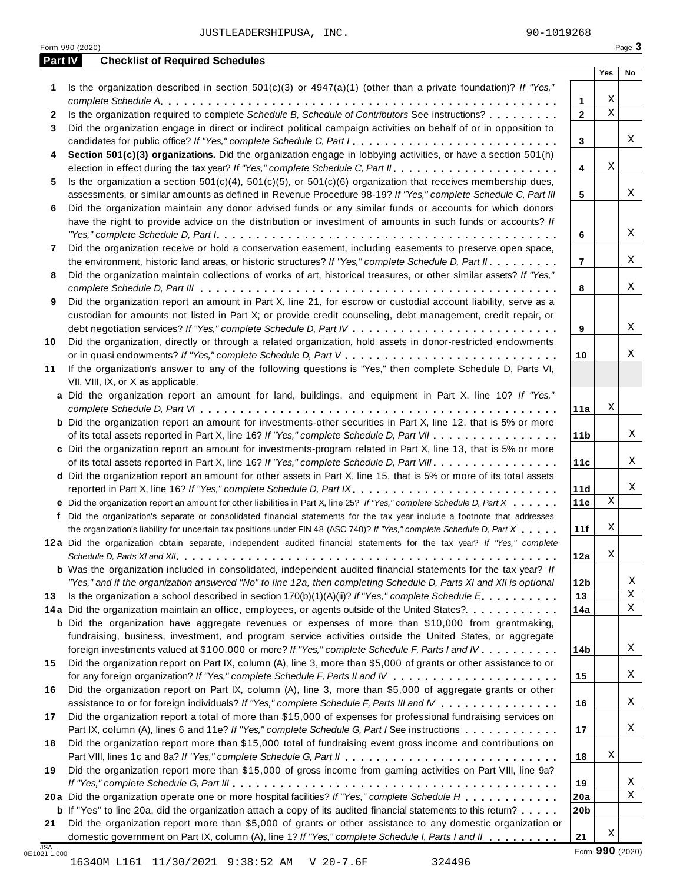JUSTLEADERSHIPUSA, INC. 90-1019268

Form 990 (2020) Page **3**

## Part IV Checklist of Required Schedules

| | | | Yes | No |
|---|---|---|---|---|
| **1** | Is the organization described in section 501(c)(3) or 4947(a)(1) (other than a private foundation)? *If "Yes," complete Schedule A* | **1** | X | |
| **2** | Is the organization required to complete *Schedule B, Schedule of Contributors* See instructions? | **2** | X | |
| **3** | Did the organization engage in direct or indirect political campaign activities on behalf of or in opposition to candidates for public office? *If "Yes," complete Schedule C, Part I* | **3** | | X |
| **4** | **Section 501(c)(3) organizations.** Did the organization engage in lobbying activities, or have a section 501(h) election in effect during the tax year? *If "Yes," complete Schedule C, Part II* | **4** | X | |
| **5** | Is the organization a section 501(c)(4), 501(c)(5), or 501(c)(6) organization that receives membership dues, assessments, or similar amounts as defined in Revenue Procedure 98-19? *If "Yes," complete Schedule C, Part III* | **5** | | X |
| **6** | Did the organization maintain any donor advised funds or any similar funds or accounts for which donors have the right to provide advice on the distribution or investment of amounts in such funds or accounts? *If "Yes," complete Schedule D, Part I* | **6** | | X |
| **7** | Did the organization receive or hold a conservation easement, including easements to preserve open space, the environment, historic land areas, or historic structures? *If "Yes," complete Schedule D, Part II* | **7** | | X |
| **8** | Did the organization maintain collections of works of art, historical treasures, or other similar assets? *If "Yes," complete Schedule D, Part III* | **8** | | X |
| **9** | Did the organization report an amount in Part X, line 21, for escrow or custodial account liability, serve as a custodian for amounts not listed in Part X; or provide credit counseling, debt management, credit repair, or debt negotiation services? *If "Yes," complete Schedule D, Part IV* | **9** | | X |
| **10** | Did the organization, directly or through a related organization, hold assets in donor-restricted endowments or in quasi endowments? *If "Yes," complete Schedule D, Part V* | **10** | | X |
| **11** | If the organization's answer to any of the following questions is "Yes," then complete Schedule D, Parts VI, VII, VIII, IX, or X as applicable. | | | |
| **a** | Did the organization report an amount for land, buildings, and equipment in Part X, line 10? *If "Yes," complete Schedule D, Part VI* | **11a** | X | |
| **b** | Did the organization report an amount for investments-other securities in Part X, line 12, that is 5% or more of its total assets reported in Part X, line 16? *If "Yes," complete Schedule D, Part VII* | **11b** | | X |
| **c** | Did the organization report an amount for investments-program related in Part X, line 13, that is 5% or more of its total assets reported in Part X, line 16? *If "Yes," complete Schedule D, Part VIII* | **11c** | | X |
| **d** | Did the organization report an amount for other assets in Part X, line 15, that is 5% or more of its total assets reported in Part X, line 16? *If "Yes," complete Schedule D, Part IX* | **11d** | | X |
| **e** | Did the organization report an amount for other liabilities in Part X, line 25? *If "Yes," complete Schedule D, Part X* | **11e** | X | |
| **f** | Did the organization's separate or consolidated financial statements for the tax year include a footnote that addresses the organization's liability for uncertain tax positions under FIN 48 (ASC 740)? *If "Yes," complete Schedule D, Part X* | **11f** | X | |
| **12a** | Did the organization obtain separate, independent audited financial statements for the tax year? *If "Yes," complete Schedule D, Parts XI and XII* | **12a** | X | |
| **b** | Was the organization included in consolidated, independent audited financial statements for the tax year? *If "Yes," and if the organization answered "No" to line 12a, then completing Schedule D, Parts XI and XII is optional* | **12b** | | X |
| **13** | Is the organization a school described in section 170(b)(1)(A)(ii)? *If "Yes," complete Schedule E* | **13** | | X |
| **14a** | Did the organization maintain an office, employees, or agents outside of the United States? | **14a** | | X |
| **b** | Did the organization have aggregate revenues or expenses of more than $10,000 from grantmaking, fundraising, business, investment, and program service activities outside the United States, or aggregate foreign investments valued at $100,000 or more? *If "Yes," complete Schedule F, Parts I and IV* | **14b** | | X |
| **15** | Did the organization report on Part IX, column (A), line 3, more than $5,000 of grants or other assistance to or for any foreign organization? *If "Yes," complete Schedule F, Parts II and IV* | **15** | | X |
| **16** | Did the organization report on Part IX, column (A), line 3, more than $5,000 of aggregate grants or other assistance to or for foreign individuals? *If "Yes," complete Schedule F, Parts III and IV* | **16** | | X |
| **17** | Did the organization report a total of more than $15,000 of expenses for professional fundraising services on Part IX, column (A), lines 6 and 11e? *If "Yes," complete Schedule G, Part I* See instructions | **17** | | X |
| **18** | Did the organization report more than $15,000 total of fundraising event gross income and contributions on Part VIII, lines 1c and 8a? *If "Yes," complete Schedule G, Part II* | **18** | X | |
| **19** | Did the organization report more than $15,000 of gross income from gaming activities on Part VIII, line 9a? *If "Yes," complete Schedule G, Part III* | **19** | | X |
| **20a** | Did the organization operate one or more hospital facilities? *If "Yes," complete Schedule H* | **20a** | | X |
| **b** | If "Yes" to line 20a, did the organization attach a copy of its audited financial statements to this return? | **20b** | | |
| **21** | Did the organization report more than $5,000 of grants or other assistance to any domestic organization or domestic government on Part IX, column (A), line 1? *If "Yes," complete Schedule I, Parts I and II* | **21** | X | |

JSA 0E1021 1.000

Form **990** (2020)

1634OM L161 11/30/2021 9:38:52 AM V 20-7.6F 324496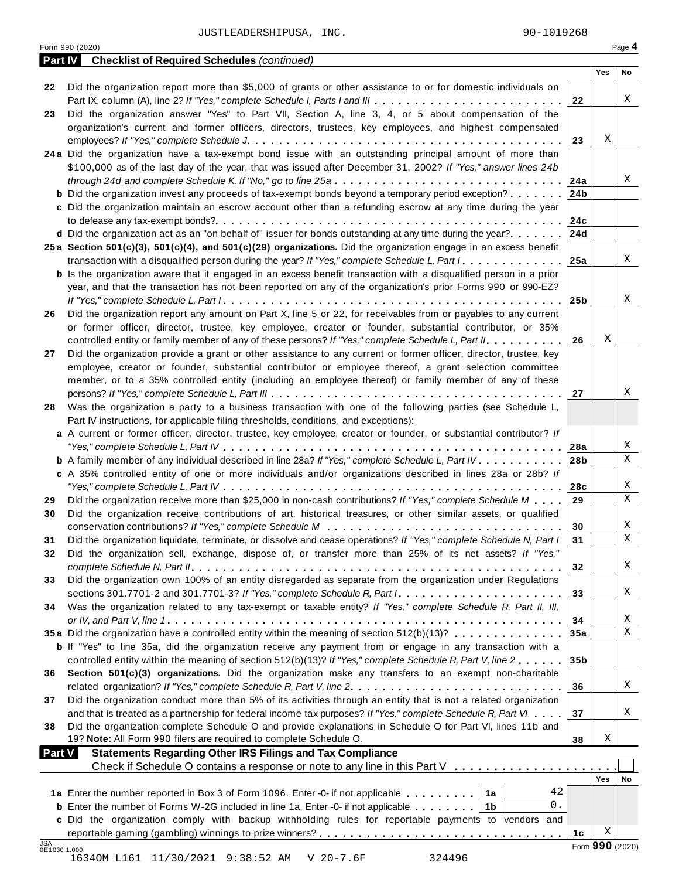JUSTLEADERSHIPUSA, INC. 90-1019268

Form 990 (2020) Page 4

**Part IV Checklist of Required Schedules** *(continued)*

| | | | Yes | No |
|---|---|---|---|---|
| 22 | Did the organization report more than $5,000 of grants or other assistance to or for domestic individuals on Part IX, column (A), line 2? *If "Yes," complete Schedule I, Parts I and III* | 22 | | X |
| 23 | Did the organization answer "Yes" to Part VII, Section A, line 3, 4, or 5 about compensation of the organization's current and former officers, directors, trustees, key employees, and highest compensated employees? *If "Yes," complete Schedule J* | 23 | X | |
| 24a | Did the organization have a tax-exempt bond issue with an outstanding principal amount of more than $100,000 as of the last day of the year, that was issued after December 31, 2002? *If "Yes," answer lines 24b through 24d and complete Schedule K. If "No," go to line 25a* | 24a | | X |
| b | Did the organization invest any proceeds of tax-exempt bonds beyond a temporary period exception? | 24b | | |
| c | Did the organization maintain an escrow account other than a refunding escrow at any time during the year to defease any tax-exempt bonds? | 24c | | |
| d | Did the organization act as an "on behalf of" issuer for bonds outstanding at any time during the year? | 24d | | |
| 25a | **Section 501(c)(3), 501(c)(4), and 501(c)(29) organizations.** Did the organization engage in an excess benefit transaction with a disqualified person during the year? *If "Yes," complete Schedule L, Part I* | 25a | | X |
| b | Is the organization aware that it engaged in an excess benefit transaction with a disqualified person in a prior year, and that the transaction has not been reported on any of the organization's prior Forms 990 or 990-EZ? *If "Yes," complete Schedule L, Part I* | 25b | | X |
| 26 | Did the organization report any amount on Part X, line 5 or 22, for receivables from or payables to any current or former officer, director, trustee, key employee, creator or founder, substantial contributor, or 35% controlled entity or family member of any of these persons? *If "Yes," complete Schedule L, Part II* | 26 | X | |
| 27 | Did the organization provide a grant or other assistance to any current or former officer, director, trustee, key employee, creator or founder, substantial contributor or employee thereof, a grant selection committee member, or to a 35% controlled entity (including an employee thereof) or family member of any of these persons? *If "Yes," complete Schedule L, Part III* | 27 | | X |
| 28 | Was the organization a party to a business transaction with one of the following parties (see Schedule L, Part IV instructions, for applicable filing thresholds, conditions, and exceptions): | | | |
| a | A current or former officer, director, trustee, key employee, creator or founder, or substantial contributor? *If "Yes," complete Schedule L, Part IV* | 28a | | X |
| b | A family member of any individual described in line 28a? *If "Yes," complete Schedule L, Part IV* | 28b | | X |
| c | A 35% controlled entity of one or more individuals and/or organizations described in lines 28a or 28b? *If "Yes," complete Schedule L, Part IV* | 28c | | X |
| 29 | Did the organization receive more than $25,000 in non-cash contributions? *If "Yes," complete Schedule M* | 29 | | X |
| 30 | Did the organization receive contributions of art, historical treasures, or other similar assets, or qualified conservation contributions? *If "Yes," complete Schedule M* | 30 | | X |
| 31 | Did the organization liquidate, terminate, or dissolve and cease operations? *If "Yes," complete Schedule N, Part I* | 31 | | X |
| 32 | Did the organization sell, exchange, dispose of, or transfer more than 25% of its net assets? *If "Yes," complete Schedule N, Part II* | 32 | | X |
| 33 | Did the organization own 100% of an entity disregarded as separate from the organization under Regulations sections 301.7701-2 and 301.7701-3? *If "Yes," complete Schedule R, Part I* | 33 | | X |
| 34 | Was the organization related to any tax-exempt or taxable entity? *If "Yes," complete Schedule R, Part II, III, or IV, and Part V, line 1* | 34 | | X |
| 35a | Did the organization have a controlled entity within the meaning of section 512(b)(13)? | 35a | | X |
| b | If "Yes" to line 35a, did the organization receive any payment from or engage in any transaction with a controlled entity within the meaning of section 512(b)(13)? *If "Yes," complete Schedule R, Part V, line 2* | 35b | | |
| 36 | **Section 501(c)(3) organizations.** Did the organization make any transfers to an exempt non-charitable related organization? *If "Yes," complete Schedule R, Part V, line 2* | 36 | | X |
| 37 | Did the organization conduct more than 5% of its activities through an entity that is not a related organization and that is treated as a partnership for federal income tax purposes? *If "Yes," complete Schedule R, Part VI* | 37 | | X |
| 38 | Did the organization complete Schedule O and provide explanations in Schedule O for Part VI, lines 11b and 19? **Note:** All Form 990 filers are required to complete Schedule O. | 38 | X | |

**Part V Statements Regarding Other IRS Filings and Tax Compliance**

Check if Schedule O contains a response or note to any line in this Part V ☐

| | | | | | Yes | No |
|---|---|---|---|---|---|---|
| 1a | Enter the number reported in Box 3 of Form 1096. Enter -0- if not applicable | 1a | 42 | | | |
| b | Enter the number of Forms W-2G included in line 1a. Enter -0- if not applicable | 1b | 0. | | | |
| c | Did the organization comply with backup withholding rules for reportable payments to vendors and reportable gaming (gambling) winnings to prize winners? | | | 1c | X | |

Form **990** (2020)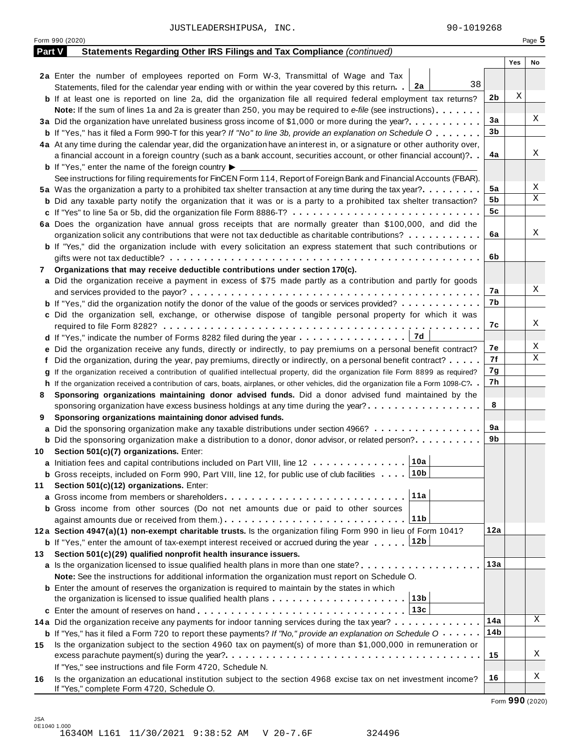JUSTLEADERSHIPUSA, INC. 90-1019268

Form 990 (2020) Page 5

## Part V Statements Regarding Other IRS Filings and Tax Compliance *(continued)*

| | | | Yes | No |
|---|---|---|---|---|
| **2a** | Enter the number of employees reported on Form W-3, Transmittal of Wage and Tax Statements, filed for the calendar year ending with or within the year covered by this return . . **2a** 38 | | | |
| **b** | If at least one is reported on line 2a, did the organization file all required federal employment tax returns? | **2b** | X | |
| | **Note:** If the sum of lines 1a and 2a is greater than 250, you may be required to *e-file* (see instructions) | | | |
| **3a** | Did the organization have unrelated business gross income of $1,000 or more during the year? | **3a** | | X |
| **b** | If "Yes," has it filed a Form 990-T for this year? *If "No" to line 3b, provide an explanation on Schedule O* | **3b** | | |
| **4a** | At any time during the calendar year, did the organization have an interest in, or a signature or other authority over, a financial account in a foreign country (such as a bank account, securities account, or other financial account)? | **4a** | | X |
| **b** | If "Yes," enter the name of the foreign country ▶ | | | |
| | See instructions for filing requirements for FinCEN Form 114, Report of Foreign Bank and Financial Accounts (FBAR). | | | |
| **5a** | Was the organization a party to a prohibited tax shelter transaction at any time during the tax year? | **5a** | | X |
| **b** | Did any taxable party notify the organization that it was or is a party to a prohibited tax shelter transaction? | **5b** | | X |
| **c** | If "Yes" to line 5a or 5b, did the organization file Form 8886-T? | **5c** | | |
| **6a** | Does the organization have annual gross receipts that are normally greater than $100,000, and did the organization solicit any contributions that were not tax deductible as charitable contributions? | **6a** | | X |
| **b** | If "Yes," did the organization include with every solicitation an express statement that such contributions or gifts were not tax deductible? | **6b** | | |
| **7** | **Organizations that may receive deductible contributions under section 170(c).** | | | |
| **a** | Did the organization receive a payment in excess of $75 made partly as a contribution and partly for goods and services provided to the payor? | **7a** | | X |
| **b** | If "Yes," did the organization notify the donor of the value of the goods or services provided? | **7b** | | |
| **c** | Did the organization sell, exchange, or otherwise dispose of tangible personal property for which it was required to file Form 8282? | **7c** | | X |
| **d** | If "Yes," indicate the number of Forms 8282 filed during the year . . . **7d** | | | |
| **e** | Did the organization receive any funds, directly or indirectly, to pay premiums on a personal benefit contract? | **7e** | | X |
| **f** | Did the organization, during the year, pay premiums, directly or indirectly, on a personal benefit contract? | **7f** | | X |
| **g** | If the organization received a contribution of qualified intellectual property, did the organization file Form 8899 as required? | **7g** | | |
| **h** | If the organization received a contribution of cars, boats, airplanes, or other vehicles, did the organization file a Form 1098-C? | **7h** | | |
| **8** | **Sponsoring organizations maintaining donor advised funds.** Did a donor advised fund maintained by the sponsoring organization have excess business holdings at any time during the year? | **8** | | |
| **9** | **Sponsoring organizations maintaining donor advised funds.** | | | |
| **a** | Did the sponsoring organization make any taxable distributions under section 4966? | **9a** | | |
| **b** | Did the sponsoring organization make a distribution to a donor, donor advisor, or related person? | **9b** | | |
| **10** | **Section 501(c)(7) organizations.** Enter: | | | |
| **a** | Initiation fees and capital contributions included on Part VIII, line 12 . . . **10a** | | | |
| **b** | Gross receipts, included on Form 990, Part VIII, line 12, for public use of club facilities . . . **10b** | | | |
| **11** | **Section 501(c)(12) organizations.** Enter: | | | |
| **a** | Gross income from members or shareholders . . . **11a** | | | |
| **b** | Gross income from other sources (Do not net amounts due or paid to other sources against amounts due or received from them.) . . . **11b** | | | |
| **12a** | **Section 4947(a)(1) non-exempt charitable trusts.** Is the organization filing Form 990 in lieu of Form 1041? | **12a** | | |
| **b** | If "Yes," enter the amount of tax-exempt interest received or accrued during the year . . . **12b** | | | |
| **13** | **Section 501(c)(29) qualified nonprofit health insurance issuers.** | | | |
| **a** | Is the organization licensed to issue qualified health plans in more than one state? | **13a** | | |
| | **Note:** See the instructions for additional information the organization must report on Schedule O. | | | |
| **b** | Enter the amount of reserves the organization is required to maintain by the states in which the organization is licensed to issue qualified health plans . . . **13b** | | | |
| **c** | Enter the amount of reserves on hand . . . **13c** | | | |
| **14a** | Did the organization receive any payments for indoor tanning services during the tax year? | **14a** | | X |
| **b** | If "Yes," has it filed a Form 720 to report these payments? *If "No," provide an explanation on Schedule O* | **14b** | | |
| **15** | Is the organization subject to the section 4960 tax on payment(s) of more than $1,000,000 in remuneration or excess parachute payment(s) during the year? | **15** | | X |
| | If "Yes," see instructions and file Form 4720, Schedule N. | | | |
| **16** | Is the organization an educational institution subject to the section 4968 excise tax on net investment income? If "Yes," complete Form 4720, Schedule O. | **16** | | X |

Form **990** (2020)

JSA 0E1040 1.000
1634OM L161 11/30/2021 9:38:52 AM V 20-7.6F 324496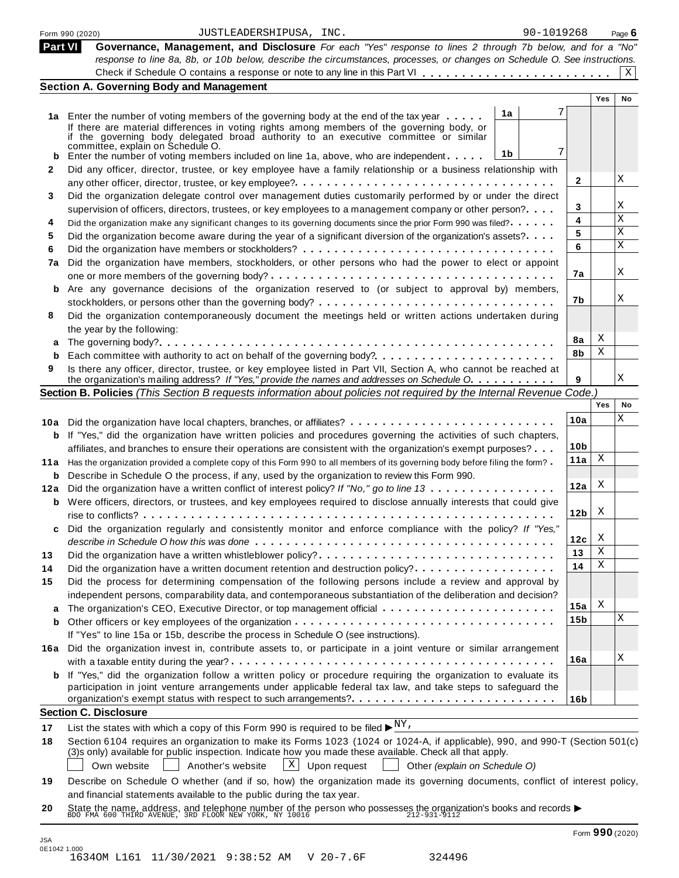Form 990 (2020) JUSTLEADERSHIPUSA, INC. 90-1019268 Page 6

## Part VI Governance, Management, and Disclosure

*For each "Yes" response to lines 2 through 7b below, and for a "No" response to line 8a, 8b, or 10b below, describe the circumstances, processes, or changes on Schedule O. See instructions.*

Check if Schedule O contains a response or note to any line in this Part VI . . . . . . . . . . . . . . . . . . . . . . . . X

### Section A. Governing Body and Management

| | | | | Yes | No |
|---|---|---|---|---|---|
| 1a | Enter the number of voting members of the governing body at the end of the tax year | 1a | 7 | | |
| | If there are material differences in voting rights among members of the governing body, or if the governing body delegated broad authority to an executive committee or similar committee, explain on Schedule O. | | | | |
| b | Enter the number of voting members included on line 1a, above, who are independent | 1b | 7 | | |
| 2 | Did any officer, director, trustee, or key employee have a family relationship or a business relationship with any other officer, director, trustee, or key employee? | 2 | | | X |
| 3 | Did the organization delegate control over management duties customarily performed by or under the direct supervision of officers, directors, trustees, or key employees to a management company or other person? | 3 | | | X |
| 4 | Did the organization make any significant changes to its governing documents since the prior Form 990 was filed? | 4 | | | X |
| 5 | Did the organization become aware during the year of a significant diversion of the organization's assets? | 5 | | | X |
| 6 | Did the organization have members or stockholders? | 6 | | | X |
| 7a | Did the organization have members, stockholders, or other persons who had the power to elect or appoint one or more members of the governing body? | 7a | | | X |
| b | Are any governance decisions of the organization reserved to (or subject to approval by) members, stockholders, or persons other than the governing body? | 7b | | | X |
| 8 | Did the organization contemporaneously document the meetings held or written actions undertaken during the year by the following: | | | | |
| a | The governing body? | 8a | | X | |
| b | Each committee with authority to act on behalf of the governing body? | 8b | | X | |
| 9 | Is there any officer, director, trustee, or key employee listed in Part VII, Section A, who cannot be reached at the organization's mailing address? *If "Yes," provide the names and addresses on Schedule O* | 9 | | | X |

### Section B. Policies *(This Section B requests information about policies not required by the Internal Revenue Code.)*

| | | | Yes | No |
|---|---|---|---|---|
| 10a | Did the organization have local chapters, branches, or affiliates? | 10a | | X |
| b | If "Yes," did the organization have written policies and procedures governing the activities of such chapters, affiliates, and branches to ensure their operations are consistent with the organization's exempt purposes? | 10b | | |
| 11a | Has the organization provided a complete copy of this Form 990 to all members of its governing body before filing the form? | 11a | X | |
| b | Describe in Schedule O the process, if any, used by the organization to review this Form 990. | | | |
| 12a | Did the organization have a written conflict of interest policy? *If "No," go to line 13* | 12a | X | |
| b | Were officers, directors, or trustees, and key employees required to disclose annually interests that could give rise to conflicts? | 12b | X | |
| c | Did the organization regularly and consistently monitor and enforce compliance with the policy? *If "Yes," describe in Schedule O how this was done* | 12c | X | |
| 13 | Did the organization have a written whistleblower policy? | 13 | X | |
| 14 | Did the organization have a written document retention and destruction policy? | 14 | X | |
| 15 | Did the process for determining compensation of the following persons include a review and approval by independent persons, comparability data, and contemporaneous substantiation of the deliberation and decision? | | | |
| a | The organization's CEO, Executive Director, or top management official | 15a | X | |
| b | Other officers or key employees of the organization | 15b | | X |
| | If "Yes" to line 15a or 15b, describe the process in Schedule O (see instructions). | | | |
| 16a | Did the organization invest in, contribute assets to, or participate in a joint venture or similar arrangement with a taxable entity during the year? | 16a | | X |
| b | If "Yes," did the organization follow a written policy or procedure requiring the organization to evaluate its participation in joint venture arrangements under applicable federal tax law, and take steps to safeguard the organization's exempt status with respect to such arrangements? | 16b | | |

### Section C. Disclosure

17 List the states with which a copy of this Form 990 is required to be filed ▶ NY,

18 Section 6104 requires an organization to make its Forms 1023 (1024 or 1024-A, if applicable), 990, and 990-T (Section 501(c)(3)s only) available for public inspection. Indicate how you made these available. Check all that apply.

☐ Own website ☐ Another's website ☒ Upon request ☐ Other *(explain on Schedule O)*

19 Describe on Schedule O whether (and if so, how) the organization made its governing documents, conflict of interest policy, and financial statements available to the public during the tax year.

20 State the name, address, and telephone number of the person who possesses the organization's books and records ▶ BDO FMA 600 THIRD AVENUE, 3RD FLOOR NEW YORK, NY 10016 212-931-9112

Form 990 (2020)

JSA 0E1042 1.000
1634OM L161 11/30/2021 9:38:52 AM V 20-7.6F 324496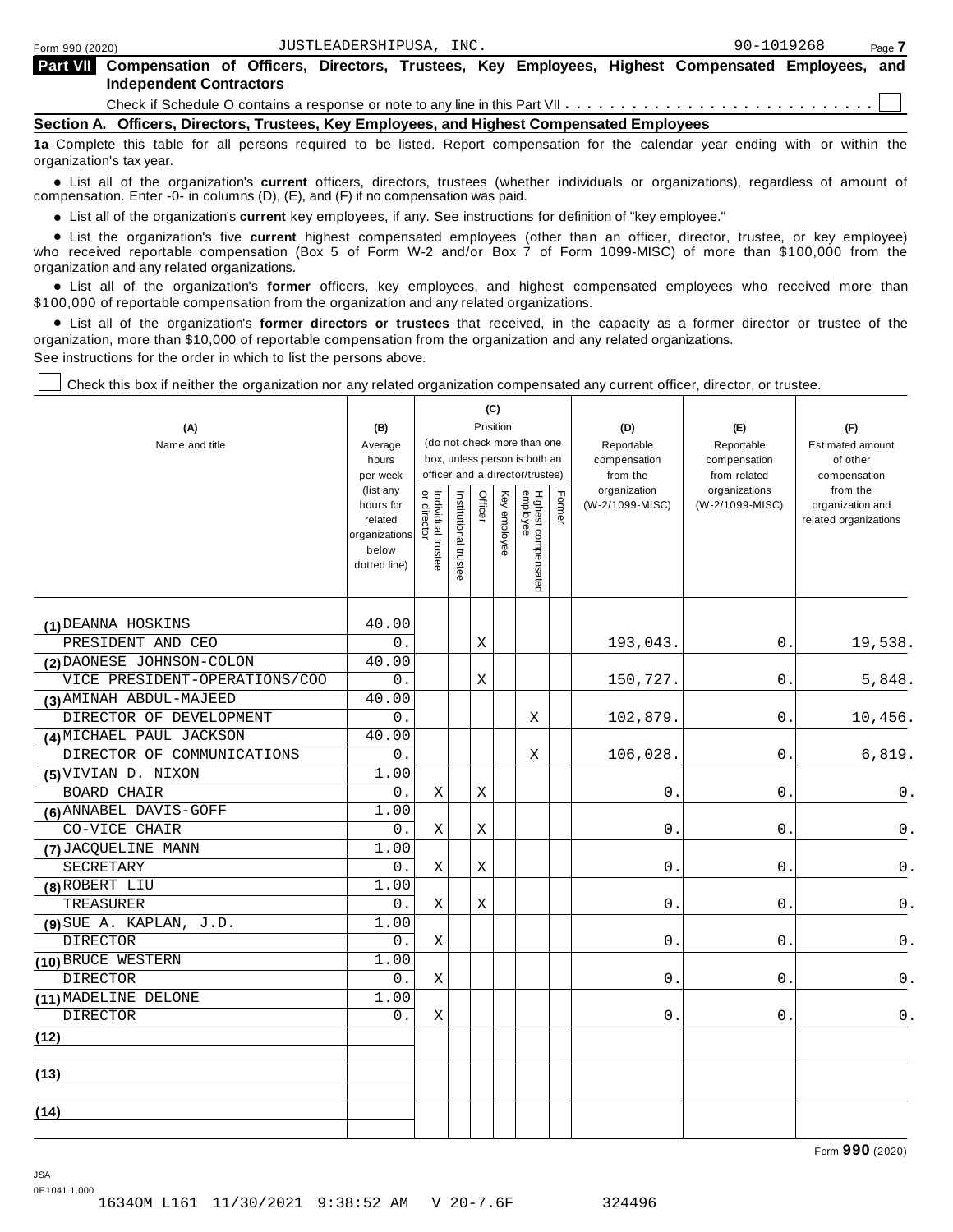Form 990 (2020) JUSTLEADERSHIPUSA, INC. 90-1019268

## Part VII Compensation of Officers, Directors, Trustees, Key Employees, Highest Compensated Employees, and Independent Contractors

Check if Schedule O contains a response or note to any line in this Part VII . . . . . . . . . . . . . . . . . . . . . . . . . . . . ☐

### Section A. Officers, Directors, Trustees, Key Employees, and Highest Compensated Employees

**1a** Complete this table for all persons required to be listed. Report compensation for the calendar year ending with or within the organization's tax year.

- List all of the organization's **current** officers, directors, trustees (whether individuals or organizations), regardless of amount of compensation. Enter -0- in columns (D), (E), and (F) if no compensation was paid.
- List all of the organization's **current** key employees, if any. See instructions for definition of "key employee."
- List the organization's five **current** highest compensated employees (other than an officer, director, trustee, or key employee) who received reportable compensation (Box 5 of Form W-2 and/or Box 7 of Form 1099-MISC) of more than $100,000 from the organization and any related organizations.
- List all of the organization's **former** officers, key employees, and highest compensated employees who received more than $100,000 of reportable compensation from the organization and any related organizations.
- List all of the organization's **former directors or trustees** that received, in the capacity as a former director or trustee of the organization, more than $10,000 of reportable compensation from the organization and any related organizations.

See instructions for the order in which to list the persons above.

☐ Check this box if neither the organization nor any related organization compensated any current officer, director, or trustee.

| (A) Name and title | (B) Average hours per week (list any hours for related organizations below dotted line) | (C) Position: Individual trustee or director | Institutional trustee | Officer | Key employee | Highest compensated employee | Former | (D) Reportable compensation from the organization (W-2/1099-MISC) | (E) Reportable compensation from related organizations (W-2/1099-MISC) | (F) Estimated amount of other compensation from the organization and related organizations |
|---|---|---|---|---|---|---|---|---|---|---|
| (1) DEANNA HOSKINS<br>PRESIDENT AND CEO | 40.00<br>0. | | | X | | | | 193,043. | 0. | 19,538. |
| (2) DAONESE JOHNSON-COLON<br>VICE PRESIDENT-OPERATIONS/COO | 40.00<br>0. | | | X | | | | 150,727. | 0. | 5,848. |
| (3) AMINAH ABDUL-MAJEED<br>DIRECTOR OF DEVELOPMENT | 40.00<br>0. | | | | | X | | 102,879. | 0. | 10,456. |
| (4) MICHAEL PAUL JACKSON<br>DIRECTOR OF COMMUNICATIONS | 40.00<br>0. | | | | | X | | 106,028. | 0. | 6,819. |
| (5) VIVIAN D. NIXON<br>BOARD CHAIR | 1.00<br>0. | X | | X | | | | 0. | 0. | 0. |
| (6) ANNABEL DAVIS-GOFF<br>CO-VICE CHAIR | 1.00<br>0. | X | | X | | | | 0. | 0. | 0. |
| (7) JACQUELINE MANN<br>SECRETARY | 1.00<br>0. | X | | X | | | | 0. | 0. | 0. |
| (8) ROBERT LIU<br>TREASURER | 1.00<br>0. | X | | X | | | | 0. | 0. | 0. |
| (9) SUE A. KAPLAN, J.D.<br>DIRECTOR | 1.00<br>0. | X | | | | | | 0. | 0. | 0. |
| (10) BRUCE WESTERN<br>DIRECTOR | 1.00<br>0. | X | | | | | | 0. | 0. | 0. |
| (11) MADELINE DELONE<br>DIRECTOR | 1.00<br>0. | X | | | | | | 0. | 0. | 0. |
| (12) | | | | | | | | | | |
| (13) | | | | | | | | | | |
| (14) | | | | | | | | | | |

Form **990** (2020)

JSA
0E1041 1.000
1634OM L161 11/30/2021 9:38:52 AM V 20-7.6F 324496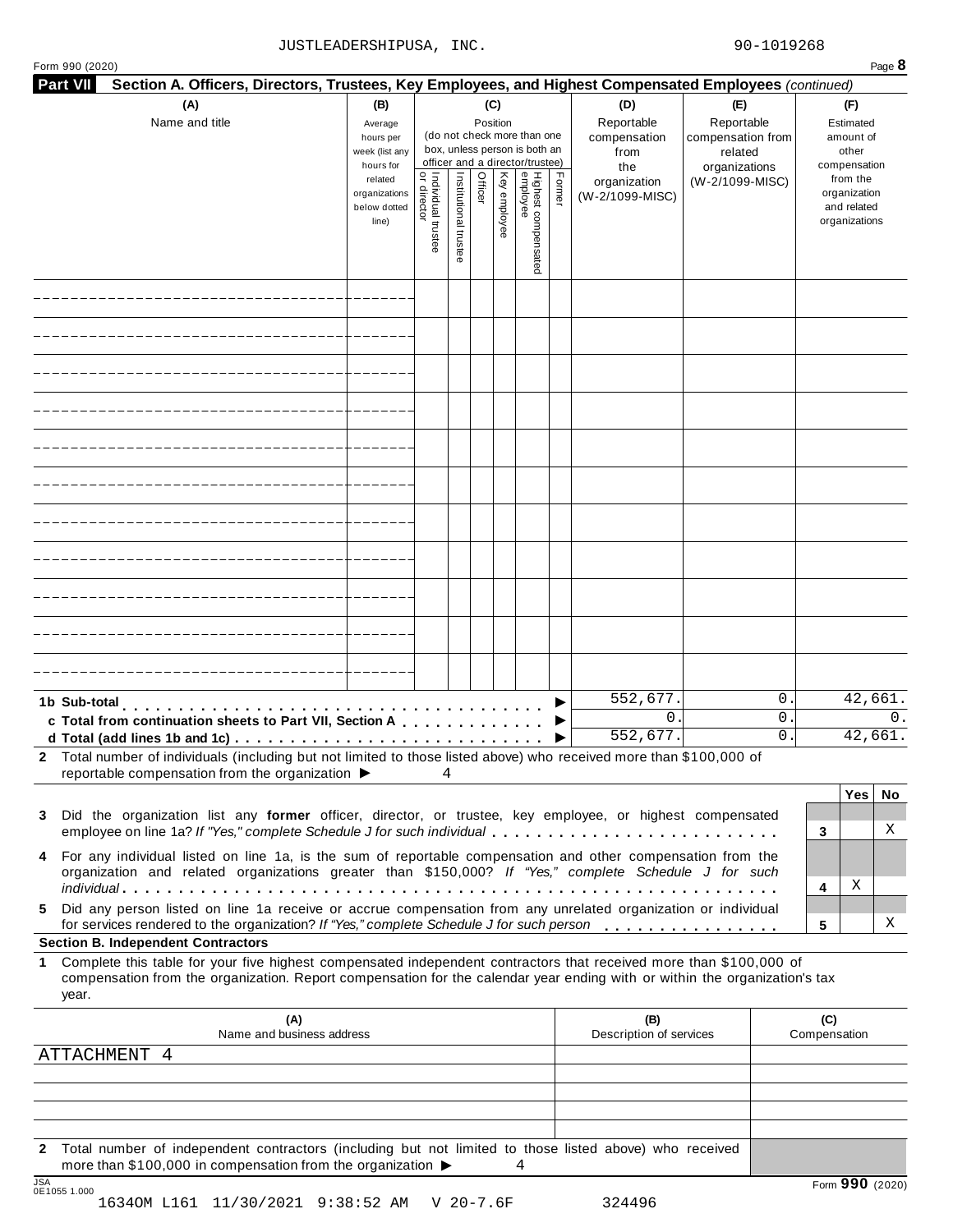JUSTLEADERSHIPUSA, INC. 90-1019268

Form 990 (2020) Page **8**

## Part VII Section A. Officers, Directors, Trustees, Key Employees, and Highest Compensated Employees *(continued)*

| (A) Name and title | (B) Average hours per week (list any hours for related organizations below dotted line) | (C) Position (do not check more than one box, unless person is both an officer and a director/trustee): Individual trustee or director | Institutional trustee | Officer | Key employee | Highest compensated employee | Former | (D) Reportable compensation from the organization (W-2/1099-MISC) | (E) Reportable compensation from related organizations (W-2/1099-MISC) | (F) Estimated amount of other compensation from the organization and related organizations |
|---|---|---|---|---|---|---|---|---|---|---|
| | | | | | | | | | | |
| | | | | | | | | | | |
| | | | | | | | | | | |
| | | | | | | | | | | |
| | | | | | | | | | | |
| | | | | | | | | | | |
| | | | | | | | | | | |
| | | | | | | | | | | |
| | | | | | | | | | | |
| | | | | | | | | | | |
| | | | | | | | | | | |
| **1b Sub-total** | | | | | | | | 552,677. | 0. | 42,661. |
| **c Total from continuation sheets to Part VII, Section A** | | | | | | | | 0. | 0. | 0. |
| **d Total (add lines 1b and 1c)** | | | | | | | | 552,677. | 0. | 42,661. |

**2** Total number of individuals (including but not limited to those listed above) who received more than $100,000 of reportable compensation from the organization ▶ 4

| | | Yes | No |
|---|---|---|---|
| **3** Did the organization list any **former** officer, director, or trustee, key employee, or highest compensated employee on line 1a? *If "Yes," complete Schedule J for such individual* | 3 | | X |
| **4** For any individual listed on line 1a, is the sum of reportable compensation and other compensation from the organization and related organizations greater than $150,000? *If "Yes," complete Schedule J for such individual* | 4 | X | |
| **5** Did any person listed on line 1a receive or accrue compensation from any unrelated organization or individual for services rendered to the organization? *If "Yes," complete Schedule J for such person* | 5 | | X |

### Section B. Independent Contractors

**1** Complete this table for your five highest compensated independent contractors that received more than $100,000 of compensation from the organization. Report compensation for the calendar year ending with or within the organization's tax year.

| (A) Name and business address | (B) Description of services | (C) Compensation |
|---|---|---|
| ATTACHMENT 4 | | |
| | | |
| | | |
| | | |
| | | |

**2** Total number of independent contractors (including but not limited to those listed above) who received more than $100,000 in compensation from the organization ▶ 4

JSA 0E1055 1.000

Form **990** (2020)

1634OM L161 11/30/2021 9:38:52 AM V 20-7.6F 324496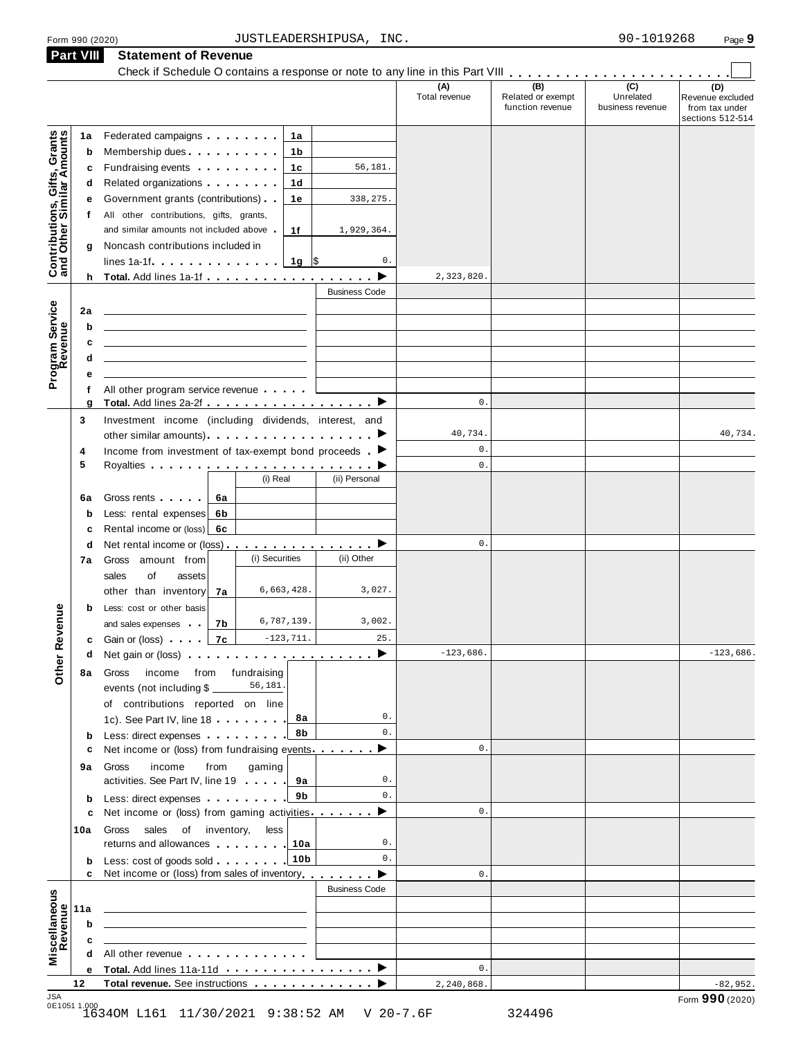Form 990 (2020) JUSTLEADERSHIPUSA, INC. 90-1019268

## Part VIII Statement of Revenue

Check if Schedule O contains a response or note to any line in this Part VIII . . . . . . . . . . . . . . . . . . . . . . . ☐

| | | | | (A) Total revenue | (B) Related or exempt function revenue | (C) Unrelated business revenue | (D) Revenue excluded from tax under sections 512-514 |
|---|---|---|---|---|---|---|---|
| **Contributions, Gifts, Grants and Other Similar Amounts** | 1a | Federated campaigns . . . 1a | | | | | |
| | b | Membership dues . . . 1b | | | | | |
| | c | Fundraising events . . . 1c | 56,181. | | | | |
| | d | Related organizations . . . 1d | | | | | |
| | e | Government grants (contributions) . . 1e | 338,275. | | | | |
| | f | All other contributions, gifts, grants, and similar amounts not included above . 1f | 1,929,364. | | | | |
| | g | Noncash contributions included in lines 1a-1f. . . 1g | $ 0. | | | | |
| | h | **Total.** Add lines 1a-1f . . . ▶ | | 2,323,820. | | | |
| **Program Service Revenue** | | | Business Code | | | | |
| | 2a | | | | | | |
| | b | | | | | | |
| | c | | | | | | |
| | d | | | | | | |
| | e | | | | | | |
| | f | All other program service revenue . . . | | | | | |
| | g | **Total.** Add lines 2a-2f . . . ▶ | | 0. | | | |
| **Other Revenue** | 3 | Investment income (including dividends, interest, and other similar amounts). . . ▶ | | 40,734. | | | 40,734. |
| | 4 | Income from investment of tax-exempt bond proceeds . ▶ | | 0. | | | |
| | 5 | Royalties . . . ▶ | | 0. | | | |
| | | | (i) Real / (ii) Personal | | | | |
| | 6a | Gross rents . . . 6a | | | | | |
| | b | Less: rental expenses 6b | | | | | |
| | c | Rental income or (loss) 6c | | | | | |
| | d | Net rental income or (loss). . . ▶ | | 0. | | | |
| | | | (i) Securities / (ii) Other | | | | |
| | 7a | Gross amount from sales of assets other than inventory 7a | 6,663,428. / 3,027. | | | | |
| | b | Less: cost or other basis and sales expenses . . 7b | 6,787,139. / 3,002. | | | | |
| | c | Gain or (loss) . . . 7c | -123,711. / 25. | | | | |
| | d | Net gain or (loss) . . . ▶ | | -123,686. | | | -123,686. |
| | 8a | Gross income from fundraising events (not including $ 56,181. of contributions reported on line 1c). See Part IV, line 18 . . . 8a | 0. | | | | |
| | b | Less: direct expenses . . . 8b | 0. | | | | |
| | c | Net income or (loss) from fundraising events. . . ▶ | | 0. | | | |
| | 9a | Gross income from gaming activities. See Part IV, line 19 . . . 9a | 0. | | | | |
| | b | Less: direct expenses . . . 9b | 0. | | | | |
| | c | Net income or (loss) from gaming activities. . . ▶ | | 0. | | | |
| | 10a | Gross sales of inventory, less returns and allowances . . . 10a | 0. | | | | |
| | b | Less: cost of goods sold . . . 10b | 0. | | | | |
| | c | Net income or (loss) from sales of inventory. . . ▶ | | 0. | | | |
| **Miscellaneous Revenue** | | | Business Code | | | | |
| | 11a | | | | | | |
| | b | | | | | | |
| | c | | | | | | |
| | d | All other revenue . . . | | | | | |
| | e | **Total.** Add lines 11a-11d . . . ▶ | | 0. | | | |
| | 12 | **Total revenue.** See instructions . . . ▶ | | 2,240,868. | | | -82,952. |

JSA 0E1051 1.000
1634OM L161 11/30/2021 9:38:52 AM V 20-7.6F 324496

Form **990** (2020)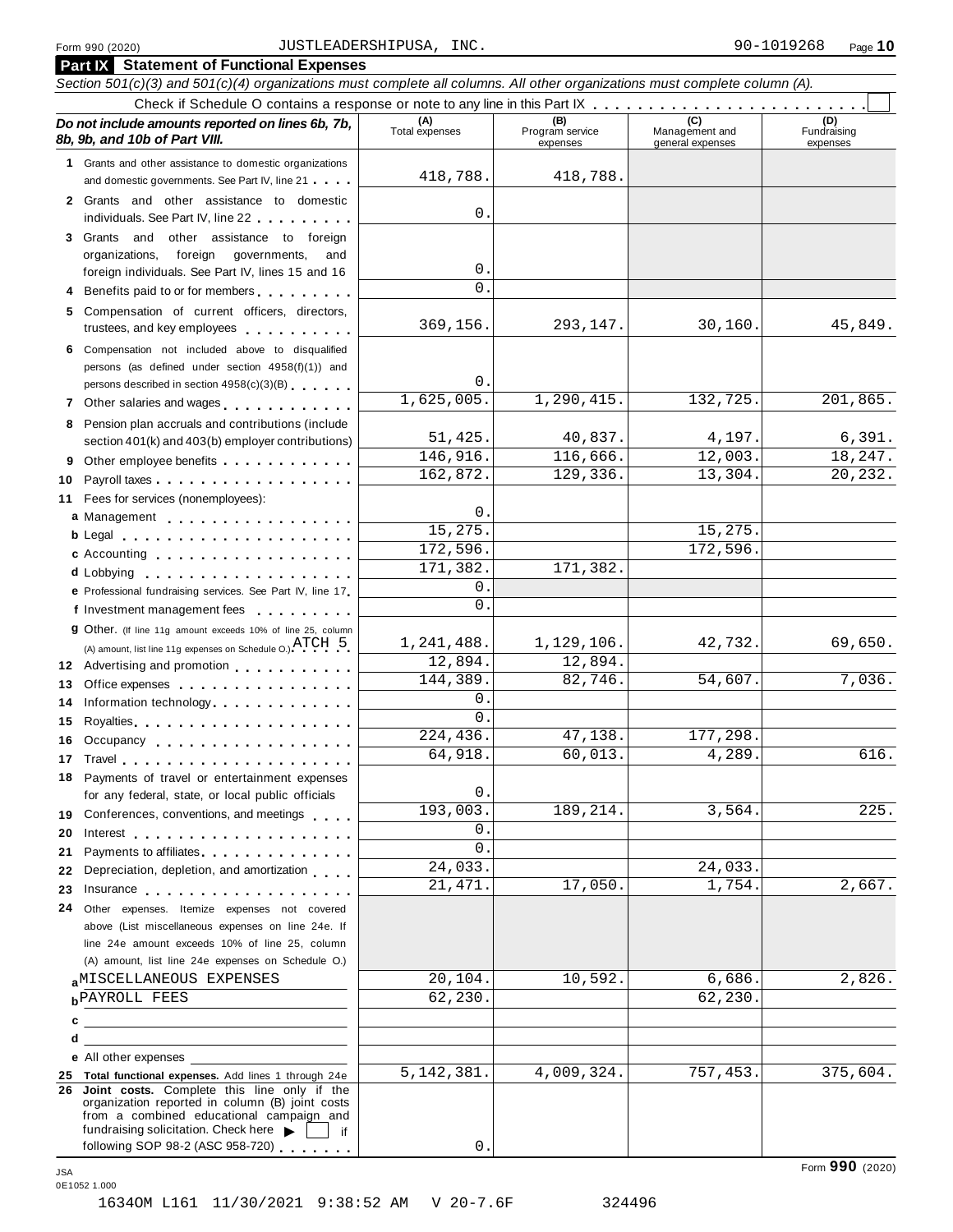Form 990 (2020) JUSTLEADERSHIPUSA, INC. 90-1019268

## Part IX Statement of Functional Expenses

*Section 501(c)(3) and 501(c)(4) organizations must complete all columns. All other organizations must complete column (A).*

Check if Schedule O contains a response or note to any line in this Part IX . . . . . . . . . . . . . . . . . . . . . . . . ☐

| *Do not include amounts reported on lines 6b, 7b, 8b, 9b, and 10b of Part VIII.* | (A) Total expenses | (B) Program service expenses | (C) Management and general expenses | (D) Fundraising expenses |
|---|---|---|---|---|
| **1** Grants and other assistance to domestic organizations and domestic governments. See Part IV, line 21 | 418,788. | 418,788. | | |
| **2** Grants and other assistance to domestic individuals. See Part IV, line 22 | 0. | | | |
| **3** Grants and other assistance to foreign organizations, foreign governments, and foreign individuals. See Part IV, lines 15 and 16 | 0. | | | |
| **4** Benefits paid to or for members | 0. | | | |
| **5** Compensation of current officers, directors, trustees, and key employees | 369,156. | 293,147. | 30,160. | 45,849. |
| **6** Compensation not included above to disqualified persons (as defined under section 4958(f)(1)) and persons described in section 4958(c)(3)(B) | 0. | | | |
| **7** Other salaries and wages | 1,625,005. | 1,290,415. | 132,725. | 201,865. |
| **8** Pension plan accruals and contributions (include section 401(k) and 403(b) employer contributions) | 51,425. | 40,837. | 4,197. | 6,391. |
| **9** Other employee benefits | 146,916. | 116,666. | 12,003. | 18,247. |
| **10** Payroll taxes | 162,872. | 129,336. | 13,304. | 20,232. |
| **11** Fees for services (nonemployees): | | | | |
| **a** Management | 0. | | | |
| **b** Legal | 15,275. | | 15,275. | |
| **c** Accounting | 172,596. | | 172,596. | |
| **d** Lobbying | 171,382. | 171,382. | | |
| **e** Professional fundraising services. See Part IV, line 17 | 0. | | | |
| **f** Investment management fees | 0. | | | |
| **g** Other. (If line 11g amount exceeds 10% of line 25, column (A) amount, list line 11g expenses on Schedule O.) ATCH 5 | 1,241,488. | 1,129,106. | 42,732. | 69,650. |
| **12** Advertising and promotion | 12,894. | 12,894. | | |
| **13** Office expenses | 144,389. | 82,746. | 54,607. | 7,036. |
| **14** Information technology | 0. | | | |
| **15** Royalties | 0. | | | |
| **16** Occupancy | 224,436. | 47,138. | 177,298. | |
| **17** Travel | 64,918. | 60,013. | 4,289. | 616. |
| **18** Payments of travel or entertainment expenses for any federal, state, or local public officials | 0. | | | |
| **19** Conferences, conventions, and meetings | 193,003. | 189,214. | 3,564. | 225. |
| **20** Interest | 0. | | | |
| **21** Payments to affiliates | 0. | | | |
| **22** Depreciation, depletion, and amortization | 24,033. | | 24,033. | |
| **23** Insurance | 21,471. | 17,050. | 1,754. | 2,667. |
| **24** Other expenses. Itemize expenses not covered above (List miscellaneous expenses on line 24e. If line 24e amount exceeds 10% of line 25, column (A) amount, list line 24e expenses on Schedule O.) | | | | |
| **a** MISCELLANEOUS EXPENSES | 20,104. | 10,592. | 6,686. | 2,826. |
| **b** PAYROLL FEES | 62,230. | | 62,230. | |
| **c** | | | | |
| **d** | | | | |
| **e** All other expenses | | | | |
| **25 Total functional expenses.** Add lines 1 through 24e | 5,142,381. | 4,009,324. | 757,453. | 375,604. |
| **26 Joint costs.** Complete this line only if the organization reported in column (B) joint costs from a combined educational campaign and fundraising solicitation. Check here ▶ ☐ if following SOP 98-2 (ASC 958-720) | 0. | | | |

Form **990** (2020)

JSA 0E1052 1.000

1634OM L161 11/30/2021 9:38:52 AM V 20-7.6F 324496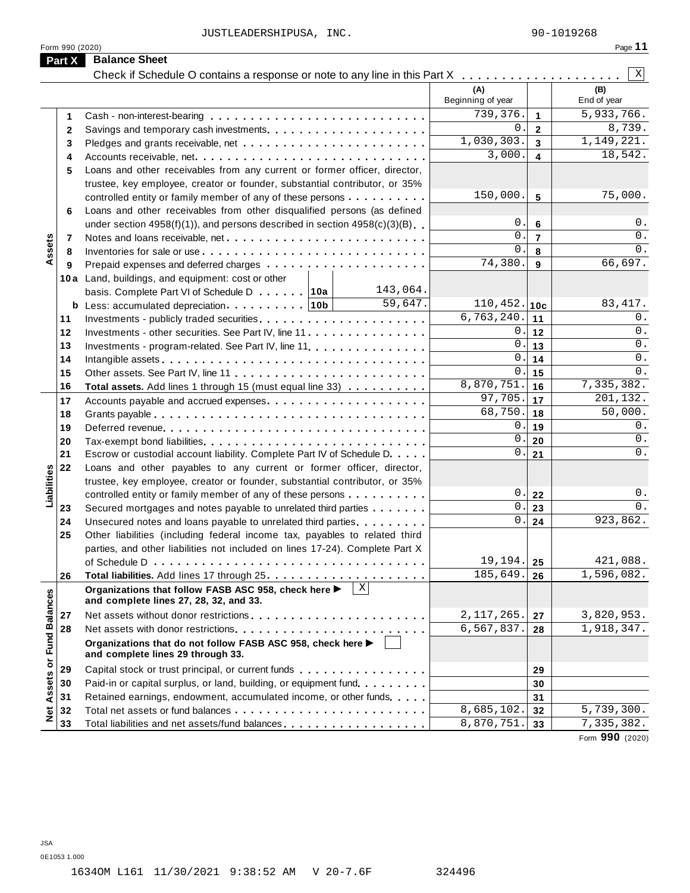JUSTLEADERSHIPUSA, INC. 90-1019268

Form 990 (2020) Page **11**

## Part X Balance Sheet

Check if Schedule O contains a response or note to any line in this Part X . . . . . . . . . . . . . . . . . . . X

| | | | (A) Beginning of year | | (B) End of year |
|---|---|---|---|---|---|
| **Assets** | 1 | Cash - non-interest-bearing | 739,376. | 1 | 5,933,766. |
| | 2 | Savings and temporary cash investments | 0. | 2 | 8,739. |
| | 3 | Pledges and grants receivable, net | 1,030,303. | 3 | 1,149,221. |
| | 4 | Accounts receivable, net | 3,000. | 4 | 18,542. |
| | 5 | Loans and other receivables from any current or former officer, director, trustee, key employee, creator or founder, substantial contributor, or 35% controlled entity or family member of any of these persons | 150,000. | 5 | 75,000. |
| | 6 | Loans and other receivables from other disqualified persons (as defined under section 4958(f)(1)), and persons described in section 4958(c)(3)(B) | 0. | 6 | 0. |
| | 7 | Notes and loans receivable, net | 0. | 7 | 0. |
| | 8 | Inventories for sale or use | 0. | 8 | 0. |
| | 9 | Prepaid expenses and deferred charges | 74,380. | 9 | 66,697. |
| | 10a | Land, buildings, and equipment: cost or other basis. Complete Part VI of Schedule D . . . 10a: 143,064. | | | |
| | b | Less: accumulated depreciation . . . 10b: 59,647. | 110,452. | 10c | 83,417. |
| | 11 | Investments - publicly traded securities | 6,763,240. | 11 | 0. |
| | 12 | Investments - other securities. See Part IV, line 11 | 0. | 12 | 0. |
| | 13 | Investments - program-related. See Part IV, line 11 | 0. | 13 | 0. |
| | 14 | Intangible assets | 0. | 14 | 0. |
| | 15 | Other assets. See Part IV, line 11 | 0. | 15 | 0. |
| | 16 | **Total assets.** Add lines 1 through 15 (must equal line 33) | 8,870,751. | 16 | 7,335,382. |
| **Liabilities** | 17 | Accounts payable and accrued expenses | 97,705. | 17 | 201,132. |
| | 18 | Grants payable | 68,750. | 18 | 50,000. |
| | 19 | Deferred revenue | 0. | 19 | 0. |
| | 20 | Tax-exempt bond liabilities | 0. | 20 | 0. |
| | 21 | Escrow or custodial account liability. Complete Part IV of Schedule D | 0. | 21 | 0. |
| | 22 | Loans and other payables to any current or former officer, director, trustee, key employee, creator or founder, substantial contributor, or 35% controlled entity or family member of any of these persons | 0. | 22 | 0. |
| | 23 | Secured mortgages and notes payable to unrelated third parties | 0. | 23 | 0. |
| | 24 | Unsecured notes and loans payable to unrelated third parties | 0. | 24 | 923,862. |
| | 25 | Other liabilities (including federal income tax, payables to related third parties, and other liabilities not included on lines 17-24). Complete Part X of Schedule D | 19,194. | 25 | 421,088. |
| | 26 | **Total liabilities.** Add lines 17 through 25 | 185,649. | 26 | 1,596,082. |
| **Net Assets or Fund Balances** | | **Organizations that follow FASB ASC 958, check here ▶** X **and complete lines 27, 28, 32, and 33.** | | | |
| | 27 | Net assets without donor restrictions | 2,117,265. | 27 | 3,820,953. |
| | 28 | Net assets with donor restrictions | 6,567,837. | 28 | 1,918,347. |
| | | **Organizations that do not follow FASB ASC 958, check here ▶** ☐ **and complete lines 29 through 33.** | | | |
| | 29 | Capital stock or trust principal, or current funds | | 29 | |
| | 30 | Paid-in or capital surplus, or land, building, or equipment fund | | 30 | |
| | 31 | Retained earnings, endowment, accumulated income, or other funds | | 31 | |
| | 32 | Total net assets or fund balances | 8,685,102. | 32 | 5,739,300. |
| | 33 | Total liabilities and net assets/fund balances | 8,870,751. | 33 | 7,335,382. |

Form **990** (2020)

JSA
0E1053 1.000

1634OM L161 11/30/2021 9:38:52 AM V 20-7.6F 324496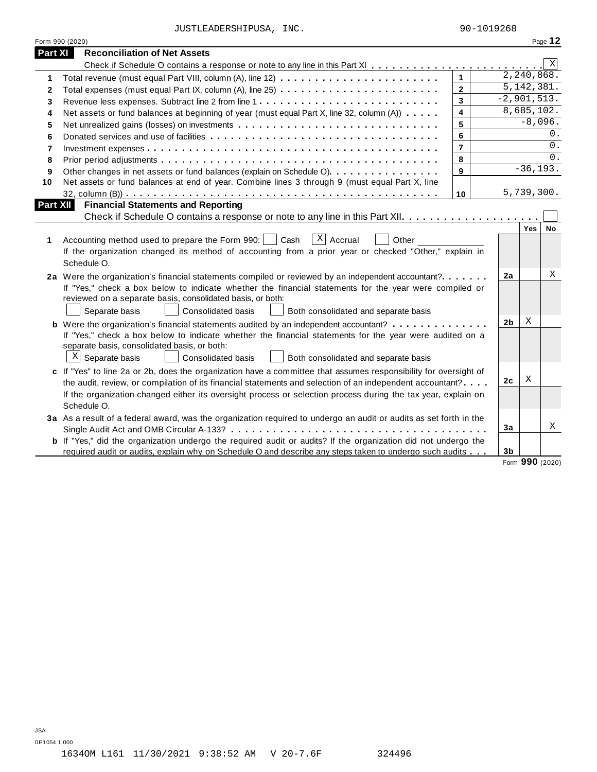JUSTLEADERSHIPUSA, INC. 90-1019268

Form 990 (2020) Page **12**

## Part XI Reconciliation of Net Assets

Check if Schedule O contains a response or note to any line in this Part XI . . . . . . . . . . . . . . . . . . . . . . . . [X]

| | | | |
|---|---|---|---|
| 1 | Total revenue (must equal Part VIII, column (A), line 12) | 1 | 2,240,868. |
| 2 | Total expenses (must equal Part IX, column (A), line 25) | 2 | 5,142,381. |
| 3 | Revenue less expenses. Subtract line 2 from line 1 | 3 | -2,901,513. |
| 4 | Net assets or fund balances at beginning of year (must equal Part X, line 32, column (A)) | 4 | 8,685,102. |
| 5 | Net unrealized gains (losses) on investments | 5 | -8,096. |
| 6 | Donated services and use of facilities | 6 | 0. |
| 7 | Investment expenses | 7 | 0. |
| 8 | Prior period adjustments | 8 | 0. |
| 9 | Other changes in net assets or fund balances (explain on Schedule O) | 9 | -36,193. |
| 10 | Net assets or fund balances at end of year. Combine lines 3 through 9 (must equal Part X, line 32, column (B)) | 10 | 5,739,300. |

## Part XII Financial Statements and Reporting

Check if Schedule O contains a response or note to any line in this Part XII . . . . . . . . . . . . . . . . . . . . [ ]

| | | | Yes | No |
|---|---|---|---|---|
| 1 | Accounting method used to prepare the Form 990: [ ] Cash [X] Accrual [ ] Other ____________<br>If the organization changed its method of accounting from a prior year or checked "Other," explain in Schedule O. | | | |
| 2a | Were the organization's financial statements compiled or reviewed by an independent accountant?<br>If "Yes," check a box below to indicate whether the financial statements for the year were compiled or reviewed on a separate basis, consolidated basis, or both:<br>[ ] Separate basis [ ] Consolidated basis [ ] Both consolidated and separate basis | 2a | | X |
| b | Were the organization's financial statements audited by an independent accountant?<br>If "Yes," check a box below to indicate whether the financial statements for the year were audited on a separate basis, consolidated basis, or both:<br>[X] Separate basis [ ] Consolidated basis [ ] Both consolidated and separate basis | 2b | X | |
| c | If "Yes" to line 2a or 2b, does the organization have a committee that assumes responsibility for oversight of the audit, review, or compilation of its financial statements and selection of an independent accountant?<br>If the organization changed either its oversight process or selection process during the tax year, explain on Schedule O. | 2c | X | |
| 3a | As a result of a federal award, was the organization required to undergo an audit or audits as set forth in the Single Audit Act and OMB Circular A-133? | 3a | | X |
| b | If "Yes," did the organization undergo the required audit or audits? If the organization did not undergo the required audit or audits, explain why on Schedule O and describe any steps taken to undergo such audits | 3b | | |

Form **990** (2020)

JSA
0E1054 1.000

1634OM L161 11/30/2021 9:38:52 AM V 20-7.6F 324496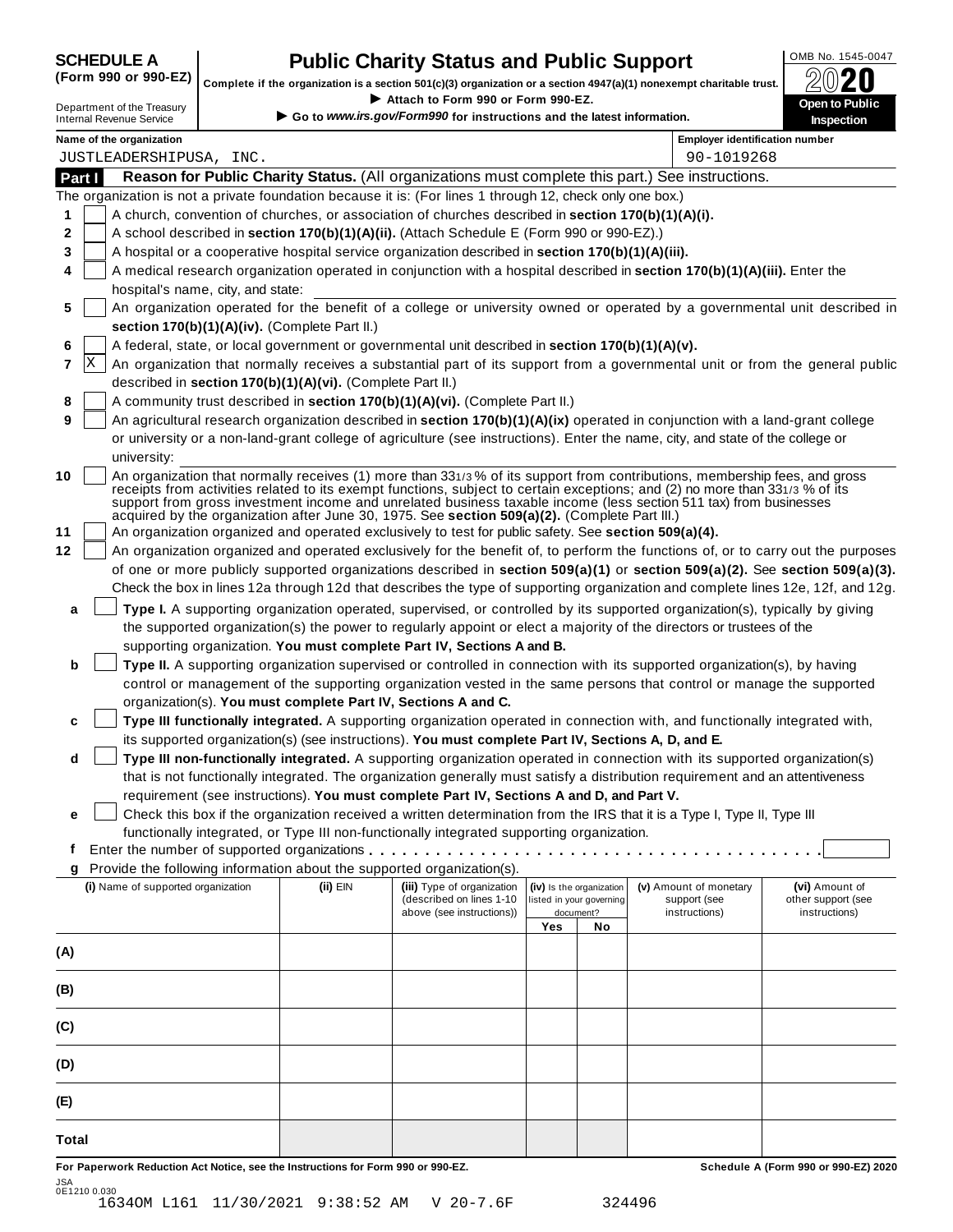**SCHEDULE A (Form 990 or 990-EZ)**

Department of the Treasury
Internal Revenue Service

# Public Charity Status and Public Support

**Complete if the organization is a section 501(c)(3) organization or a section 4947(a)(1) nonexempt charitable trust.**
▶ Attach to Form 990 or Form 990-EZ.
▶ Go to *www.irs.gov/Form990* for instructions and the latest information.

OMB No. 1545-0047
**2020**
**Open to Public Inspection**

**Name of the organization**
JUSTLEADERSHIPUSA, INC.

**Employer identification number**
90-1019268

## Part I Reason for Public Charity Status. (All organizations must complete this part.) See instructions.

The organization is not a private foundation because it is: (For lines 1 through 12, check only one box.)

1 [ ] A church, convention of churches, or association of churches described in **section 170(b)(1)(A)(i).**

2 [ ] A school described in **section 170(b)(1)(A)(ii).** (Attach Schedule E (Form 990 or 990-EZ).)

3 [ ] A hospital or a cooperative hospital service organization described in **section 170(b)(1)(A)(iii).**

4 [ ] A medical research organization operated in conjunction with a hospital described in **section 170(b)(1)(A)(iii).** Enter the hospital's name, city, and state:

5 [ ] An organization operated for the benefit of a college or university owned or operated by a governmental unit described in **section 170(b)(1)(A)(iv).** (Complete Part II.)

6 [ ] A federal, state, or local government or governmental unit described in **section 170(b)(1)(A)(v).**

7 [X] An organization that normally receives a substantial part of its support from a governmental unit or from the general public described in **section 170(b)(1)(A)(vi).** (Complete Part II.)

8 [ ] A community trust described in **section 170(b)(1)(A)(vi).** (Complete Part II.)

9 [ ] An agricultural research organization described in **section 170(b)(1)(A)(ix)** operated in conjunction with a land-grant college or university or a non-land-grant college of agriculture (see instructions). Enter the name, city, and state of the college or university:

10 [ ] An organization that normally receives (1) more than 33 1/3 % of its support from contributions, membership fees, and gross receipts from activities related to its exempt functions, subject to certain exceptions; and (2) no more than 33 1/3 % of its support from gross investment income and unrelated business taxable income (less section 511 tax) from businesses acquired by the organization after June 30, 1975. See **section 509(a)(2).** (Complete Part III.)

11 [ ] An organization organized and operated exclusively to test for public safety. See **section 509(a)(4).**

12 [ ] An organization organized and operated exclusively for the benefit of, to perform the functions of, or to carry out the purposes of one or more publicly supported organizations described in **section 509(a)(1)** or **section 509(a)(2).** See **section 509(a)(3).** Check the box in lines 12a through 12d that describes the type of supporting organization and complete lines 12e, 12f, and 12g.

a [ ] **Type I.** A supporting organization operated, supervised, or controlled by its supported organization(s), typically by giving the supported organization(s) the power to regularly appoint or elect a majority of the directors or trustees of the supporting organization. **You must complete Part IV, Sections A and B.**

b [ ] **Type II.** A supporting organization supervised or controlled in connection with its supported organization(s), by having control or management of the supporting organization vested in the same persons that control or manage the supported organization(s). **You must complete Part IV, Sections A and C.**

c [ ] **Type III functionally integrated.** A supporting organization operated in connection with, and functionally integrated with, its supported organization(s) (see instructions). **You must complete Part IV, Sections A, D, and E.**

d [ ] **Type III non-functionally integrated.** A supporting organization operated in connection with its supported organization(s) that is not functionally integrated. The organization generally must satisfy a distribution requirement and an attentiveness requirement (see instructions). **You must complete Part IV, Sections A and D, and Part V.**

e [ ] Check this box if the organization received a written determination from the IRS that it is a Type I, Type II, Type III functionally integrated, or Type III non-functionally integrated supporting organization.

f Enter the number of supported organizations . . . . . . . . . . . . . . . . . . . . . . . . . . . . . . . . . . . .

g Provide the following information about the supported organization(s).

| (i) Name of supported organization | (ii) EIN | (iii) Type of organization (described on lines 1-10 above (see instructions)) | (iv) Is the organization listed in your governing document? | | (v) Amount of monetary support (see instructions) | (vi) Amount of other support (see instructions) |
|---|---|---|---|---|---|---|
| | | | Yes | No | | |
| (A) | | | | | | |
| (B) | | | | | | |
| (C) | | | | | | |
| (D) | | | | | | |
| (E) | | | | | | |
| Total | | | | | | |

**For Paperwork Reduction Act Notice, see the Instructions for Form 990 or 990-EZ.** **Schedule A (Form 990 or 990-EZ) 2020**

JSA
0E1210 0.030
1634OM L161 11/30/2021 9:38:52 AM V 20-7.6F 324496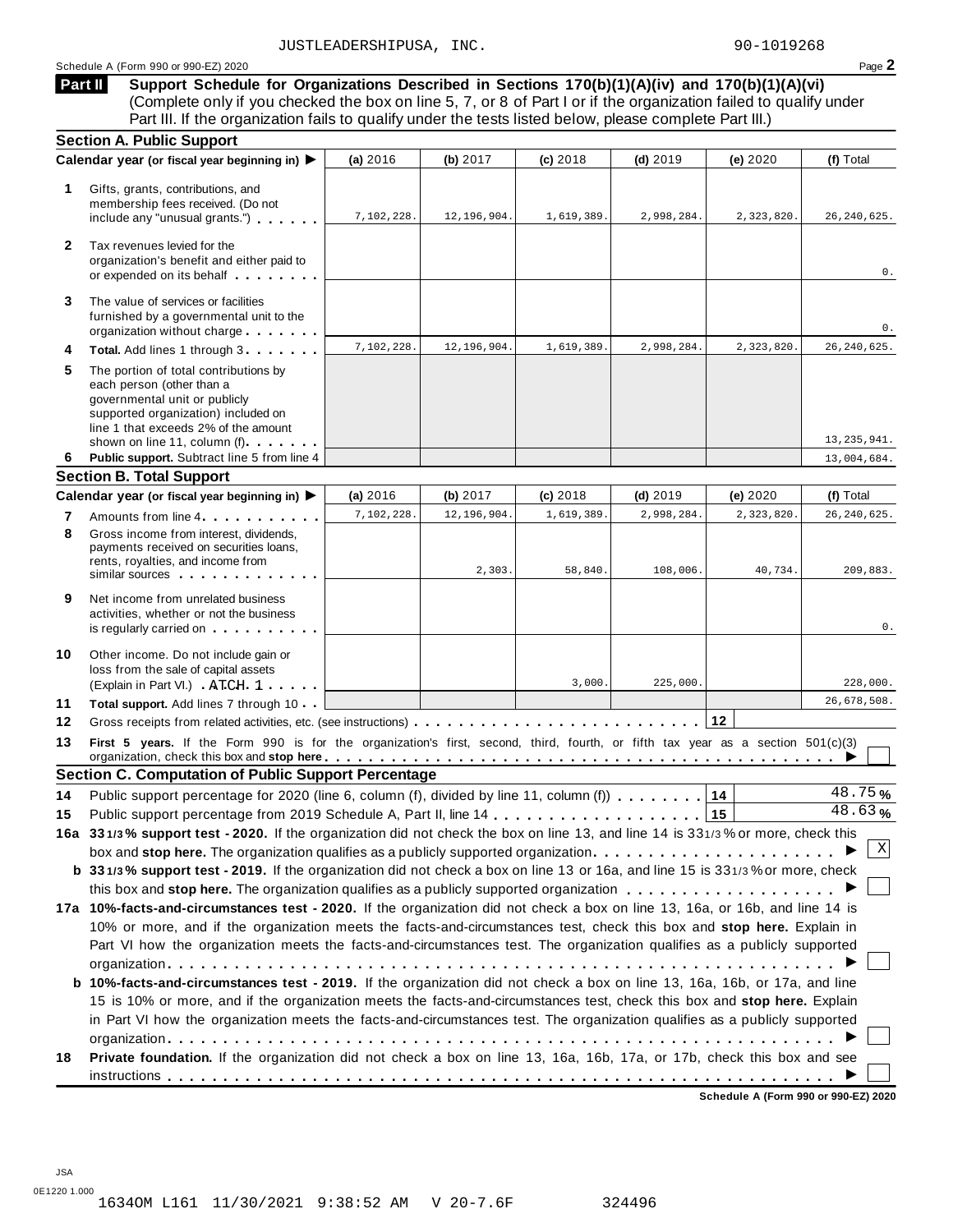JUSTLEADERSHIPUSA, INC. 90-1019268

Schedule A (Form 990 or 990-EZ) 2020

**Part II** **Support Schedule for Organizations Described in Sections 170(b)(1)(A)(iv) and 170(b)(1)(A)(vi)**
(Complete only if you checked the box on line 5, 7, or 8 of Part I or if the organization failed to qualify under Part III. If the organization fails to qualify under the tests listed below, please complete Part III.)

### Section A. Public Support

| Calendar year (or fiscal year beginning in) ▶ | (a) 2016 | (b) 2017 | (c) 2018 | (d) 2019 | (e) 2020 | (f) Total |
|---|---|---|---|---|---|---|
| **1** Gifts, grants, contributions, and membership fees received. (Do not include any "unusual grants.") | 7,102,228. | 12,196,904. | 1,619,389. | 2,998,284. | 2,323,820. | 26,240,625. |
| **2** Tax revenues levied for the organization's benefit and either paid to or expended on its behalf | | | | | | 0. |
| **3** The value of services or facilities furnished by a governmental unit to the organization without charge | | | | | | 0. |
| **4** **Total.** Add lines 1 through 3 | 7,102,228. | 12,196,904. | 1,619,389. | 2,998,284. | 2,323,820. | 26,240,625. |
| **5** The portion of total contributions by each person (other than a governmental unit or publicly supported organization) included on line 1 that exceeds 2% of the amount shown on line 11, column (f) | | | | | | 13,235,941. |
| **6** **Public support.** Subtract line 5 from line 4 | | | | | | 13,004,684. |

### Section B. Total Support

| Calendar year (or fiscal year beginning in) ▶ | (a) 2016 | (b) 2017 | (c) 2018 | (d) 2019 | (e) 2020 | (f) Total |
|---|---|---|---|---|---|---|
| **7** Amounts from line 4 | 7,102,228. | 12,196,904. | 1,619,389. | 2,998,284. | 2,323,820. | 26,240,625. |
| **8** Gross income from interest, dividends, payments received on securities loans, rents, royalties, and income from similar sources | | 2,303. | 58,840. | 108,006. | 40,734. | 209,883. |
| **9** Net income from unrelated business activities, whether or not the business is regularly carried on | | | | | | 0. |
| **10** Other income. Do not include gain or loss from the sale of capital assets (Explain in Part VI.) ATCH 1 | | | 3,000. | 225,000. | | 228,000. |
| **11** **Total support.** Add lines 7 through 10 | | | | | | 26,678,508. |

**12** Gross receipts from related activities, etc. (see instructions) . . . **12**

**13** **First 5 years.** If the Form 990 is for the organization's first, second, third, fourth, or fifth tax year as a section 501(c)(3) organization, check this box and **stop here** ▶ ☐

### Section C. Computation of Public Support Percentage

**14** Public support percentage for 2020 (line 6, column (f), divided by line 11, column (f)) . . . **14** 48.75 %

**15** Public support percentage from 2019 Schedule A, Part II, line 14 . . . **15** 48.63 %

**16a 33 1/3 % support test - 2020.** If the organization did not check the box on line 13, and line 14 is 33 1/3 % or more, check this box and **stop here.** The organization qualifies as a publicly supported organization ▶ ☒

**b 33 1/3 % support test - 2019.** If the organization did not check a box on line 13 or 16a, and line 15 is 33 1/3 % or more, check this box and **stop here.** The organization qualifies as a publicly supported organization ▶ ☐

**17a 10%-facts-and-circumstances test - 2020.** If the organization did not check a box on line 13, 16a, or 16b, and line 14 is 10% or more, and if the organization meets the facts-and-circumstances test, check this box and **stop here.** Explain in Part VI how the organization meets the facts-and-circumstances test. The organization qualifies as a publicly supported organization ▶ ☐

**b 10%-facts-and-circumstances test - 2019.** If the organization did not check a box on line 13, 16a, 16b, or 17a, and line 15 is 10% or more, and if the organization meets the facts-and-circumstances test, check this box and **stop here.** Explain in Part VI how the organization meets the facts-and-circumstances test. The organization qualifies as a publicly supported organization ▶ ☐

**18** **Private foundation.** If the organization did not check a box on line 13, 16a, 16b, 17a, or 17b, check this box and see instructions ▶ ☐

**Schedule A (Form 990 or 990-EZ) 2020**

JSA
0E1220 1.000
1634OM L161 11/30/2021 9:38:52 AM V 20-7.6F 324496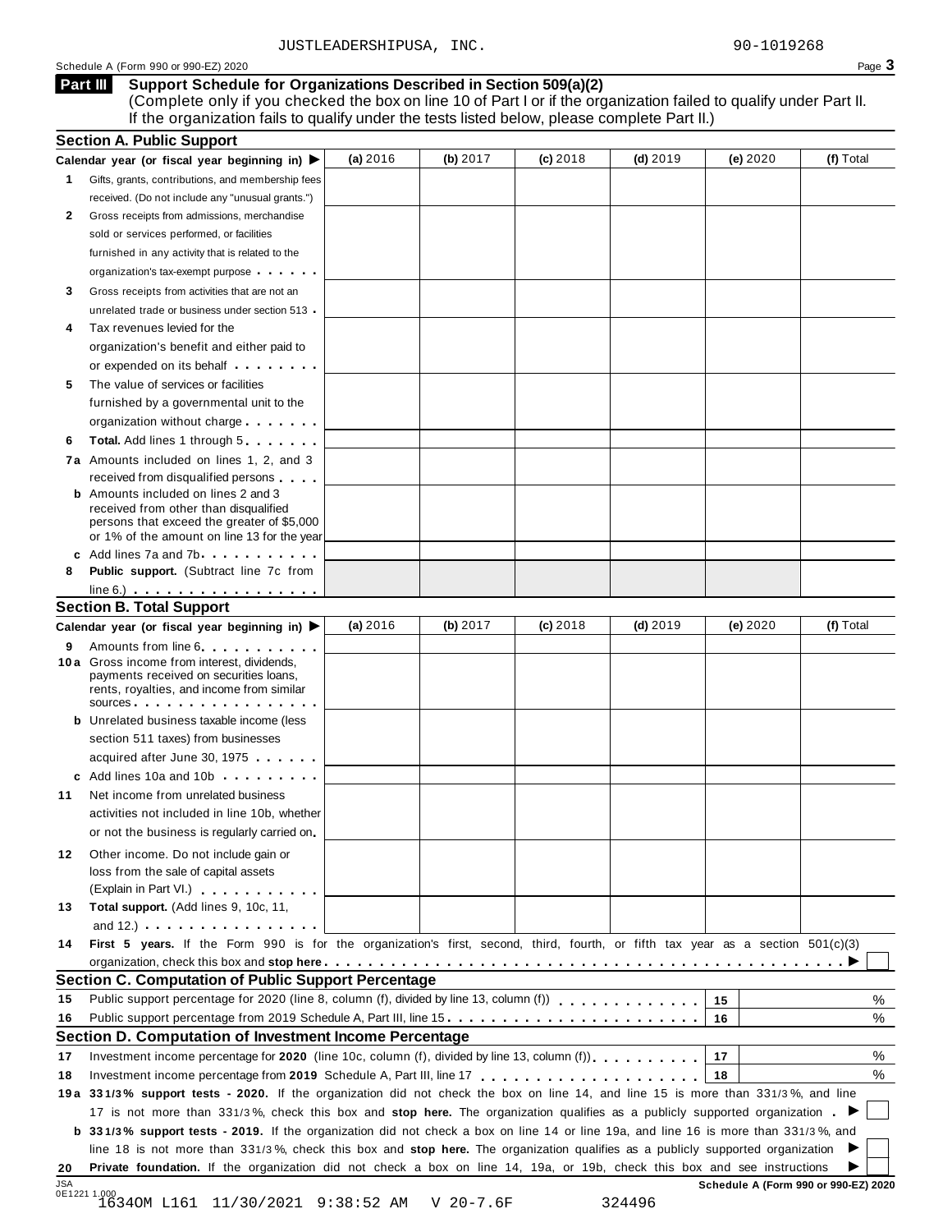JUSTLEADERSHIPUSA, INC. 90-1019268

Schedule A (Form 990 or 990-EZ) 2020

## Part III Support Schedule for Organizations Described in Section 509(a)(2)

(Complete only if you checked the box on line 10 of Part I or if the organization failed to qualify under Part II. If the organization fails to qualify under the tests listed below, please complete Part II.)

### Section A. Public Support

| Calendar year (or fiscal year beginning in) ▶ | (a) 2016 | (b) 2017 | (c) 2018 | (d) 2019 | (e) 2020 | (f) Total |
|---|---|---|---|---|---|---|
| 1 Gifts, grants, contributions, and membership fees received. (Do not include any "unusual grants.") | | | | | | |
| 2 Gross receipts from admissions, merchandise sold or services performed, or facilities furnished in any activity that is related to the organization's tax-exempt purpose | | | | | | |
| 3 Gross receipts from activities that are not an unrelated trade or business under section 513 | | | | | | |
| 4 Tax revenues levied for the organization's benefit and either paid to or expended on its behalf | | | | | | |
| 5 The value of services or facilities furnished by a governmental unit to the organization without charge | | | | | | |
| 6 Total. Add lines 1 through 5 | | | | | | |
| 7a Amounts included on lines 1, 2, and 3 received from disqualified persons | | | | | | |
| b Amounts included on lines 2 and 3 received from other than disqualified persons that exceed the greater of $5,000 or 1% of the amount on line 13 for the year | | | | | | |
| c Add lines 7a and 7b | | | | | | |
| 8 Public support. (Subtract line 7c from line 6.) | | | | | | |

### Section B. Total Support

| Calendar year (or fiscal year beginning in) ▶ | (a) 2016 | (b) 2017 | (c) 2018 | (d) 2019 | (e) 2020 | (f) Total |
|---|---|---|---|---|---|---|
| 9 Amounts from line 6 | | | | | | |
| 10a Gross income from interest, dividends, payments received on securities loans, rents, royalties, and income from similar sources | | | | | | |
| b Unrelated business taxable income (less section 511 taxes) from businesses acquired after June 30, 1975 | | | | | | |
| c Add lines 10a and 10b | | | | | | |
| 11 Net income from unrelated business activities not included in line 10b, whether or not the business is regularly carried on | | | | | | |
| 12 Other income. Do not include gain or loss from the sale of capital assets (Explain in Part VI.) | | | | | | |
| 13 Total support. (Add lines 9, 10c, 11, and 12.) | | | | | | |

**14 First 5 years.** If the Form 990 is for the organization's first, second, third, fourth, or fifth tax year as a section 501(c)(3) organization, check this box and **stop here** ▶ ☐

### Section C. Computation of Public Support Percentage

| | | | |
|---|---|---|---|
| 15 | Public support percentage for 2020 (line 8, column (f), divided by line 13, column (f)) | 15 | % |
| 16 | Public support percentage from 2019 Schedule A, Part III, line 15 | 16 | % |

### Section D. Computation of Investment Income Percentage

| | | | |
|---|---|---|---|
| 17 | Investment income percentage for **2020** (line 10c, column (f), divided by line 13, column (f)) | 17 | % |
| 18 | Investment income percentage from **2019** Schedule A, Part III, line 17 | 18 | % |

**19a 33 1/3% support tests - 2020.** If the organization did not check the box on line 14, and line 15 is more than 33 1/3%, and line 17 is not more than 33 1/3%, check this box and **stop here.** The organization qualifies as a publicly supported organization ▶ ☐

**b 33 1/3% support tests - 2019.** If the organization did not check a box on line 14 or line 19a, and line 16 is more than 33 1/3%, and line 18 is not more than 33 1/3%, check this box and **stop here.** The organization qualifies as a publicly supported organization ▶ ☐

**20 Private foundation.** If the organization did not check a box on line 14, 19a, or 19b, check this box and see instructions ▶ ☐

Schedule A (Form 990 or 990-EZ) 2020

JSA 0E1221 1.000

1634OM L161 11/30/2021 9:38:52 AM V 20-7.6F 324496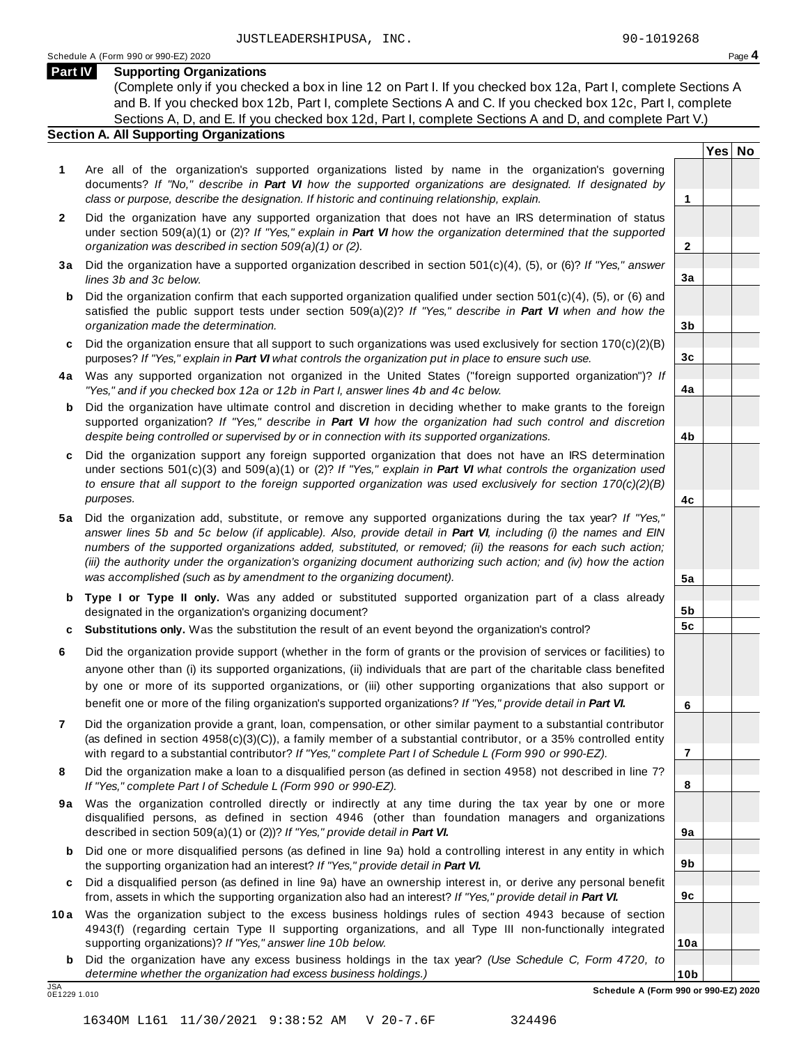JUSTLEADERSHIPUSA, INC. 90-1019268

Schedule A (Form 990 or 990-EZ) 2020

## Part IV Supporting Organizations

(Complete only if you checked a box in line 12 on Part I. If you checked box 12a, Part I, complete Sections A and B. If you checked box 12b, Part I, complete Sections A and C. If you checked box 12c, Part I, complete Sections A, D, and E. If you checked box 12d, Part I, complete Sections A and D, and complete Part V.)

### Section A. All Supporting Organizations

| | | | Yes | No |
|---|---|---|---|---|
| **1** | Are all of the organization's supported organizations listed by name in the organization's governing documents? *If "No," describe in **Part VI** how the supported organizations are designated. If designated by class or purpose, describe the designation. If historic and continuing relationship, explain.* | **1** | | |
| **2** | Did the organization have any supported organization that does not have an IRS determination of status under section 509(a)(1) or (2)? *If "Yes," explain in **Part VI** how the organization determined that the supported organization was described in section 509(a)(1) or (2).* | **2** | | |
| **3a** | Did the organization have a supported organization described in section 501(c)(4), (5), or (6)? *If "Yes," answer lines 3b and 3c below.* | **3a** | | |
| **b** | Did the organization confirm that each supported organization qualified under section 501(c)(4), (5), or (6) and satisfied the public support tests under section 509(a)(2)? *If "Yes," describe in **Part VI** when and how the organization made the determination.* | **3b** | | |
| **c** | Did the organization ensure that all support to such organizations was used exclusively for section 170(c)(2)(B) purposes? *If "Yes," explain in **Part VI** what controls the organization put in place to ensure such use.* | **3c** | | |
| **4a** | Was any supported organization not organized in the United States ("foreign supported organization")? *If "Yes," and if you checked box 12a or 12b in Part I, answer lines 4b and 4c below.* | **4a** | | |
| **b** | Did the organization have ultimate control and discretion in deciding whether to make grants to the foreign supported organization? *If "Yes," describe in **Part VI** how the organization had such control and discretion despite being controlled or supervised by or in connection with its supported organizations.* | **4b** | | |
| **c** | Did the organization support any foreign supported organization that does not have an IRS determination under sections 501(c)(3) and 509(a)(1) or (2)? *If "Yes," explain in **Part VI** what controls the organization used to ensure that all support to the foreign supported organization was used exclusively for section 170(c)(2)(B) purposes.* | **4c** | | |
| **5a** | Did the organization add, substitute, or remove any supported organizations during the tax year? *If "Yes," answer lines 5b and 5c below (if applicable). Also, provide detail in **Part VI**, including (i) the names and EIN numbers of the supported organizations added, substituted, or removed; (ii) the reasons for each such action; (iii) the authority under the organization's organizing document authorizing such action; and (iv) how the action was accomplished (such as by amendment to the organizing document).* | **5a** | | |
| **b** | **Type I or Type II only.** Was any added or substituted supported organization part of a class already designated in the organization's organizing document? | **5b** | | |
| **c** | **Substitutions only.** Was the substitution the result of an event beyond the organization's control? | **5c** | | |
| **6** | Did the organization provide support (whether in the form of grants or the provision of services or facilities) to anyone other than (i) its supported organizations, (ii) individuals that are part of the charitable class benefited by one or more of its supported organizations, or (iii) other supporting organizations that also support or benefit one or more of the filing organization's supported organizations? *If "Yes," provide detail in **Part VI.*** | **6** | | |
| **7** | Did the organization provide a grant, loan, compensation, or other similar payment to a substantial contributor (as defined in section 4958(c)(3)(C)), a family member of a substantial contributor, or a 35% controlled entity with regard to a substantial contributor? *If "Yes," complete Part I of Schedule L (Form 990 or 990-EZ).* | **7** | | |
| **8** | Did the organization make a loan to a disqualified person (as defined in section 4958) not described in line 7? *If "Yes," complete Part I of Schedule L (Form 990 or 990-EZ).* | **8** | | |
| **9a** | Was the organization controlled directly or indirectly at any time during the tax year by one or more disqualified persons, as defined in section 4946 (other than foundation managers and organizations described in section 509(a)(1) or (2))? *If "Yes," provide detail in **Part VI.*** | **9a** | | |
| **b** | Did one or more disqualified persons (as defined in line 9a) hold a controlling interest in any entity in which the supporting organization had an interest? *If "Yes," provide detail in **Part VI.*** | **9b** | | |
| **c** | Did a disqualified person (as defined in line 9a) have an ownership interest in, or derive any personal benefit from, assets in which the supporting organization also had an interest? *If "Yes," provide detail in **Part VI.*** | **9c** | | |
| **10a** | Was the organization subject to the excess business holdings rules of section 4943 because of section 4943(f) (regarding certain Type II supporting organizations, and all Type III non-functionally integrated supporting organizations)? *If "Yes," answer line 10b below.* | **10a** | | |
| **b** | Did the organization have any excess business holdings in the tax year? *(Use Schedule C, Form 4720, to determine whether the organization had excess business holdings.)* | **10b** | | |

JSA 0E1229 1.010

Schedule A (Form 990 or 990-EZ) 2020

1634OM L161 11/30/2021 9:38:52 AM V 20-7.6F 324496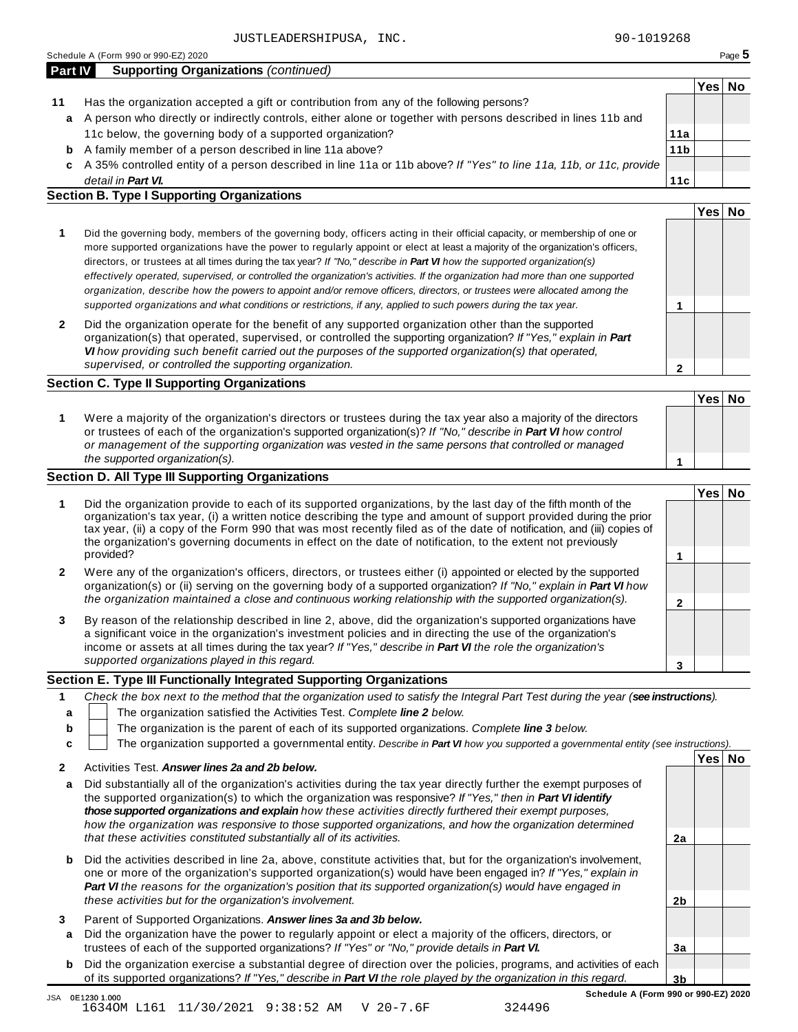JUSTLEADERSHIPUSA, INC. 90-1019268

Schedule A (Form 990 or 990-EZ) 2020

## Part IV Supporting Organizations *(continued)*

| | | | Yes | No |
|---|---|---|---|---|
| **11** | Has the organization accepted a gift or contribution from any of the following persons? | | | |
| **a** | A person who directly or indirectly controls, either alone or together with persons described in lines 11b and 11c below, the governing body of a supported organization? | **11a** | | |
| **b** | A family member of a person described in line 11a above? | **11b** | | |
| **c** | A 35% controlled entity of a person described in line 11a or 11b above? *If "Yes" to line 11a, 11b, or 11c, provide detail in* ***Part VI.*** | **11c** | | |

### Section B. Type I Supporting Organizations

| | | | Yes | No |
|---|---|---|---|---|
| **1** | Did the governing body, members of the governing body, officers acting in their official capacity, or membership of one or more supported organizations have the power to regularly appoint or elect at least a majority of the organization's officers, directors, or trustees at all times during the tax year? *If "No," describe in* ***Part VI*** *how the supported organization(s) effectively operated, supervised, or controlled the organization's activities. If the organization had more than one supported organization, describe how the powers to appoint and/or remove officers, directors, or trustees were allocated among the supported organizations and what conditions or restrictions, if any, applied to such powers during the tax year.* | **1** | | |
| **2** | Did the organization operate for the benefit of any supported organization other than the supported organization(s) that operated, supervised, or controlled the supporting organization? *If "Yes," explain in* ***Part VI*** *how providing such benefit carried out the purposes of the supported organization(s) that operated, supervised, or controlled the supporting organization.* | **2** | | |

### Section C. Type II Supporting Organizations

| | | | Yes | No |
|---|---|---|---|---|
| **1** | Were a majority of the organization's directors or trustees during the tax year also a majority of the directors or trustees of each of the organization's supported organization(s)? *If "No," describe in* ***Part VI*** *how control or management of the supporting organization was vested in the same persons that controlled or managed the supported organization(s).* | **1** | | |

### Section D. All Type III Supporting Organizations

| | | | Yes | No |
|---|---|---|---|---|
| **1** | Did the organization provide to each of its supported organizations, by the last day of the fifth month of the organization's tax year, (i) a written notice describing the type and amount of support provided during the prior tax year, (ii) a copy of the Form 990 that was most recently filed as of the date of notification, and (iii) copies of the organization's governing documents in effect on the date of notification, to the extent not previously provided? | **1** | | |
| **2** | Were any of the organization's officers, directors, or trustees either (i) appointed or elected by the supported organization(s) or (ii) serving on the governing body of a supported organization? *If "No," explain in* ***Part VI*** *how the organization maintained a close and continuous working relationship with the supported organization(s).* | **2** | | |
| **3** | By reason of the relationship described in line 2, above, did the organization's supported organizations have a significant voice in the organization's investment policies and in directing the use of the organization's income or assets at all times during the tax year? *If "Yes," describe in* ***Part VI*** *the role the organization's supported organizations played in this regard.* | **3** | | |

### Section E. Type III Functionally Integrated Supporting Organizations

**1** *Check the box next to the method that the organization used to satisfy the Integral Part Test during the year (****see instructions****).*

- **a** ☐ The organization satisfied the Activities Test. *Complete* ***line 2*** *below.*
- **b** ☐ The organization is the parent of each of its supported organizations. *Complete* ***line 3*** *below.*
- **c** ☐ The organization supported a governmental entity. *Describe in* ***Part VI*** *how you supported a governmental entity (see instructions).*

| | | | Yes | No |
|---|---|---|---|---|
| **2** | Activities Test. ***Answer lines 2a and 2b below.*** | | | |
| **a** | Did substantially all of the organization's activities during the tax year directly further the exempt purposes of the supported organization(s) to which the organization was responsive? *If "Yes," then in* ***Part VI identify those supported organizations and explain*** *how these activities directly furthered their exempt purposes, how the organization was responsive to those supported organizations, and how the organization determined that these activities constituted substantially all of its activities.* | **2a** | | |
| **b** | Did the activities described in line 2a, above, constitute activities that, but for the organization's involvement, one or more of the organization's supported organization(s) would have been engaged in? *If "Yes," explain in* ***Part VI*** *the reasons for the organization's position that its supported organization(s) would have engaged in these activities but for the organization's involvement.* | **2b** | | |
| **3** | Parent of Supported Organizations. ***Answer lines 3a and 3b below.*** | | | |
| **a** | Did the organization have the power to regularly appoint or elect a majority of the officers, directors, or trustees of each of the supported organizations? *If "Yes" or "No," provide details in* ***Part VI.*** | **3a** | | |
| **b** | Did the organization exercise a substantial degree of direction over the policies, programs, and activities of each of its supported organizations? *If "Yes," describe in* ***Part VI*** *the role played by the organization in this regard.* | **3b** | | |

JSA 0E1230 1.000 **Schedule A (Form 990 or 990-EZ) 2020**

1634OM L161 11/30/2021 9:38:52 AM V 20-7.6F 324496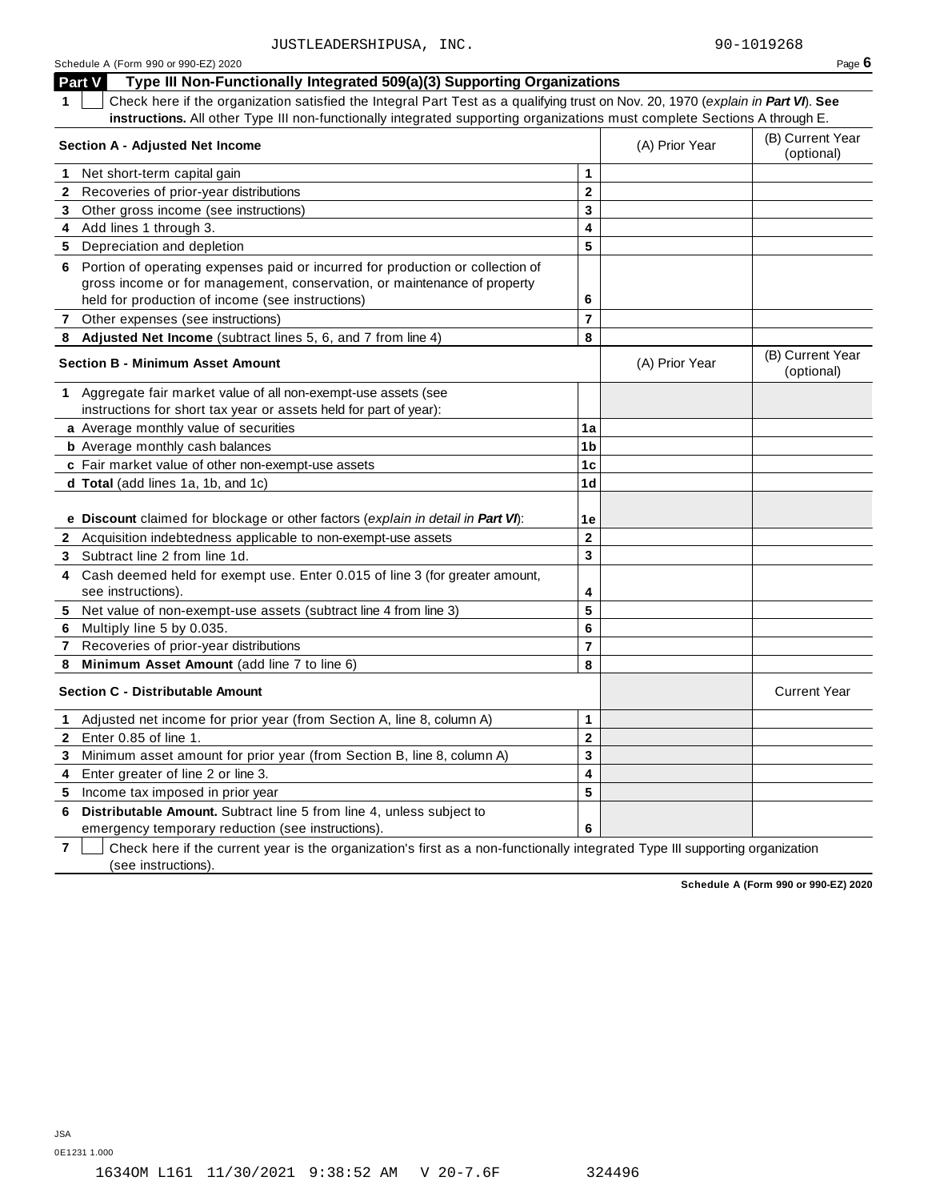JUSTLEADERSHIPUSA, INC. 90-1019268

Schedule A (Form 990 or 990-EZ) 2020

## Part V Type III Non-Functionally Integrated 509(a)(3) Supporting Organizations

**1** ☐ Check here if the organization satisfied the Integral Part Test as a qualifying trust on Nov. 20, 1970 (*explain in **Part VI***). **See instructions.** All other Type III non-functionally integrated supporting organizations must complete Sections A through E.

| **Section A - Adjusted Net Income** | | (A) Prior Year | (B) Current Year (optional) |
|---|---|---|---|
| **1** Net short-term capital gain | 1 | | |
| **2** Recoveries of prior-year distributions | 2 | | |
| **3** Other gross income (see instructions) | 3 | | |
| **4** Add lines 1 through 3. | 4 | | |
| **5** Depreciation and depletion | 5 | | |
| **6** Portion of operating expenses paid or incurred for production or collection of gross income or for management, conservation, or maintenance of property held for production of income (see instructions) | 6 | | |
| **7** Other expenses (see instructions) | 7 | | |
| **8** **Adjusted Net Income** (subtract lines 5, 6, and 7 from line 4) | 8 | | |

| **Section B - Minimum Asset Amount** | | (A) Prior Year | (B) Current Year (optional) |
|---|---|---|---|
| **1** Aggregate fair market value of all non-exempt-use assets (see instructions for short tax year or assets held for part of year): | | | |
| **a** Average monthly value of securities | 1a | | |
| **b** Average monthly cash balances | 1b | | |
| **c** Fair market value of other non-exempt-use assets | 1c | | |
| **d** **Total** (add lines 1a, 1b, and 1c) | 1d | | |
| **e** **Discount** claimed for blockage or other factors (*explain in detail in **Part VI***): | 1e | | |
| **2** Acquisition indebtedness applicable to non-exempt-use assets | 2 | | |
| **3** Subtract line 2 from line 1d. | 3 | | |
| **4** Cash deemed held for exempt use. Enter 0.015 of line 3 (for greater amount, see instructions). | 4 | | |
| **5** Net value of non-exempt-use assets (subtract line 4 from line 3) | 5 | | |
| **6** Multiply line 5 by 0.035. | 6 | | |
| **7** Recoveries of prior-year distributions | 7 | | |
| **8** **Minimum Asset Amount** (add line 7 to line 6) | 8 | | |

| **Section C - Distributable Amount** | | | Current Year |
|---|---|---|---|
| **1** Adjusted net income for prior year (from Section A, line 8, column A) | 1 | | |
| **2** Enter 0.85 of line 1. | 2 | | |
| **3** Minimum asset amount for prior year (from Section B, line 8, column A) | 3 | | |
| **4** Enter greater of line 2 or line 3. | 4 | | |
| **5** Income tax imposed in prior year | 5 | | |
| **6** **Distributable Amount.** Subtract line 5 from line 4, unless subject to emergency temporary reduction (see instructions). | 6 | | |

**7** ☐ Check here if the current year is the organization's first as a non-functionally integrated Type III supporting organization (see instructions).

**Schedule A (Form 990 or 990-EZ) 2020**

JSA
0E1231 1.000

1634OM L161 11/30/2021 9:38:52 AM V 20-7.6F 324496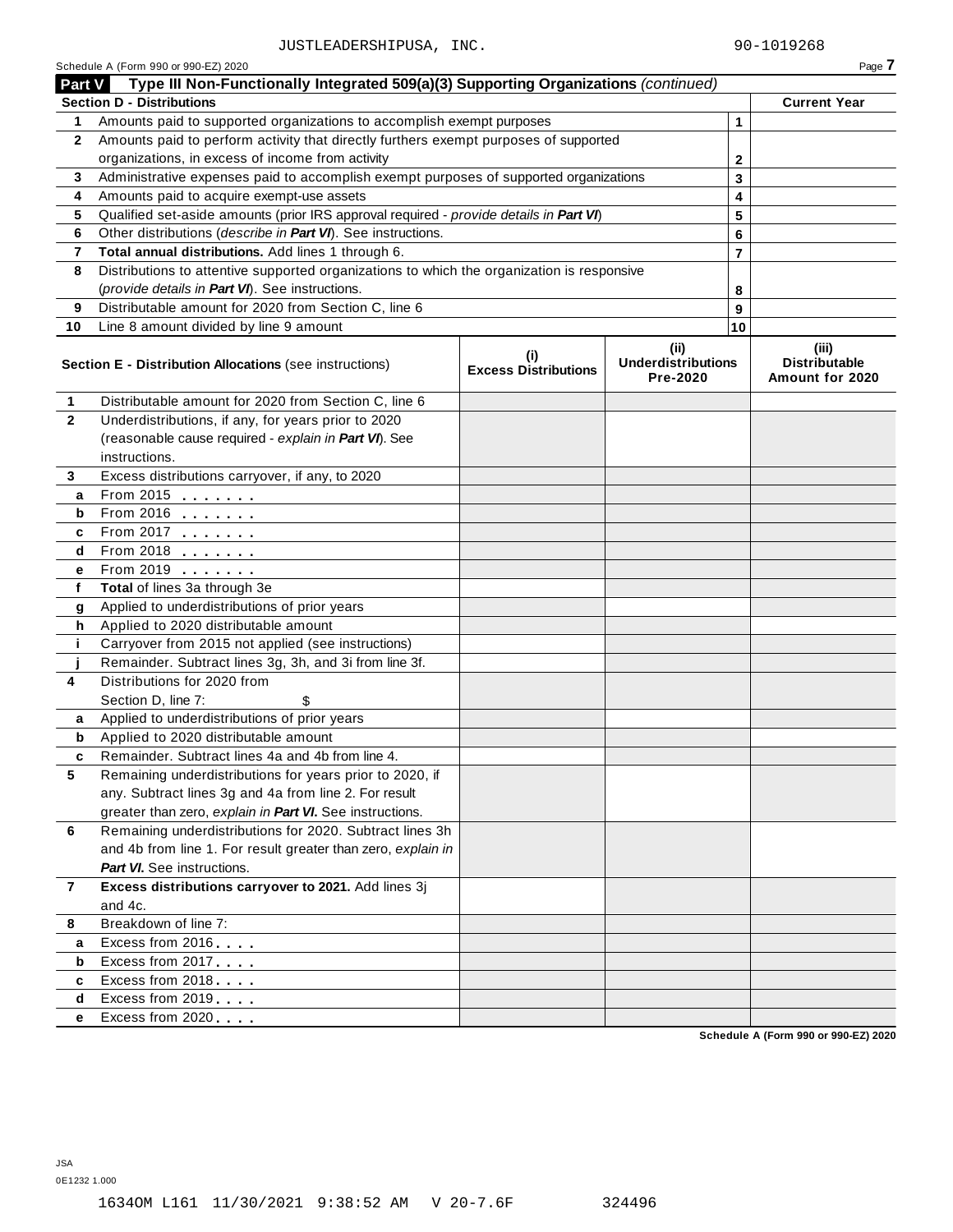JUSTLEADERSHIPUSA, INC. 90-1019268

Schedule A (Form 990 or 990-EZ) 2020

## Part V Type III Non-Functionally Integrated 509(a)(3) Supporting Organizations *(continued)*

| Section D - Distributions | | | Current Year |
|---|---|---|---|
| 1 | Amounts paid to supported organizations to accomplish exempt purposes | 1 | |
| 2 | Amounts paid to perform activity that directly furthers exempt purposes of supported organizations, in excess of income from activity | 2 | |
| 3 | Administrative expenses paid to accomplish exempt purposes of supported organizations | 3 | |
| 4 | Amounts paid to acquire exempt-use assets | 4 | |
| 5 | Qualified set-aside amounts (prior IRS approval required - *provide details in **Part VI***) | 5 | |
| 6 | Other distributions (*describe in **Part VI***). See instructions. | 6 | |
| 7 | **Total annual distributions.** Add lines 1 through 6. | 7 | |
| 8 | Distributions to attentive supported organizations to which the organization is responsive (*provide details in **Part VI***). See instructions. | 8 | |
| 9 | Distributable amount for 2020 from Section C, line 6 | 9 | |
| 10 | Line 8 amount divided by line 9 amount | 10 | |

| | **Section E - Distribution Allocations** (see instructions) | (i) Excess Distributions | (ii) Underdistributions Pre-2020 | (iii) Distributable Amount for 2020 |
|---|---|---|---|---|
| 1 | Distributable amount for 2020 from Section C, line 6 | | | |
| 2 | Underdistributions, if any, for years prior to 2020 (reasonable cause required - *explain in **Part VI***). See instructions. | | | |
| 3 | Excess distributions carryover, if any, to 2020 | | | |
| a | From 2015 | | | |
| b | From 2016 | | | |
| c | From 2017 | | | |
| d | From 2018 | | | |
| e | From 2019 | | | |
| f | **Total** of lines 3a through 3e | | | |
| g | Applied to underdistributions of prior years | | | |
| h | Applied to 2020 distributable amount | | | |
| i | Carryover from 2015 not applied (see instructions) | | | |
| j | Remainder. Subtract lines 3g, 3h, and 3i from line 3f. | | | |
| 4 | Distributions for 2020 from Section D, line 7: $ | | | |
| a | Applied to underdistributions of prior years | | | |
| b | Applied to 2020 distributable amount | | | |
| c | Remainder. Subtract lines 4a and 4b from line 4. | | | |
| 5 | Remaining underdistributions for years prior to 2020, if any. Subtract lines 3g and 4a from line 2. For result greater than zero, *explain in **Part VI***. See instructions. | | | |
| 6 | Remaining underdistributions for 2020. Subtract lines 3h and 4b from line 1. For result greater than zero, *explain in **Part VI***. See instructions. | | | |
| 7 | **Excess distributions carryover to 2021.** Add lines 3j and 4c. | | | |
| 8 | Breakdown of line 7: | | | |
| a | Excess from 2016 | | | |
| b | Excess from 2017 | | | |
| c | Excess from 2018 | | | |
| d | Excess from 2019 | | | |
| e | Excess from 2020 | | | |

Schedule A (Form 990 or 990-EZ) 2020

JSA
0E1232 1.000

1634OM L161 11/30/2021 9:38:52 AM V 20-7.6F 324496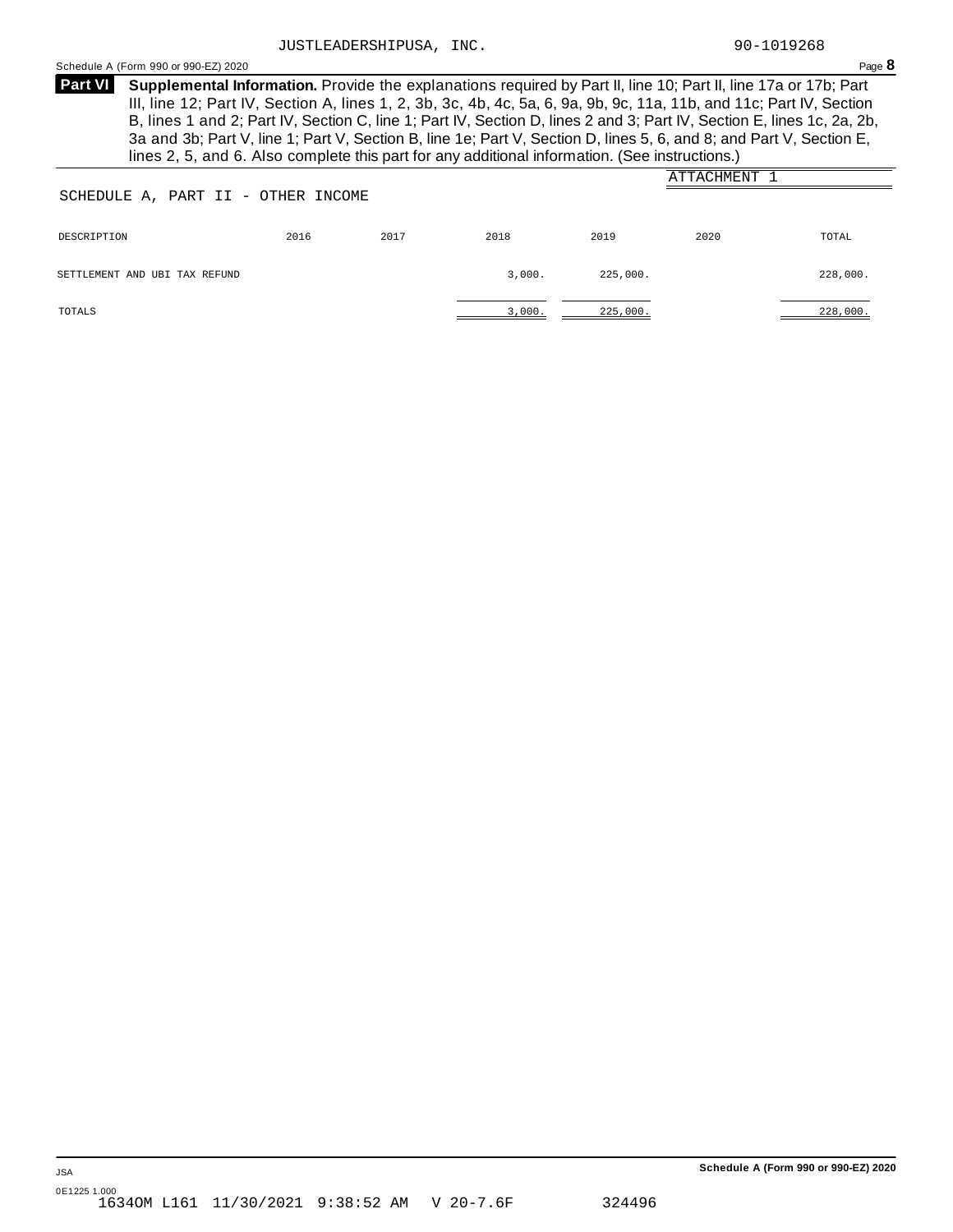JUSTLEADERSHIPUSA, INC. 90-1019268

Schedule A (Form 990 or 990-EZ) 2020 Page **8**

**Part VI** **Supplemental Information.** Provide the explanations required by Part II, line 10; Part II, line 17a or 17b; Part III, line 12; Part IV, Section A, lines 1, 2, 3b, 3c, 4b, 4c, 5a, 6, 9a, 9b, 9c, 11a, 11b, and 11c; Part IV, Section B, lines 1 and 2; Part IV, Section C, line 1; Part IV, Section D, lines 2 and 3; Part IV, Section E, lines 1c, 2a, 2b, 3a and 3b; Part V, line 1; Part V, Section B, line 1e; Part V, Section D, lines 5, 6, and 8; and Part V, Section E, lines 2, 5, and 6. Also complete this part for any additional information. (See instructions.)

ATTACHMENT 1

SCHEDULE A, PART II - OTHER INCOME

| DESCRIPTION | 2016 | 2017 | 2018 | 2019 | 2020 | TOTAL |
|---|---|---|---|---|---|---|
| SETTLEMENT AND UBI TAX REFUND | | | 3,000. | 225,000. | | 228,000. |
| TOTALS | | | 3,000. | 225,000. | | 228,000. |

JSA

0E1225 1.000
1634OM L161 11/30/2021 9:38:52 AM V 20-7.6F 324496

Schedule A (Form 990 or 990-EZ) 2020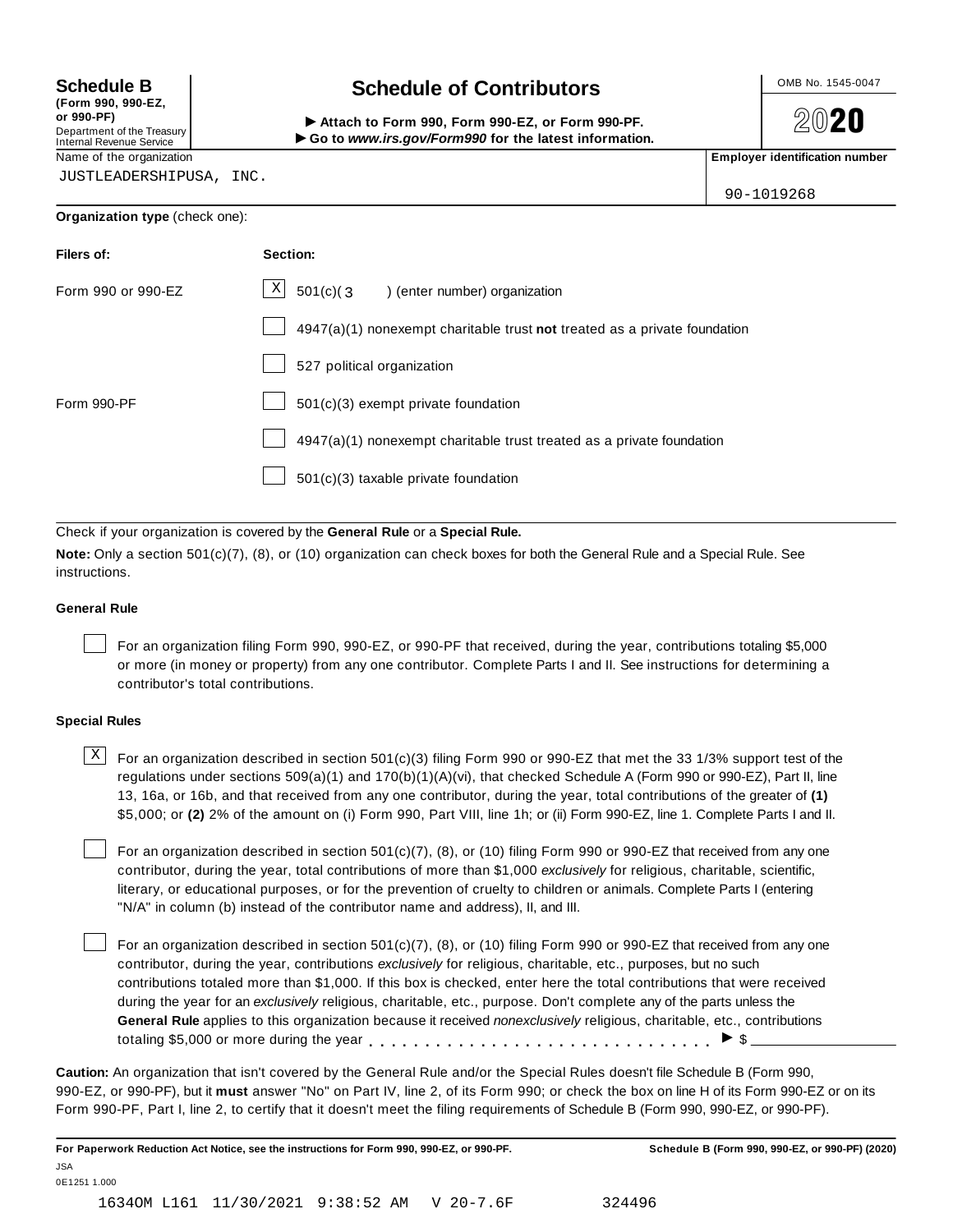**Schedule B**
**(Form 990, 990-EZ, or 990-PF)**
Department of the Treasury
Internal Revenue Service

# Schedule of Contributors

▶ **Attach to Form 990, Form 990-EZ, or Form 990-PF.**
▶ **Go to *www.irs.gov/Form990* for the latest information.**

OMB No. 1545-0047

**2020**

Name of the organization: JUSTLEADERSHIPUSA, INC.

**Employer identification number:** 90-1019268

**Organization type** (check one):

| Filers of: | Section: |
|---|---|
| Form 990 or 990-EZ | [X] 501(c)( 3 ) (enter number) organization |
| | [ ] 4947(a)(1) nonexempt charitable trust **not** treated as a private foundation |
| | [ ] 527 political organization |
| Form 990-PF | [ ] 501(c)(3) exempt private foundation |
| | [ ] 4947(a)(1) nonexempt charitable trust treated as a private foundation |
| | [ ] 501(c)(3) taxable private foundation |

Check if your organization is covered by the **General Rule** or a **Special Rule.**

**Note:** Only a section 501(c)(7), (8), or (10) organization can check boxes for both the General Rule and a Special Rule. See instructions.

### General Rule

[ ] For an organization filing Form 990, 990-EZ, or 990-PF that received, during the year, contributions totaling $5,000 or more (in money or property) from any one contributor. Complete Parts I and II. See instructions for determining a contributor's total contributions.

### Special Rules

[X] For an organization described in section 501(c)(3) filing Form 990 or 990-EZ that met the 33 1/3% support test of the regulations under sections 509(a)(1) and 170(b)(1)(A)(vi), that checked Schedule A (Form 990 or 990-EZ), Part II, line 13, 16a, or 16b, and that received from any one contributor, during the year, total contributions of the greater of **(1)** $5,000; or **(2)** 2% of the amount on (i) Form 990, Part VIII, line 1h; or (ii) Form 990-EZ, line 1. Complete Parts I and II.

[ ] For an organization described in section 501(c)(7), (8), or (10) filing Form 990 or 990-EZ that received from any one contributor, during the year, total contributions of more than $1,000 *exclusively* for religious, charitable, scientific, literary, or educational purposes, or for the prevention of cruelty to children or animals. Complete Parts I (entering "N/A" in column (b) instead of the contributor name and address), II, and III.

[ ] For an organization described in section 501(c)(7), (8), or (10) filing Form 990 or 990-EZ that received from any one contributor, during the year, contributions *exclusively* for religious, charitable, etc., purposes, but no such contributions totaled more than $1,000. If this box is checked, enter here the total contributions that were received during the year for an *exclusively* religious, charitable, etc., purpose. Don't complete any of the parts unless the **General Rule** applies to this organization because it received *nonexclusively* religious, charitable, etc., contributions totaling $5,000 or more during the year . . . . . . . . . . . . . . . . . . . . . . . . . . . . . ▶ $ ________

**Caution:** An organization that isn't covered by the General Rule and/or the Special Rules doesn't file Schedule B (Form 990, 990-EZ, or 990-PF), but it **must** answer "No" on Part IV, line 2, of its Form 990; or check the box on line H of its Form 990-EZ or on its Form 990-PF, Part I, line 2, to certify that it doesn't meet the filing requirements of Schedule B (Form 990, 990-EZ, or 990-PF).

**For Paperwork Reduction Act Notice, see the instructions for Form 990, 990-EZ, or 990-PF.** **Schedule B (Form 990, 990-EZ, or 990-PF) (2020)**

JSA
0E1251 1.000

1634OM L161 11/30/2021 9:38:52 AM V 20-7.6F 324496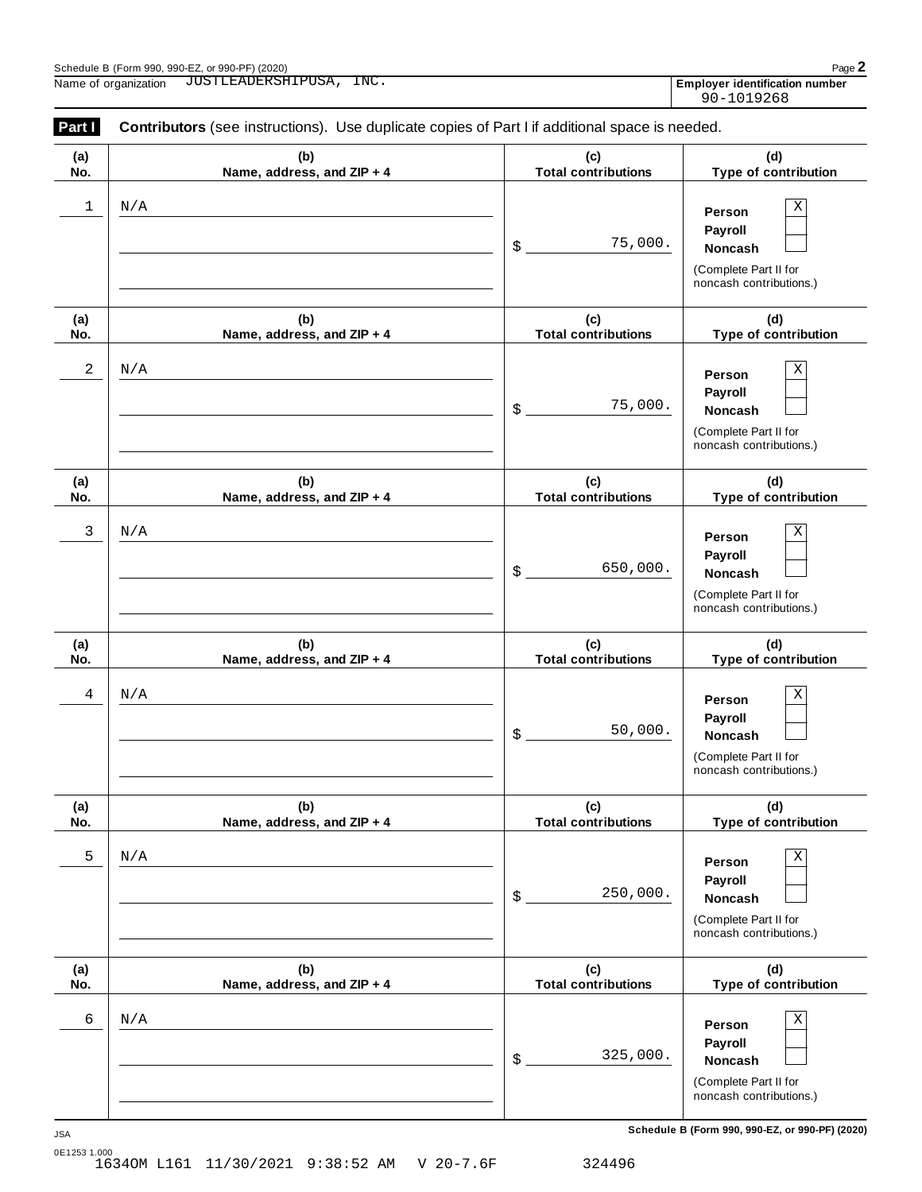Schedule B (Form 990, 990-EZ, or 990-PF) (2020)

Name of organization JUSTLEADERSHIPUSA, INC.

**Employer identification number** 90-1019268

**Part I** **Contributors** (see instructions). Use duplicate copies of Part I if additional space is needed.

| (a) No. | (b) Name, address, and ZIP + 4 | (c) Total contributions | (d) Type of contribution |
|---|---|---|---|
| 1 | N/A | $ 75,000. | Person [X] Payroll [ ] Noncash [ ] (Complete Part II for noncash contributions.) |
| 2 | N/A | $ 75,000. | Person [X] Payroll [ ] Noncash [ ] (Complete Part II for noncash contributions.) |
| 3 | N/A | $ 650,000. | Person [X] Payroll [ ] Noncash [ ] (Complete Part II for noncash contributions.) |
| 4 | N/A | $ 50,000. | Person [X] Payroll [ ] Noncash [ ] (Complete Part II for noncash contributions.) |
| 5 | N/A | $ 250,000. | Person [X] Payroll [ ] Noncash [ ] (Complete Part II for noncash contributions.) |
| 6 | N/A | $ 325,000. | Person [X] Payroll [ ] Noncash [ ] (Complete Part II for noncash contributions.) |

JSA

0E1253 1.000
1634OM L161 11/30/2021 9:38:52 AM V 20-7.6F 324496

**Schedule B (Form 990, 990-EZ, or 990-PF) (2020)**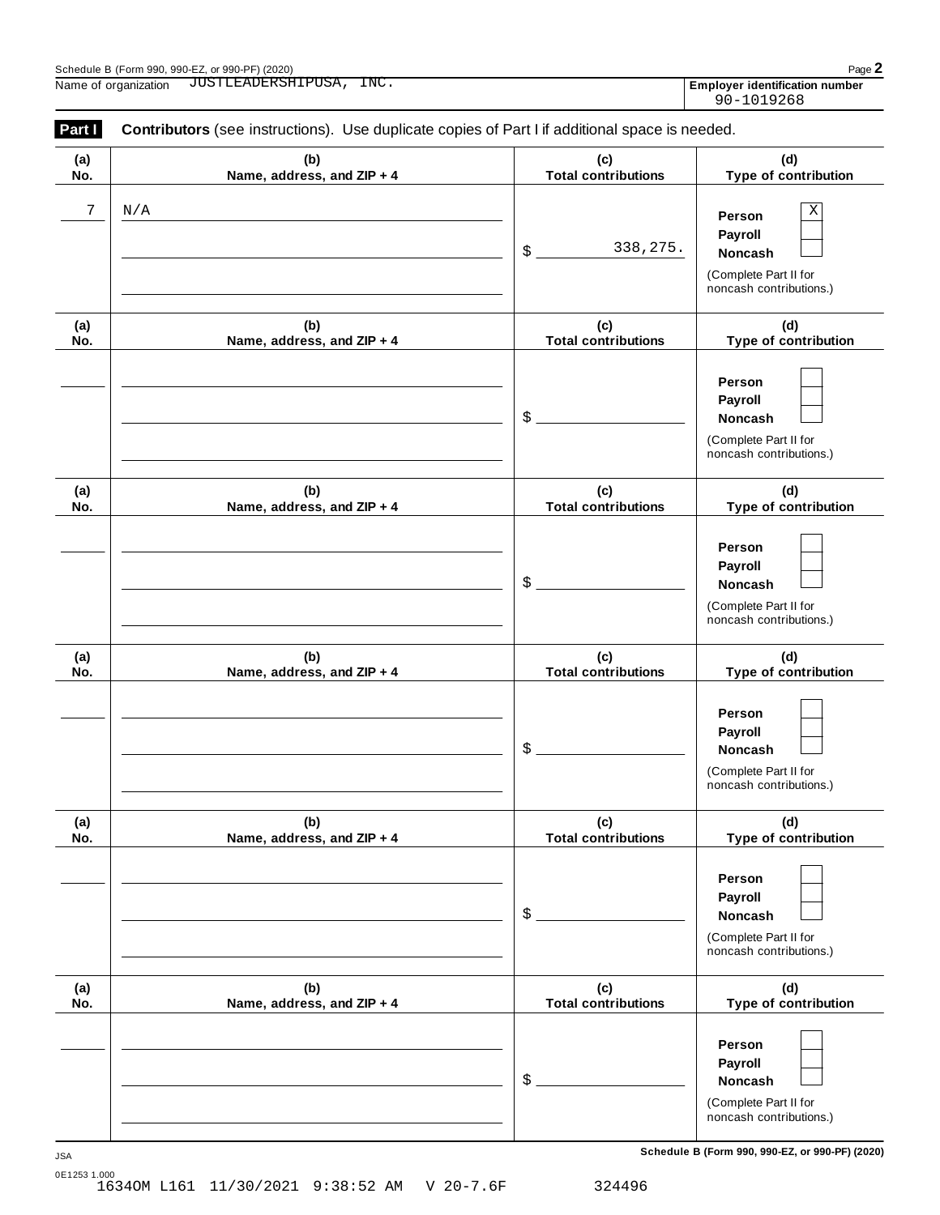Name of organization JUSTLEADERSHIPUSA, INC.

**Employer identification number** 90-1019268

**Part I** **Contributors** (see instructions). Use duplicate copies of Part I if additional space is needed.

| (a) No. | (b) Name, address, and ZIP + 4 | (c) Total contributions | (d) Type of contribution |
|---|---|---|---|
| 7 | N/A | $ 338,275. | Person [X] Payroll [ ] Noncash [ ] (Complete Part II for noncash contributions.) |
| | | $ | Person [ ] Payroll [ ] Noncash [ ] (Complete Part II for noncash contributions.) |
| | | $ | Person [ ] Payroll [ ] Noncash [ ] (Complete Part II for noncash contributions.) |
| | | $ | Person [ ] Payroll [ ] Noncash [ ] (Complete Part II for noncash contributions.) |
| | | $ | Person [ ] Payroll [ ] Noncash [ ] (Complete Part II for noncash contributions.) |
| | | $ | Person [ ] Payroll [ ] Noncash [ ] (Complete Part II for noncash contributions.) |

JSA

0E1253 1.000
1634OM L161 11/30/2021 9:38:52 AM V 20-7.6F 324496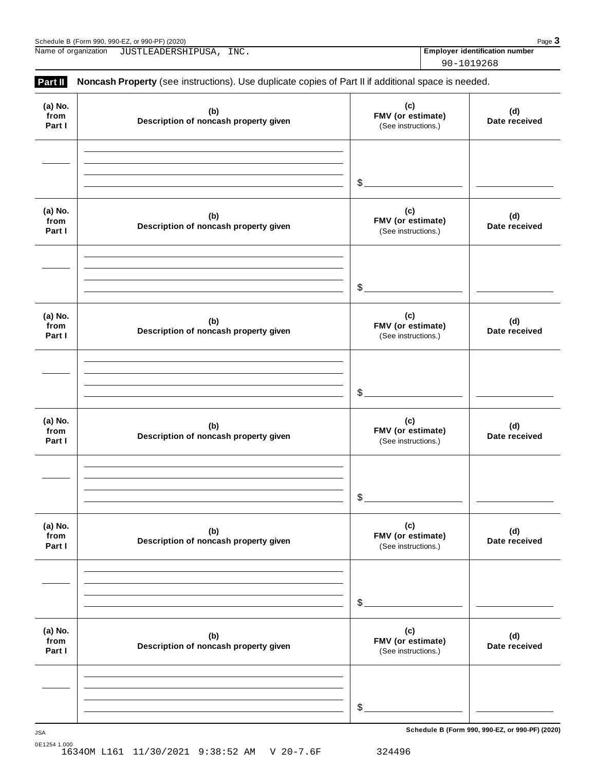Name of organization JUSTLEADERSHIPUSA, INC. | **Employer identification number** 90-1019268

**Part II** **Noncash Property** (see instructions). Use duplicate copies of Part II if additional space is needed.

| (a) No. from Part I | (b) Description of noncash property given | (c) FMV (or estimate) (See instructions.) | (d) Date received |
|---|---|---|---|
| | | $ | |

| (a) No. from Part I | (b) Description of noncash property given | (c) FMV (or estimate) (See instructions.) | (d) Date received |
|---|---|---|---|
| | | $ | |

| (a) No. from Part I | (b) Description of noncash property given | (c) FMV (or estimate) (See instructions.) | (d) Date received |
|---|---|---|---|
| | | $ | |

| (a) No. from Part I | (b) Description of noncash property given | (c) FMV (or estimate) (See instructions.) | (d) Date received |
|---|---|---|---|
| | | $ | |

| (a) No. from Part I | (b) Description of noncash property given | (c) FMV (or estimate) (See instructions.) | (d) Date received |
|---|---|---|---|
| | | $ | |

| (a) No. from Part I | (b) Description of noncash property given | (c) FMV (or estimate) (See instructions.) | (d) Date received |
|---|---|---|---|
| | | $ | |

JSA

0E1254 1.000

1634OM L161 11/30/2021 9:38:52 AM V 20-7.6F 324496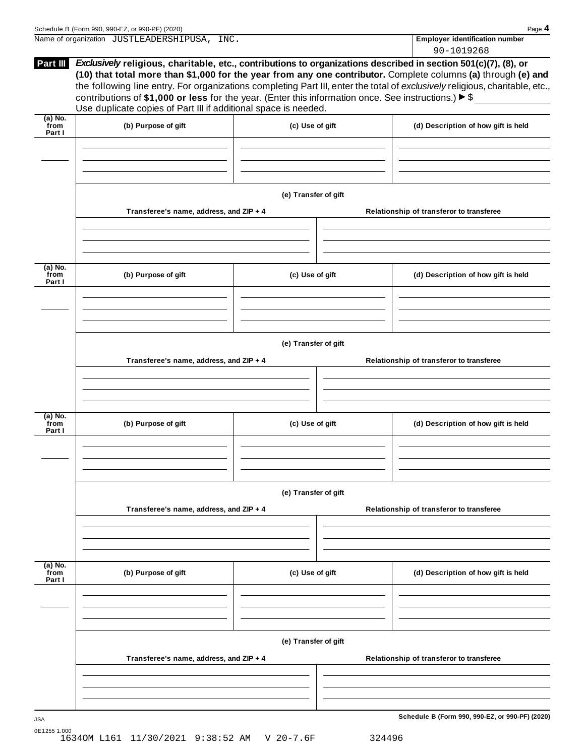Name of organization JUSTLEADERSHIPUSA, INC.

**Employer identification number**
90-1019268

**Part III** ***Exclusively*** **religious, charitable, etc., contributions to organizations described in section 501(c)(7), (8), or (10) that total more than $1,000 for the year from any one contributor.** Complete columns **(a)** through **(e)** and the following line entry. For organizations completing Part III, enter the total of *exclusively* religious, charitable, etc., contributions of **$1,000 or less** for the year. (Enter this information once. See instructions.) ▶ $

Use duplicate copies of Part III if additional space is needed.

| (a) No. from Part I | (b) Purpose of gift | (c) Use of gift | (d) Description of how gift is held |
|---|---|---|---|
| | | | |

**(e) Transfer of gift**

| Transferee's name, address, and ZIP + 4 | Relationship of transferor to transferee |
|---|---|
| | |

| (a) No. from Part I | (b) Purpose of gift | (c) Use of gift | (d) Description of how gift is held |
|---|---|---|---|
| | | | |

**(e) Transfer of gift**

| Transferee's name, address, and ZIP + 4 | Relationship of transferor to transferee |
|---|---|
| | |

| (a) No. from Part I | (b) Purpose of gift | (c) Use of gift | (d) Description of how gift is held |
|---|---|---|---|
| | | | |

**(e) Transfer of gift**

| Transferee's name, address, and ZIP + 4 | Relationship of transferor to transferee |
|---|---|
| | |

| (a) No. from Part I | (b) Purpose of gift | (c) Use of gift | (d) Description of how gift is held |
|---|---|---|---|
| | | | |

**(e) Transfer of gift**

| Transferee's name, address, and ZIP + 4 | Relationship of transferor to transferee |
|---|---|
| | |

JSA
0E1255 1.000
1634OM L161 11/30/2021 9:38:52 AM V 20-7.6F 324496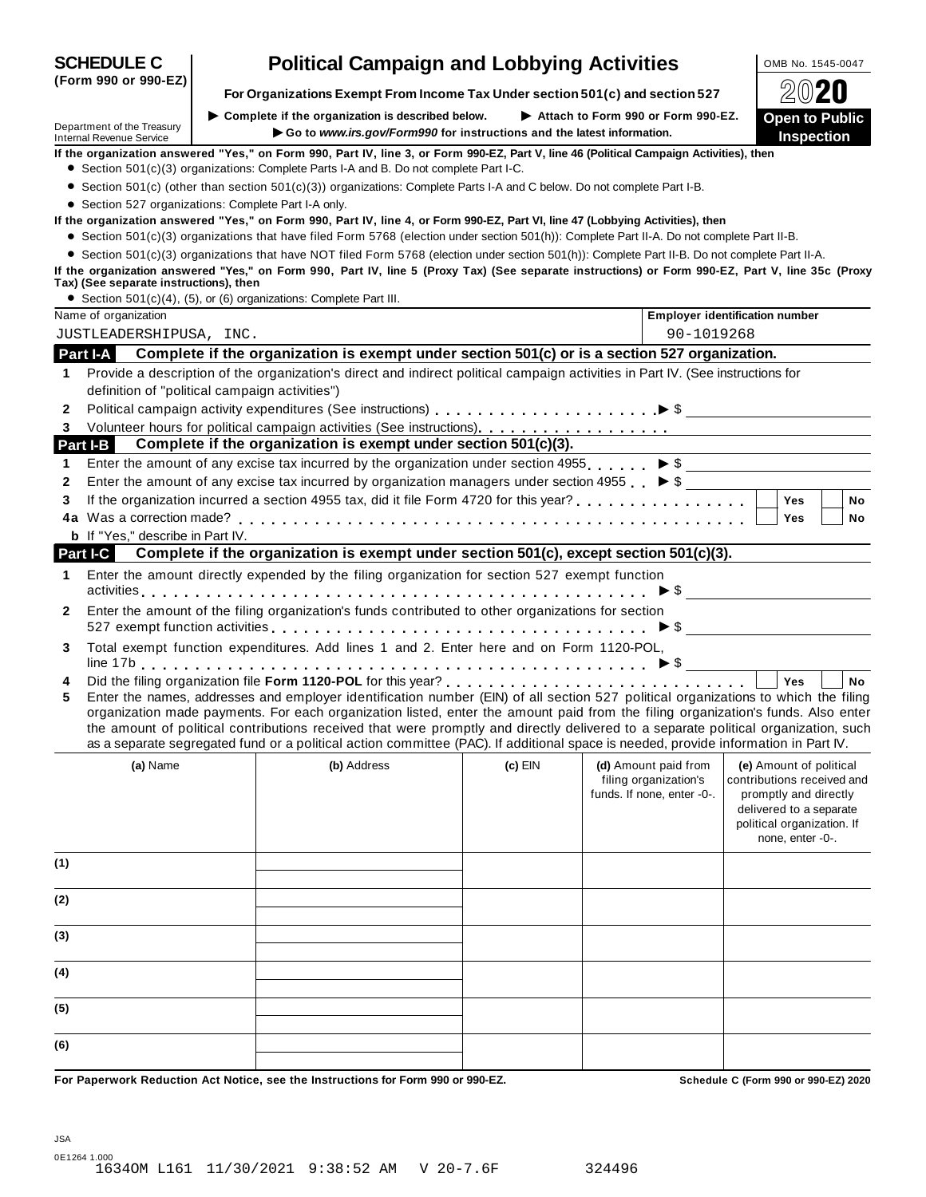# SCHEDULE C (Form 990 or 990-EZ)

## Political Campaign and Lobbying Activities

**For Organizations Exempt From Income Tax Under section 501(c) and section 527**

▶ Complete if the organization is described below. ▶ Attach to Form 990 or Form 990-EZ.

▶ Go to *www.irs.gov/Form990* for instructions and the latest information.

Department of the Treasury
Internal Revenue Service

OMB No. 1545-0047

2020

**Open to Public Inspection**

**If the organization answered "Yes," on Form 990, Part IV, line 3, or Form 990-EZ, Part V, line 46 (Political Campaign Activities), then**

- Section 501(c)(3) organizations: Complete Parts I-A and B. Do not complete Part I-C.
- Section 501(c) (other than section 501(c)(3)) organizations: Complete Parts I-A and C below. Do not complete Part I-B.
- Section 527 organizations: Complete Part I-A only.

**If the organization answered "Yes," on Form 990, Part IV, line 4, or Form 990-EZ, Part VI, line 47 (Lobbying Activities), then**

- Section 501(c)(3) organizations that have filed Form 5768 (election under section 501(h)): Complete Part II-A. Do not complete Part II-B.
- Section 501(c)(3) organizations that have NOT filed Form 5768 (election under section 501(h)): Complete Part II-B. Do not complete Part II-A.

**If the organization answered "Yes," on Form 990, Part IV, line 5 (Proxy Tax) (See separate instructions) or Form 990-EZ, Part V, line 35c (Proxy Tax) (See separate instructions), then**

- Section 501(c)(4), (5), or (6) organizations: Complete Part III.

| Name of organization | Employer identification number |
|---|---|
| JUSTLEADERSHIPUSA, INC. | 90-1019268 |

### Part I-A Complete if the organization is exempt under section 501(c) or is a section 527 organization.

1 Provide a description of the organization's direct and indirect political campaign activities in Part IV. (See instructions for definition of "political campaign activities")

2 Political campaign activity expenditures (See instructions) ▶ $

3 Volunteer hours for political campaign activities (See instructions).

### Part I-B Complete if the organization is exempt under section 501(c)(3).

1 Enter the amount of any excise tax incurred by the organization under section 4955 ▶ $

2 Enter the amount of any excise tax incurred by organization managers under section 4955 ▶ $

3 If the organization incurred a section 4955 tax, did it file Form 4720 for this year? ☐ Yes ☐ No

4a Was a correction made? ☐ Yes ☐ No

b If "Yes," describe in Part IV.

### Part I-C Complete if the organization is exempt under section 501(c), except section 501(c)(3).

1 Enter the amount directly expended by the filing organization for section 527 exempt function activities ▶ $

2 Enter the amount of the filing organization's funds contributed to other organizations for section 527 exempt function activities ▶ $

3 Total exempt function expenditures. Add lines 1 and 2. Enter here and on Form 1120-POL, line 17b ▶ $

4 Did the filing organization file **Form 1120-POL** for this year? ☐ Yes ☐ No

5 Enter the names, addresses and employer identification number (EIN) of all section 527 political organizations to which the filing organization made payments. For each organization listed, enter the amount paid from the filing organization's funds. Also enter the amount of political contributions received that were promptly and directly delivered to a separate political organization, such as a separate segregated fund or a political action committee (PAC). If additional space is needed, provide information in Part IV.

| | (a) Name | (b) Address | (c) EIN | (d) Amount paid from filing organization's funds. If none, enter -0-. | (e) Amount of political contributions received and promptly and directly delivered to a separate political organization. If none, enter -0-. |
|---|---|---|---|---|---|
| (1) | | | | | |
| (2) | | | | | |
| (3) | | | | | |
| (4) | | | | | |
| (5) | | | | | |
| (6) | | | | | |

**For Paperwork Reduction Act Notice, see the Instructions for Form 990 or 990-EZ.** **Schedule C (Form 990 or 990-EZ) 2020**

JSA
0E1264 1.000
1634OM L161 11/30/2021 9:38:52 AM V 20-7.6F 324496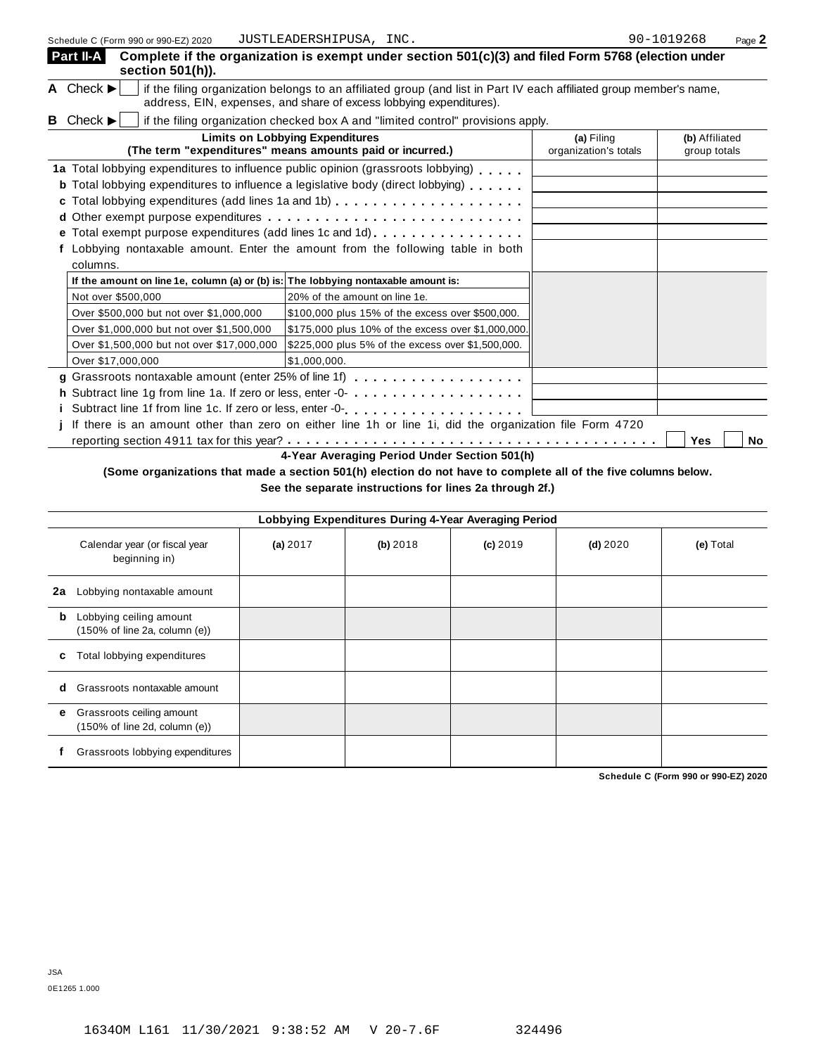Schedule C (Form 990 or 990-EZ) 2020 JUSTLEADERSHIPUSA, INC. 90-1019268

## Part II-A Complete if the organization is exempt under section 501(c)(3) and filed Form 5768 (election under section 501(h)).

**A** Check ▶ ☐ if the filing organization belongs to an affiliated group (and list in Part IV each affiliated group member's name, address, EIN, expenses, and share of excess lobbying expenditures).

**B** Check ▶ ☐ if the filing organization checked box A and "limited control" provisions apply.

| Limits on Lobbying Expenditures (The term "expenditures" means amounts paid or incurred.) | (a) Filing organization's totals | (b) Affiliated group totals |
|---|---|---|
| **1a** Total lobbying expenditures to influence public opinion (grassroots lobbying) | | |
| **b** Total lobbying expenditures to influence a legislative body (direct lobbying) | | |
| **c** Total lobbying expenditures (add lines 1a and 1b) | | |
| **d** Other exempt purpose expenditures | | |
| **e** Total exempt purpose expenditures (add lines 1c and 1d) | | |
| **f** Lobbying nontaxable amount. Enter the amount from the following table in both columns. | | |

| If the amount on line 1e, column (a) or (b) is: | The lobbying nontaxable amount is: |
|---|---|
| Not over $500,000 | 20% of the amount on line 1e. |
| Over $500,000 but not over $1,000,000 | $100,000 plus 15% of the excess over $500,000. |
| Over $1,000,000 but not over $1,500,000 | $175,000 plus 10% of the excess over $1,000,000. |
| Over $1,500,000 but not over $17,000,000 | $225,000 plus 5% of the excess over $1,500,000. |
| Over $17,000,000 | $1,000,000. |

| | (a) Filing organization's totals | (b) Affiliated group totals |
|---|---|---|
| **g** Grassroots nontaxable amount (enter 25% of line 1f) | | |
| **h** Subtract line 1g from line 1a. If zero or less, enter -0- | | |
| **i** Subtract line 1f from line 1c. If zero or less, enter -0- | | |

**j** If there is an amount other than zero on either line 1h or line 1i, did the organization file Form 4720 reporting section 4911 tax for this year? ☐ Yes ☐ No

### 4-Year Averaging Period Under Section 501(h)

**(Some organizations that made a section 501(h) election do not have to complete all of the five columns below. See the separate instructions for lines 2a through 2f.)**

| Lobbying Expenditures During 4-Year Averaging Period | | | | | |
|---|---|---|---|---|---|
| Calendar year (or fiscal year beginning in) | (a) 2017 | (b) 2018 | (c) 2019 | (d) 2020 | (e) Total |
| **2a** Lobbying nontaxable amount | | | | | |
| **b** Lobbying ceiling amount (150% of line 2a, column (e)) | | | | | |
| **c** Total lobbying expenditures | | | | | |
| **d** Grassroots nontaxable amount | | | | | |
| **e** Grassroots ceiling amount (150% of line 2d, column (e)) | | | | | |
| **f** Grassroots lobbying expenditures | | | | | |

Schedule C (Form 990 or 990-EZ) 2020

JSA
0E1265 1.000

1634OM L161 11/30/2021 9:38:52 AM V 20-7.6F 324496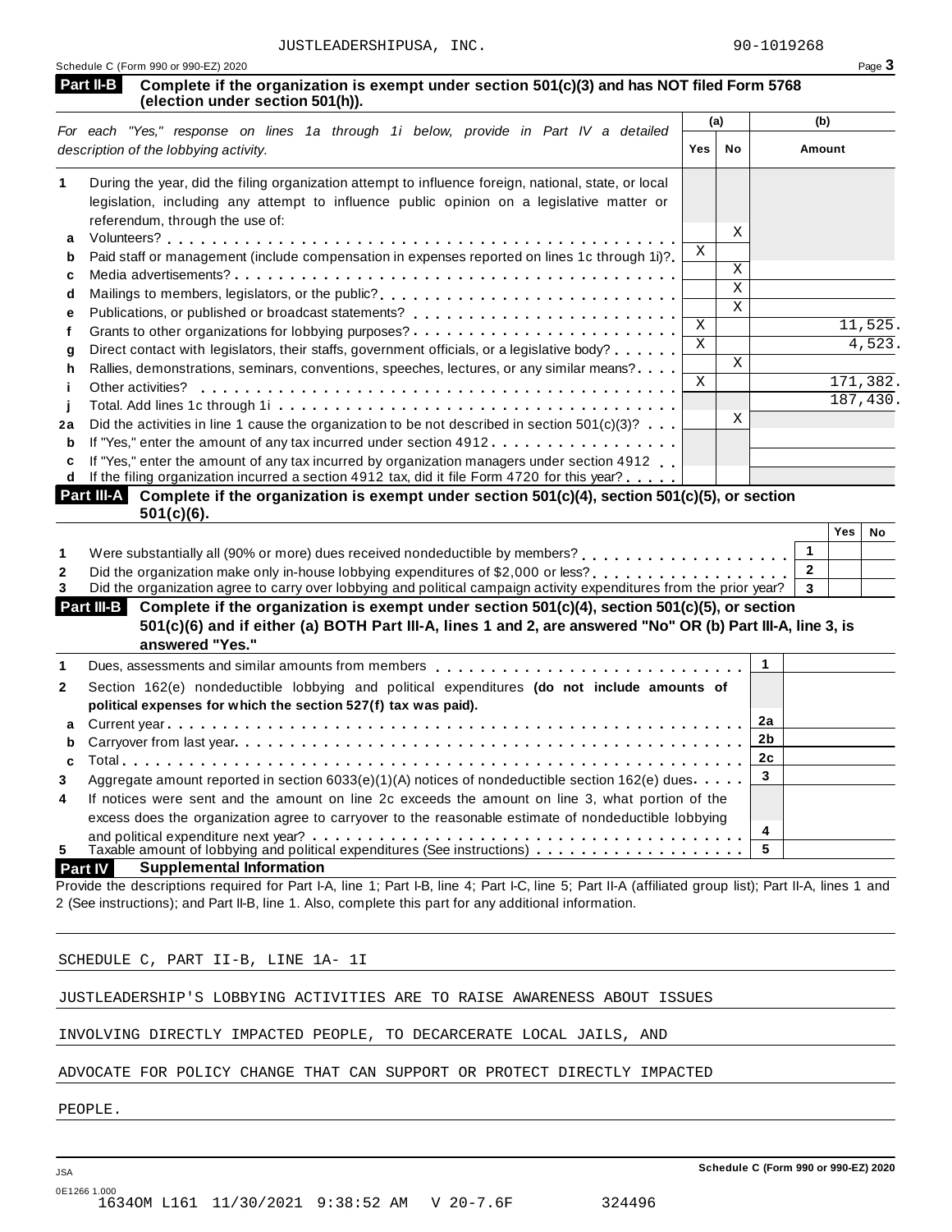JUSTLEADERSHIPUSA, INC. 90-1019268

Schedule C (Form 990 or 990-EZ) 2020

## Part II-B Complete if the organization is exempt under section 501(c)(3) and has NOT filed Form 5768 (election under section 501(h)).

| *For each "Yes," response on lines 1a through 1i below, provide in Part IV a detailed description of the lobbying activity.* | (a) Yes | (a) No | (b) Amount |
|---|---|---|---|
| **1** During the year, did the filing organization attempt to influence foreign, national, state, or local legislation, including any attempt to influence public opinion on a legislative matter or referendum, through the use of: | | | |
| **a** Volunteers? | | X | |
| **b** Paid staff or management (include compensation in expenses reported on lines 1c through 1i)? | X | | |
| **c** Media advertisements? | | X | |
| **d** Mailings to members, legislators, or the public? | | X | |
| **e** Publications, or published or broadcast statements? | | X | |
| **f** Grants to other organizations for lobbying purposes? | X | | 11,525. |
| **g** Direct contact with legislators, their staffs, government officials, or a legislative body? | X | | 4,523. |
| **h** Rallies, demonstrations, seminars, conventions, speeches, lectures, or any similar means? | | X | |
| **i** Other activities? | X | | 171,382. |
| **j** Total. Add lines 1c through 1i | | | 187,430. |
| **2a** Did the activities in line 1 cause the organization to be not described in section 501(c)(3)? | | X | |
| **b** If "Yes," enter the amount of any tax incurred under section 4912 | | | |
| **c** If "Yes," enter the amount of any tax incurred by organization managers under section 4912 | | | |
| **d** If the filing organization incurred a section 4912 tax, did it file Form 4720 for this year? | | | |

## Part III-A Complete if the organization is exempt under section 501(c)(4), section 501(c)(5), or section 501(c)(6).

| | | Yes | No |
|---|---|---|---|
| **1** Were substantially all (90% or more) dues received nondeductible by members? | 1 | | |
| **2** Did the organization make only in-house lobbying expenditures of $2,000 or less? | 2 | | |
| **3** Did the organization agree to carry over lobbying and political campaign activity expenditures from the prior year? | 3 | | |

## Part III-B Complete if the organization is exempt under section 501(c)(4), section 501(c)(5), or section 501(c)(6) and if either (a) BOTH Part III-A, lines 1 and 2, are answered "No" OR (b) Part III-A, line 3, is answered "Yes."

| | | |
|---|---|---|
| **1** Dues, assessments and similar amounts from members | 1 | |
| **2** Section 162(e) nondeductible lobbying and political expenditures **(do not include amounts of political expenses for which the section 527(f) tax was paid).** | | |
| **a** Current year | 2a | |
| **b** Carryover from last year | 2b | |
| **c** Total | 2c | |
| **3** Aggregate amount reported in section 6033(e)(1)(A) notices of nondeductible section 162(e) dues | 3 | |
| **4** If notices were sent and the amount on line 2c exceeds the amount on line 3, what portion of the excess does the organization agree to carryover to the reasonable estimate of nondeductible lobbying and political expenditure next year? | 4 | |
| **5** Taxable amount of lobbying and political expenditures (See instructions) | 5 | |

## Part IV Supplemental Information

Provide the descriptions required for Part I-A, line 1; Part I-B, line 4; Part I-C, line 5; Part II-A (affiliated group list); Part II-A, lines 1 and 2 (See instructions); and Part II-B, line 1. Also, complete this part for any additional information.

SCHEDULE C, PART II-B, LINE 1A- 1I

JUSTLEADERSHIP'S LOBBYING ACTIVITIES ARE TO RAISE AWARENESS ABOUT ISSUES INVOLVING DIRECTLY IMPACTED PEOPLE, TO DECARCERATE LOCAL JAILS, AND ADVOCATE FOR POLICY CHANGE THAT CAN SUPPORT OR PROTECT DIRECTLY IMPACTED PEOPLE.

Schedule C (Form 990 or 990-EZ) 2020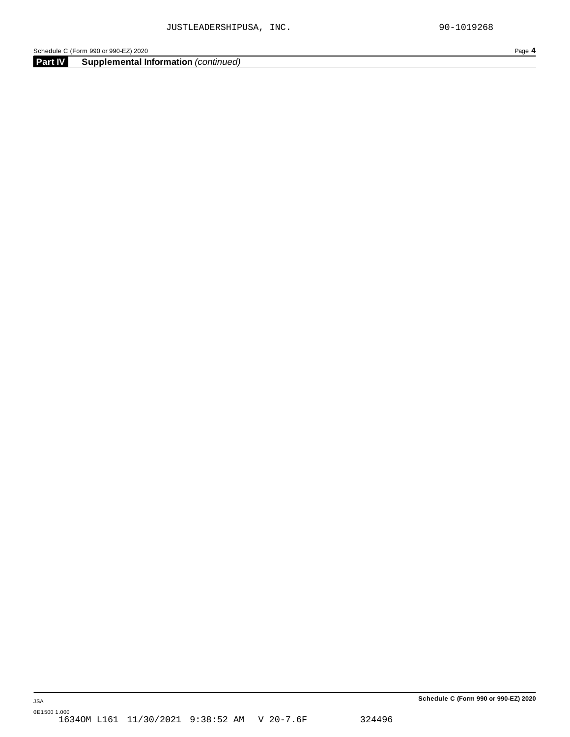JUSTLEADERSHIPUSA, INC. 90-1019268

Schedule C (Form 990 or 990-EZ) 2020 Page **4**

**Part IV** **Supplemental Information** *(continued)*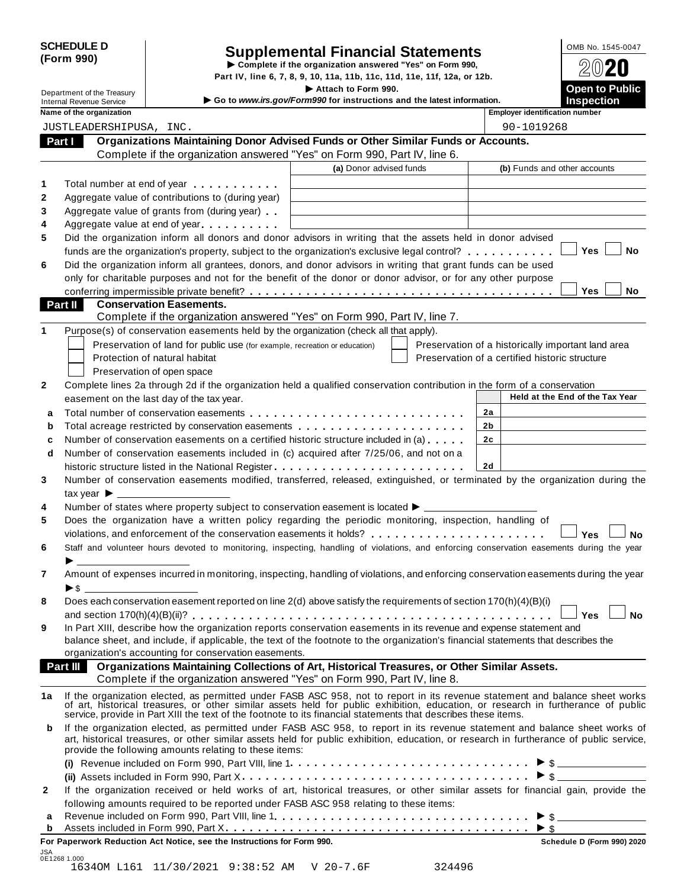**SCHEDULE D (Form 990)**

Department of the Treasury
Internal Revenue Service

# Supplemental Financial Statements

▶ Complete if the organization answered "Yes" on Form 990, Part IV, line 6, 7, 8, 9, 10, 11a, 11b, 11c, 11d, 11e, 11f, 12a, or 12b.

▶ Attach to Form 990.

▶ Go to *www.irs.gov/Form990* for instructions and the latest information.

OMB No. 1545-0047

**2020**

**Open to Public Inspection**

| Name of the organization | Employer identification number |
|---|---|
| JUSTLEADERSHIPUSA, INC. | 90-1019268 |

## Part I Organizations Maintaining Donor Advised Funds or Other Similar Funds or Accounts.

Complete if the organization answered "Yes" on Form 990, Part IV, line 6.

| | | (a) Donor advised funds | (b) Funds and other accounts |
|---|---|---|---|
| 1 | Total number at end of year | | |
| 2 | Aggregate value of contributions to (during year) | | |
| 3 | Aggregate value of grants from (during year) | | |
| 4 | Aggregate value at end of year | | |

5 Did the organization inform all donors and donor advisors in writing that the assets held in donor advised funds are the organization's property, subject to the organization's exclusive legal control? ☐ Yes ☐ No

6 Did the organization inform all grantees, donors, and donor advisors in writing that grant funds can be used only for charitable purposes and not for the benefit of the donor or donor advisor, or for any other purpose conferring impermissible private benefit? ☐ Yes ☐ No

## Part II Conservation Easements.

Complete if the organization answered "Yes" on Form 990, Part IV, line 7.

1 Purpose(s) of conservation easements held by the organization (check all that apply).

- ☐ Preservation of land for public use (for example, recreation or education)
- ☐ Protection of natural habitat
- ☐ Preservation of open space
- ☐ Preservation of a historically important land area
- ☐ Preservation of a certified historic structure

2 Complete lines 2a through 2d if the organization held a qualified conservation contribution in the form of a conservation easement on the last day of the tax year.

| | | | Held at the End of the Tax Year |
|---|---|---|---|
| a | Total number of conservation easements | 2a | |
| b | Total acreage restricted by conservation easements | 2b | |
| c | Number of conservation easements on a certified historic structure included in (a) | 2c | |
| d | Number of conservation easements included in (c) acquired after 7/25/06, and not on a historic structure listed in the National Register | 2d | |

3 Number of conservation easements modified, transferred, released, extinguished, or terminated by the organization during the tax year ▶

4 Number of states where property subject to conservation easement is located ▶

5 Does the organization have a written policy regarding the periodic monitoring, inspection, handling of violations, and enforcement of the conservation easements it holds? ☐ Yes ☐ No

6 Staff and volunteer hours devoted to monitoring, inspecting, handling of violations, and enforcing conservation easements during the year ▶

7 Amount of expenses incurred in monitoring, inspecting, handling of violations, and enforcing conservation easements during the year ▶ $

8 Does each conservation easement reported on line 2(d) above satisfy the requirements of section 170(h)(4)(B)(i) and section 170(h)(4)(B)(ii)? ☐ Yes ☐ No

9 In Part XIII, describe how the organization reports conservation easements in its revenue and expense statement and balance sheet, and include, if applicable, the text of the footnote to the organization's financial statements that describes the organization's accounting for conservation easements.

## Part III Organizations Maintaining Collections of Art, Historical Treasures, or Other Similar Assets.

Complete if the organization answered "Yes" on Form 990, Part IV, line 8.

1a If the organization elected, as permitted under FASB ASC 958, not to report in its revenue statement and balance sheet works of art, historical treasures, or other similar assets held for public exhibition, education, or research in furtherance of public service, provide in Part XIII the text of the footnote to its financial statements that describes these items.

b If the organization elected, as permitted under FASB ASC 958, to report in its revenue statement and balance sheet works of art, historical treasures, or other similar assets held for public exhibition, education, or research in furtherance of public service, provide the following amounts relating to these items:

(i) Revenue included on Form 990, Part VIII, line 1 ▶ $

(ii) Assets included in Form 990, Part X ▶ $

2 If the organization received or held works of art, historical treasures, or other similar assets for financial gain, provide the following amounts required to be reported under FASB ASC 958 relating to these items:

a Revenue included on Form 990, Part VIII, line 1 ▶ $

b Assets included in Form 990, Part X ▶ $

**For Paperwork Reduction Act Notice, see the Instructions for Form 990.** **Schedule D (Form 990) 2020**

JSA
0E1268 1.000
16340M L161 11/30/2021 9:38:52 AM V 20-7.6F 324496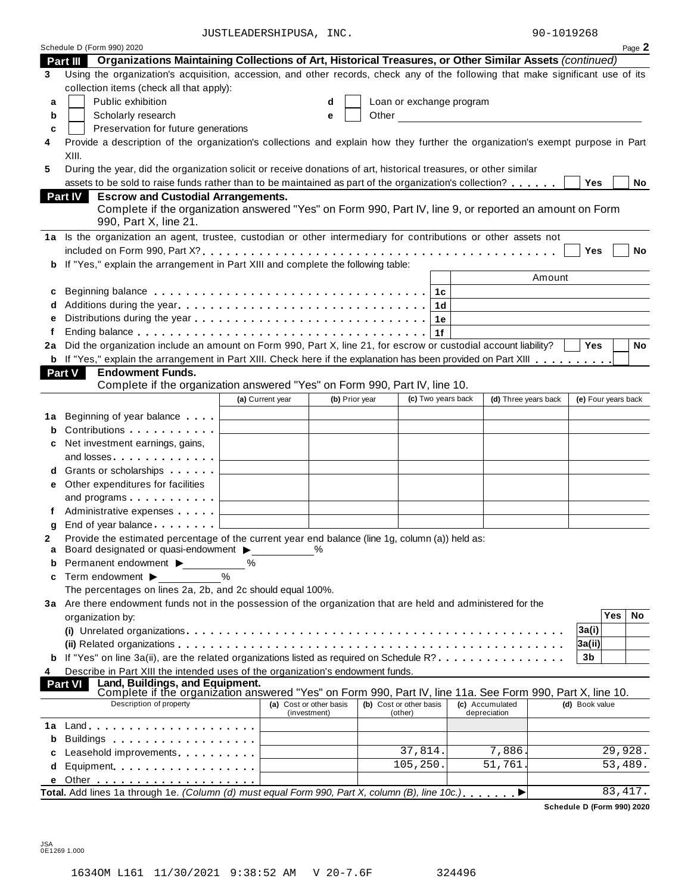JUSTLEADERSHIPUSA, INC. 90-1019268

Schedule D (Form 990) 2020 Page **2**

## Part III Organizations Maintaining Collections of Art, Historical Treasures, or Other Similar Assets *(continued)*

**3** Using the organization's acquisition, accession, and other records, check any of the following that make significant use of its collection items (check all that apply):

- **a** ☐ Public exhibition
- **b** ☐ Scholarly research
- **c** ☐ Preservation for future generations
- **d** ☐ Loan or exchange program
- **e** ☐ Other

**4** Provide a description of the organization's collections and explain how they further the organization's exempt purpose in Part XIII.

**5** During the year, did the organization solicit or receive donations of art, historical treasures, or other similar assets to be sold to raise funds rather than to be maintained as part of the organization's collection? ☐ Yes ☐ No

## Part IV Escrow and Custodial Arrangements.

Complete if the organization answered "Yes" on Form 990, Part IV, line 9, or reported an amount on Form 990, Part X, line 21.

**1a** Is the organization an agent, trustee, custodian or other intermediary for contributions or other assets not included on Form 990, Part X? ☐ Yes ☐ No

**b** If "Yes," explain the arrangement in Part XIII and complete the following table:

| | | | Amount |
|---|---|---|---|
| **c** | Beginning balance | 1c | |
| **d** | Additions during the year | 1d | |
| **e** | Distributions during the year | 1e | |
| **f** | Ending balance | 1f | |

**2a** Did the organization include an amount on Form 990, Part X, line 21, for escrow or custodial account liability? ☐ Yes ☐ No

**b** If "Yes," explain the arrangement in Part XIII. Check here if the explanation has been provided on Part XIII ☐

## Part V Endowment Funds.

Complete if the organization answered "Yes" on Form 990, Part IV, line 10.

| | | (a) Current year | (b) Prior year | (c) Two years back | (d) Three years back | (e) Four years back |
|---|---|---|---|---|---|---|
| **1a** | Beginning of year balance | | | | | |
| **b** | Contributions | | | | | |
| **c** | Net investment earnings, gains, and losses | | | | | |
| **d** | Grants or scholarships | | | | | |
| **e** | Other expenditures for facilities and programs | | | | | |
| **f** | Administrative expenses | | | | | |
| **g** | End of year balance | | | | | |

**2** Provide the estimated percentage of the current year end balance (line 1g, column (a)) held as:

- **a** Board designated or quasi-endowment ▶ ____ %
- **b** Permanent endowment ▶ ____ %
- **c** Term endowment ▶ ____ %

The percentages on lines 2a, 2b, and 2c should equal 100%.

**3a** Are there endowment funds not in the possession of the organization that are held and administered for the organization by:

| | | | Yes | No |
|---|---|---|---|---|
| | (i) Unrelated organizations | 3a(i) | | |
| | (ii) Related organizations | 3a(ii) | | |
| **b** | If "Yes" on line 3a(ii), are the related organizations listed as required on Schedule R? | 3b | | |

**4** Describe in Part XIII the intended uses of the organization's endowment funds.

## Part VI Land, Buildings, and Equipment.

Complete if the organization answered "Yes" on Form 990, Part IV, line 11a. See Form 990, Part X, line 10.

| | Description of property | (a) Cost or other basis (investment) | (b) Cost or other basis (other) | (c) Accumulated depreciation | (d) Book value |
|---|---|---|---|---|---|
| **1a** | Land | | | | |
| **b** | Buildings | | | | |
| **c** | Leasehold improvements | | 37,814. | 7,886. | 29,928. |
| **d** | Equipment | | 105,250. | 51,761. | 53,489. |
| **e** | Other | | | | |
| | **Total.** Add lines 1a through 1e. *(Column (d) must equal Form 990, Part X, column (B), line 10c.)* ▶ | | | | 83,417. |

**Schedule D (Form 990) 2020**

JSA 0E1269 1.000

1634OM L161 11/30/2021 9:38:52 AM V 20-7.6F 324496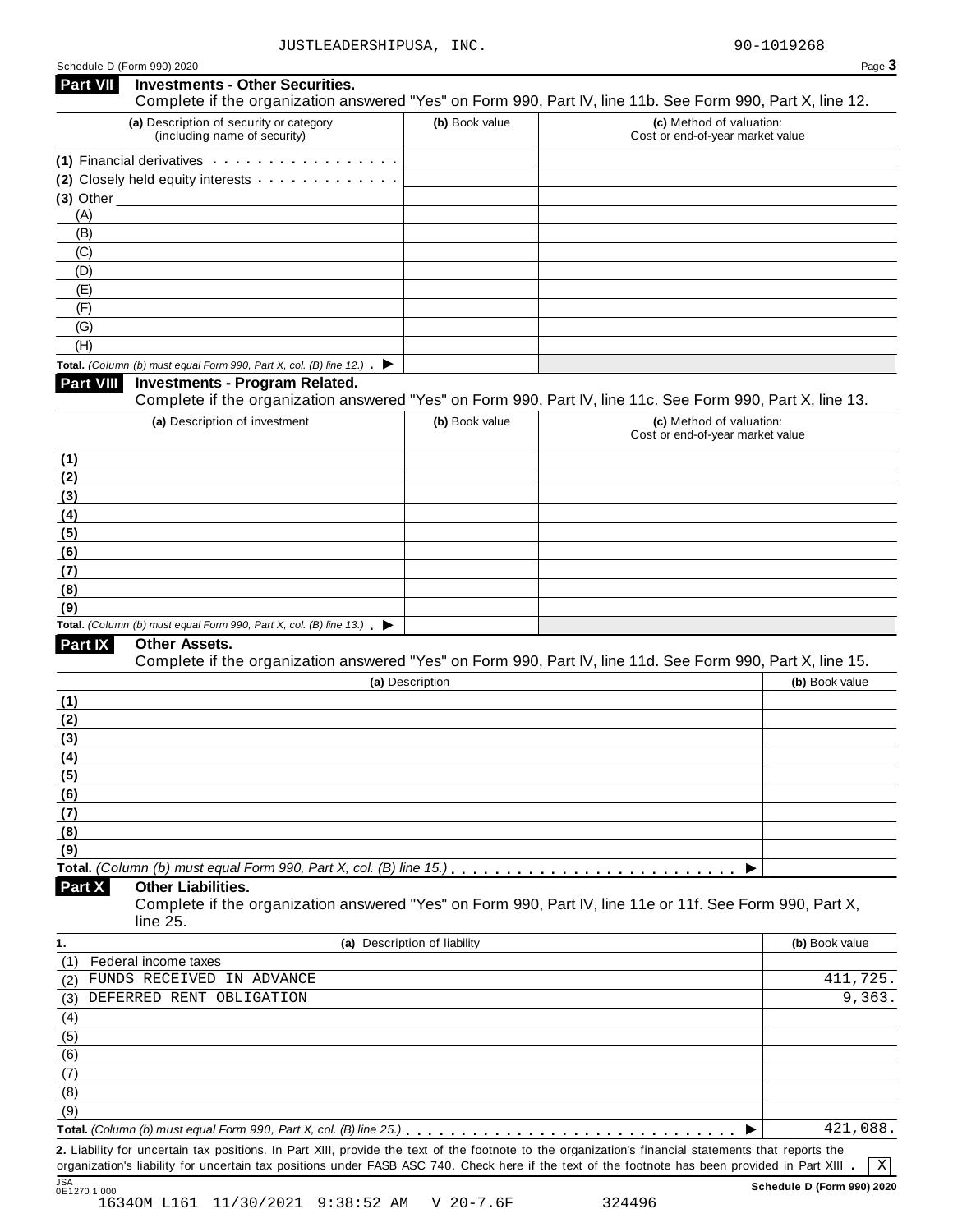JUSTLEADERSHIPUSA, INC. 90-1019268

Schedule D (Form 990) 2020 Page **3**

## Part VII Investments - Other Securities.

Complete if the organization answered "Yes" on Form 990, Part IV, line 11b. See Form 990, Part X, line 12.

| (a) Description of security or category (including name of security) | (b) Book value | (c) Method of valuation: Cost or end-of-year market value |
|---|---|---|
| (1) Financial derivatives | | |
| (2) Closely held equity interests | | |
| (3) Other | | |
| (A) | | |
| (B) | | |
| (C) | | |
| (D) | | |
| (E) | | |
| (F) | | |
| (G) | | |
| (H) | | |
| **Total.** *(Column (b) must equal Form 990, Part X, col. (B) line 12.)* ▶ | | |

## Part VIII Investments - Program Related.

Complete if the organization answered "Yes" on Form 990, Part IV, line 11c. See Form 990, Part X, line 13.

| (a) Description of investment | (b) Book value | (c) Method of valuation: Cost or end-of-year market value |
|---|---|---|
| (1) | | |
| (2) | | |
| (3) | | |
| (4) | | |
| (5) | | |
| (6) | | |
| (7) | | |
| (8) | | |
| (9) | | |
| **Total.** *(Column (b) must equal Form 990, Part X, col. (B) line 13.)* ▶ | | |

## Part IX Other Assets.

Complete if the organization answered "Yes" on Form 990, Part IV, line 11d. See Form 990, Part X, line 15.

| (a) Description | (b) Book value |
|---|---|
| (1) | |
| (2) | |
| (3) | |
| (4) | |
| (5) | |
| (6) | |
| (7) | |
| (8) | |
| (9) | |
| **Total.** *(Column (b) must equal Form 990, Part X, col. (B) line 15.)* ▶ | |

## Part X Other Liabilities.

Complete if the organization answered "Yes" on Form 990, Part IV, line 11e or 11f. See Form 990, Part X, line 25.

| 1. (a) Description of liability | (b) Book value |
|---|---|
| (1) Federal income taxes | |
| (2) FUNDS RECEIVED IN ADVANCE | 411,725. |
| (3) DEFERRED RENT OBLIGATION | 9,363. |
| (4) | |
| (5) | |
| (6) | |
| (7) | |
| (8) | |
| (9) | |
| **Total.** *(Column (b) must equal Form 990, Part X, col. (B) line 25.)* ▶ | 421,088. |

**2.** Liability for uncertain tax positions. In Part XIII, provide the text of the footnote to the organization's financial statements that reports the organization's liability for uncertain tax positions under FASB ASC 740. Check here if the text of the footnote has been provided in Part XIII . [X]

JSA 0E1270 1.000 **Schedule D (Form 990) 2020**

1634OM L161 11/30/2021 9:38:52 AM V 20-7.6F 324496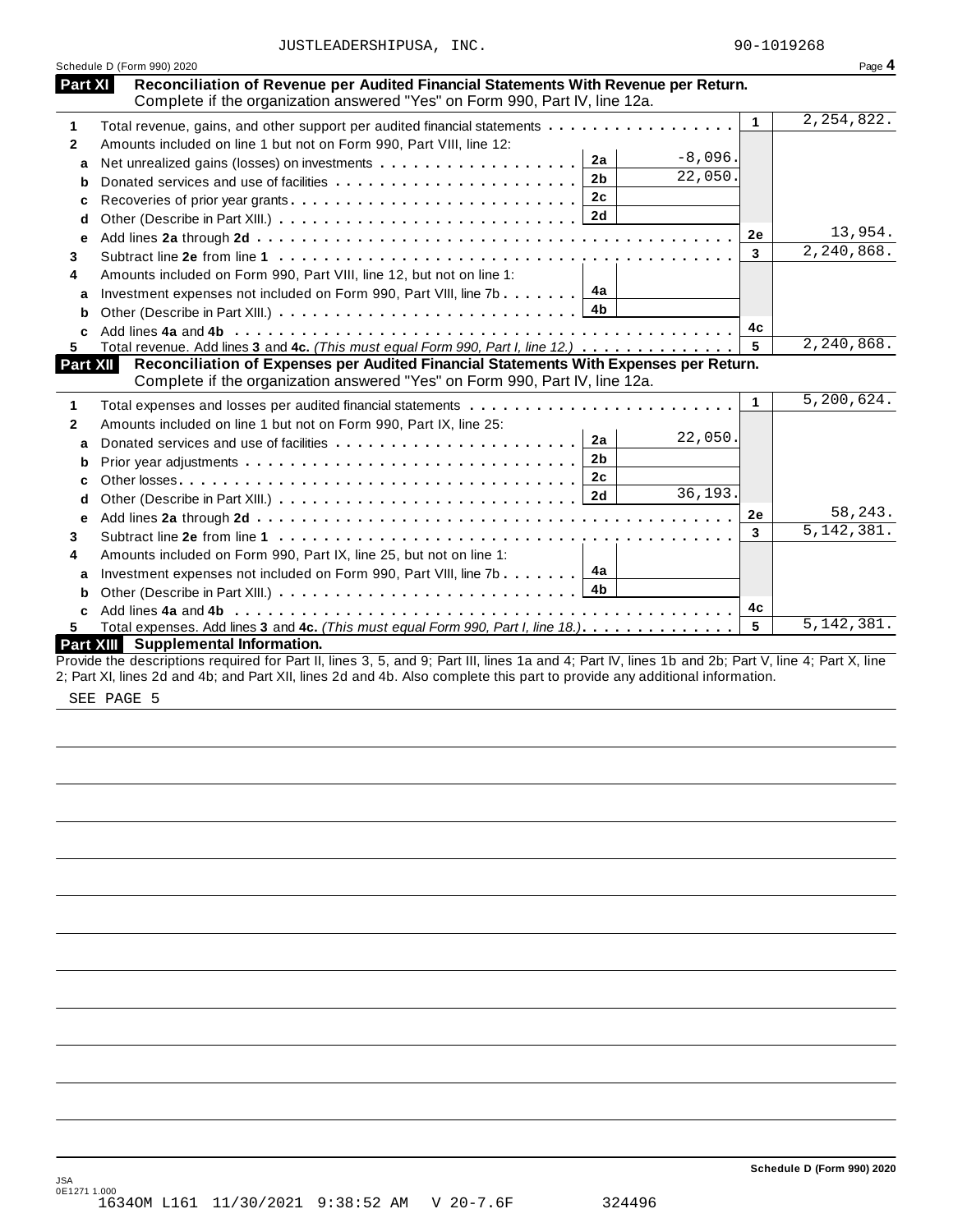JUSTLEADERSHIPUSA, INC. 90-1019268

Schedule D (Form 990) 2020

## Part XI Reconciliation of Revenue per Audited Financial Statements With Revenue per Return.

Complete if the organization answered "Yes" on Form 990, Part IV, line 12a.

| | | | | | |
|---|---|---|---|---|---|
| 1 | Total revenue, gains, and other support per audited financial statements | | | 1 | 2,254,822. |
| 2 | Amounts included on line 1 but not on Form 990, Part VIII, line 12: | | | | |
| a | Net unrealized gains (losses) on investments | 2a | -8,096. | | |
| b | Donated services and use of facilities | 2b | 22,050. | | |
| c | Recoveries of prior year grants | 2c | | | |
| d | Other (Describe in Part XIII.) | 2d | | | |
| e | Add lines **2a** through **2d** | | | 2e | 13,954. |
| 3 | Subtract line **2e** from line **1** | | | 3 | 2,240,868. |
| 4 | Amounts included on Form 990, Part VIII, line 12, but not on line 1: | | | | |
| a | Investment expenses not included on Form 990, Part VIII, line 7b | 4a | | | |
| b | Other (Describe in Part XIII.) | 4b | | | |
| c | Add lines **4a** and **4b** | | | 4c | |
| 5 | Total revenue. Add lines **3** and **4c.** *(This must equal Form 990, Part I, line 12.)* | | | 5 | 2,240,868. |

## Part XII Reconciliation of Expenses per Audited Financial Statements With Expenses per Return.

Complete if the organization answered "Yes" on Form 990, Part IV, line 12a.

| | | | | | |
|---|---|---|---|---|---|
| 1 | Total expenses and losses per audited financial statements | | | 1 | 5,200,624. |
| 2 | Amounts included on line 1 but not on Form 990, Part IX, line 25: | | | | |
| a | Donated services and use of facilities | 2a | 22,050. | | |
| b | Prior year adjustments | 2b | | | |
| c | Other losses | 2c | | | |
| d | Other (Describe in Part XIII.) | 2d | 36,193. | | |
| e | Add lines **2a** through **2d** | | | 2e | 58,243. |
| 3 | Subtract line **2e** from line **1** | | | 3 | 5,142,381. |
| 4 | Amounts included on Form 990, Part IX, line 25, but not on line 1: | | | | |
| a | Investment expenses not included on Form 990, Part VIII, line 7b | 4a | | | |
| b | Other (Describe in Part XIII.) | 4b | | | |
| c | Add lines **4a** and **4b** | | | 4c | |
| 5 | Total expenses. Add lines **3** and **4c.** *(This must equal Form 990, Part I, line 18.)* | | | 5 | 5,142,381. |

## Part XIII Supplemental Information.

Provide the descriptions required for Part II, lines 3, 5, and 9; Part III, lines 1a and 4; Part IV, lines 1b and 2b; Part V, line 4; Part X, line 2; Part XI, lines 2d and 4b; and Part XII, lines 2d and 4b. Also complete this part to provide any additional information.

SEE PAGE 5

Schedule D (Form 990) 2020

JSA
0E1271 1.000
1634OM L161 11/30/2021 9:38:52 AM V 20-7.6F 324496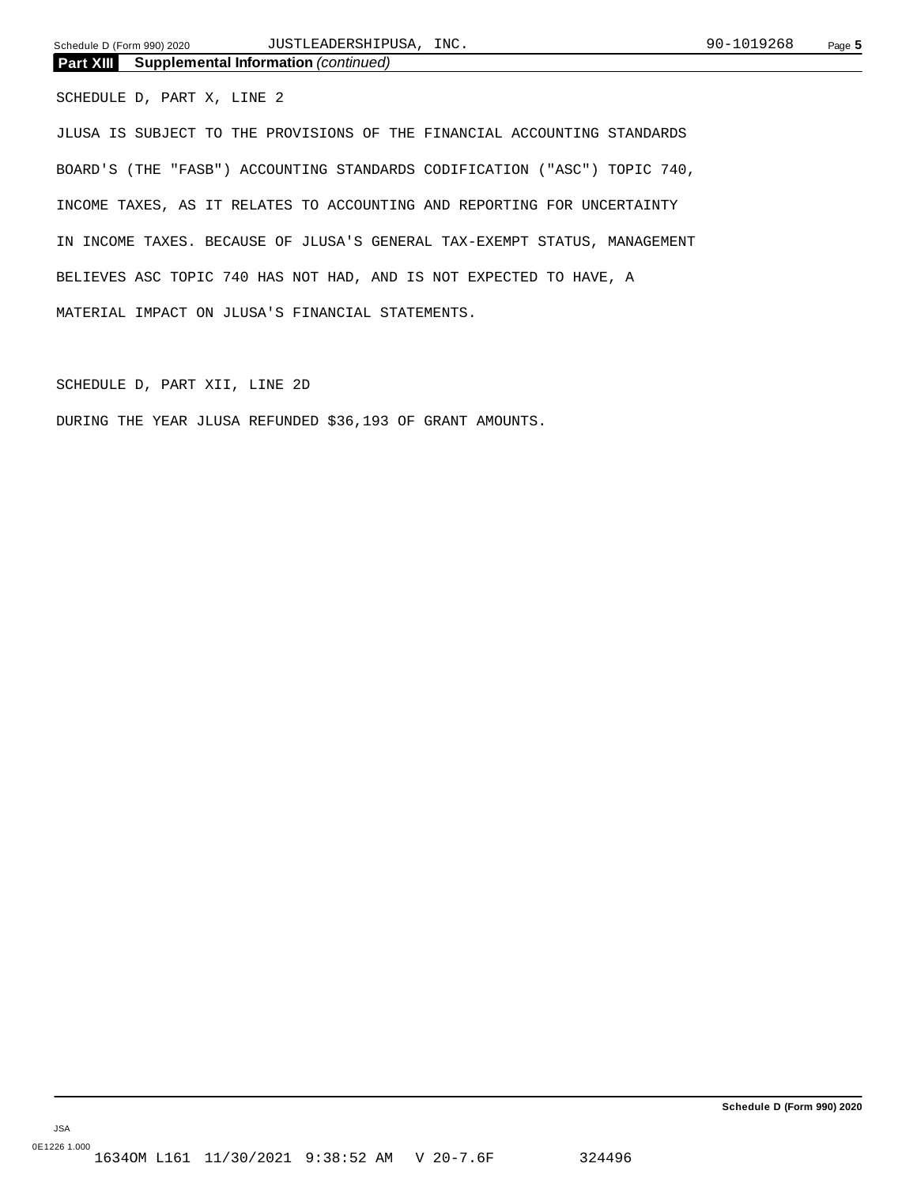**Part XIII** **Supplemental Information** *(continued)*

SCHEDULE D, PART X, LINE 2

JLUSA IS SUBJECT TO THE PROVISIONS OF THE FINANCIAL ACCOUNTING STANDARDS BOARD'S (THE "FASB") ACCOUNTING STANDARDS CODIFICATION ("ASC") TOPIC 740, INCOME TAXES, AS IT RELATES TO ACCOUNTING AND REPORTING FOR UNCERTAINTY IN INCOME TAXES. BECAUSE OF JLUSA'S GENERAL TAX-EXEMPT STATUS, MANAGEMENT BELIEVES ASC TOPIC 740 HAS NOT HAD, AND IS NOT EXPECTED TO HAVE, A MATERIAL IMPACT ON JLUSA'S FINANCIAL STATEMENTS.

SCHEDULE D, PART XII, LINE 2D

DURING THE YEAR JLUSA REFUNDED $36,193 OF GRANT AMOUNTS.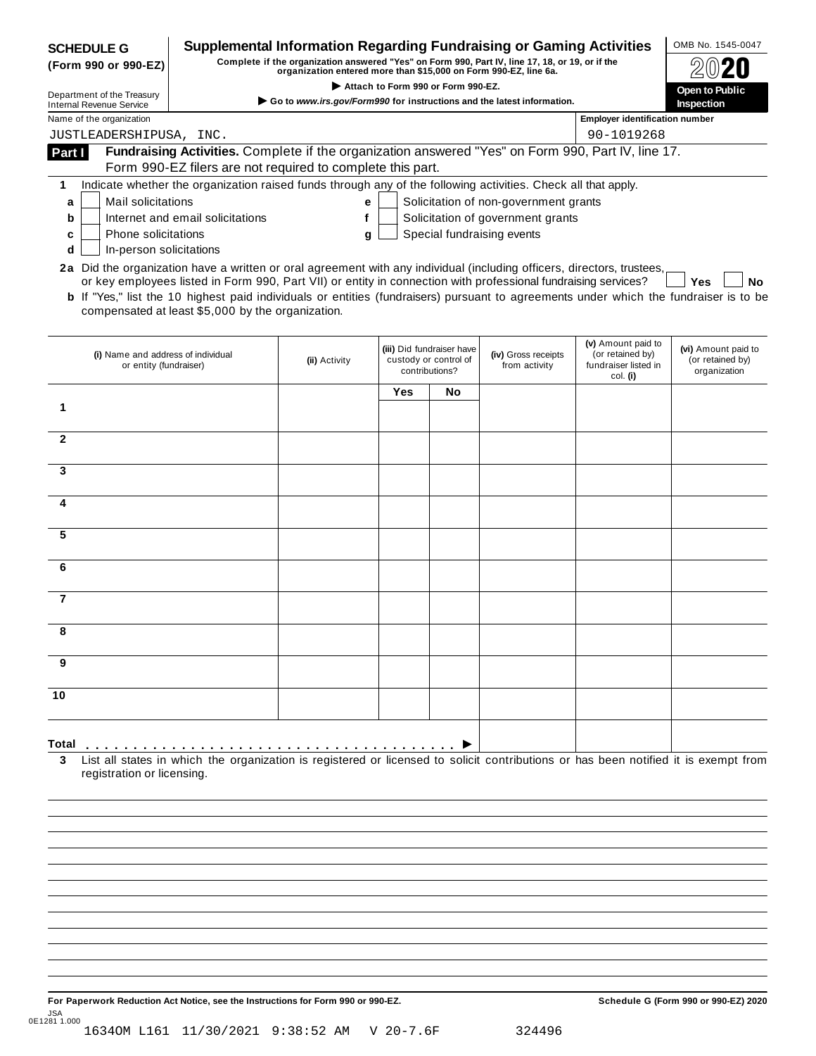**SCHEDULE G (Form 990 or 990-EZ)**

Department of the Treasury
Internal Revenue Service

# Supplemental Information Regarding Fundraising or Gaming Activities

**Complete if the organization answered "Yes" on Form 990, Part IV, line 17, 18, or 19, or if the organization entered more than $15,000 on Form 990-EZ, line 6a.**

▶ Attach to Form 990 or Form 990-EZ.

▶ Go to *www.irs.gov/Form990* for instructions and the latest information.

OMB No. 1545-0047

**2020**

**Open to Public Inspection**

Name of the organization: JUSTLEADERSHIPUSA, INC.

Employer identification number: 90-1019268

## Part I Fundraising Activities.

Complete if the organization answered "Yes" on Form 990, Part IV, line 17. Form 990-EZ filers are not required to complete this part.

**1** Indicate whether the organization raised funds through any of the following activities. Check all that apply.

- **a** ☐ Mail solicitations
- **b** ☐ Internet and email solicitations
- **c** ☐ Phone solicitations
- **d** ☐ In-person solicitations
- **e** ☐ Solicitation of non-government grants
- **f** ☐ Solicitation of government grants
- **g** ☐ Special fundraising events

**2a** Did the organization have a written or oral agreement with any individual (including officers, directors, trustees, or key employees listed in Form 990, Part VII) or entity in connection with professional fundraising services? ☐ **Yes** ☐ **No**

**b** If "Yes," list the 10 highest paid individuals or entities (fundraisers) pursuant to agreements under which the fundraiser is to be compensated at least $5,000 by the organization.

| | (i) Name and address of individual or entity (fundraiser) | (ii) Activity | (iii) Did fundraiser have custody or control of contributions? Yes | No | (iv) Gross receipts from activity | (v) Amount paid to (or retained by) fundraiser listed in col. (i) | (vi) Amount paid to (or retained by) organization |
|---|---|---|---|---|---|---|---|
| 1 | | | | | | | |
| 2 | | | | | | | |
| 3 | | | | | | | |
| 4 | | | | | | | |
| 5 | | | | | | | |
| 6 | | | | | | | |
| 7 | | | | | | | |
| 8 | | | | | | | |
| 9 | | | | | | | |
| 10 | | | | | | | |
| **Total** . . . . . ▶ | | | | | | | |

**3** List all states in which the organization is registered or licensed to solicit contributions or has been notified it is exempt from registration or licensing.

**For Paperwork Reduction Act Notice, see the Instructions for Form 990 or 990-EZ.** **Schedule G (Form 990 or 990-EZ) 2020**

JSA 0E1281 1.000
1634OM L161 11/30/2021 9:38:52 AM V 20-7.6F 324496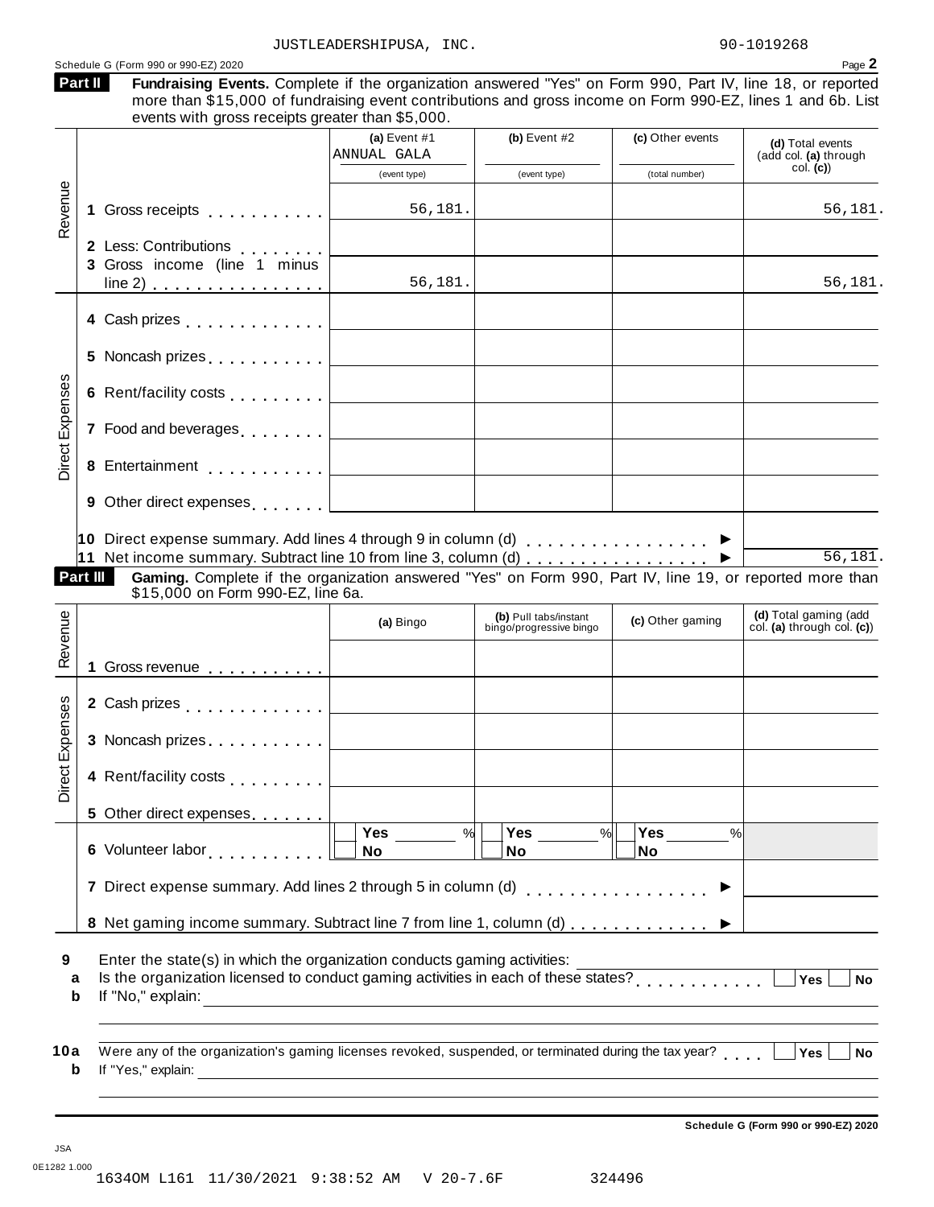JUSTLEADERSHIPUSA, INC. 90-1019268

Schedule G (Form 990 or 990-EZ) 2020

## Part II Fundraising Events.

Complete if the organization answered "Yes" on Form 990, Part IV, line 18, or reported more than $15,000 of fundraising event contributions and gross income on Form 990-EZ, lines 1 and 6b. List events with gross receipts greater than $5,000.

| | | (a) Event #1 ANNUAL GALA (event type) | (b) Event #2 (event type) | (c) Other events (total number) | (d) Total events (add col. (a) through col. (c)) |
|---|---|---|---|---|---|
| Revenue | 1 Gross receipts | 56,181. | | | 56,181. |
| | 2 Less: Contributions | | | | |
| | 3 Gross income (line 1 minus line 2) | 56,181. | | | 56,181. |
| Direct Expenses | 4 Cash prizes | | | | |
| | 5 Noncash prizes | | | | |
| | 6 Rent/facility costs | | | | |
| | 7 Food and beverages | | | | |
| | 8 Entertainment | | | | |
| | 9 Other direct expenses | | | | |

10 Direct expense summary. Add lines 4 through 9 in column (d) ▶

11 Net income summary. Subtract line 10 from line 3, column (d) ▶ 56,181.

## Part III Gaming.

Complete if the organization answered "Yes" on Form 990, Part IV, line 19, or reported more than $15,000 on Form 990-EZ, line 6a.

| | | (a) Bingo | (b) Pull tabs/instant bingo/progressive bingo | (c) Other gaming | (d) Total gaming (add col. (a) through col. (c)) |
|---|---|---|---|---|---|
| Revenue | 1 Gross revenue | | | | |
| Direct Expenses | 2 Cash prizes | | | | |
| | 3 Noncash prizes | | | | |
| | 4 Rent/facility costs | | | | |
| | 5 Other direct expenses | | | | |
| | 6 Volunteer labor | Yes ___ % No | Yes ___ % No | Yes ___ % No | |

7 Direct expense summary. Add lines 2 through 5 in column (d) ▶

8 Net gaming income summary. Subtract line 7 from line 1, column (d) ▶

9 Enter the state(s) in which the organization conducts gaming activities:

a Is the organization licensed to conduct gaming activities in each of these states? Yes No

b If "No," explain:

10a Were any of the organization's gaming licenses revoked, suspended, or terminated during the tax year? Yes No

b If "Yes," explain:

Schedule G (Form 990 or 990-EZ) 2020

JSA 0E1282 1.000

1634OM L161 11/30/2021 9:38:52 AM V 20-7.6F 324496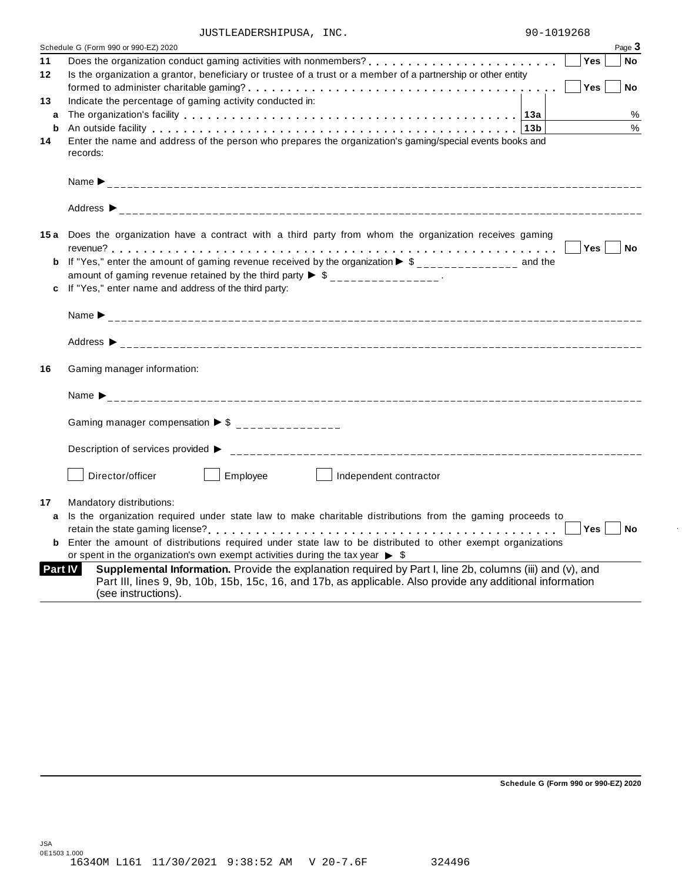JUSTLEADERSHIPUSA, INC. 90-1019268

Schedule G (Form 990 or 990-EZ) 2020

**11** Does the organization conduct gaming activities with nonmembers? . . . . . . . . . . . . . . . . . . . . . . . . Yes No

**12** Is the organization a grantor, beneficiary or trustee of a trust or a member of a partnership or other entity formed to administer charitable gaming? . . . . . . . . . . . . . . . . . . . . . . . . . . . . . . . . . . . . . . . . . Yes No

**13** Indicate the percentage of gaming activity conducted in:

**a** The organization's facility . . . . . . . . . . . . . . . . . . . . . . . . . . . . . . . . . . . . . . . . . . 13a %

**b** An outside facility . . . . . . . . . . . . . . . . . . . . . . . . . . . . . . . . . . . . . . . . . . . . . . . 13b %

**14** Enter the name and address of the person who prepares the organization's gaming/special events books and records:

Name ►

Address ►

**15 a** Does the organization have a contract with a third party from whom the organization receives gaming revenue? . . . . . . . . . . . . . . . . . . . . . . . . . . . . . . . . . . . . . . . . . . . . . . . . . . . . . . . . . . Yes No

**b** If "Yes," enter the amount of gaming revenue received by the organization ► $ ______________ and the amount of gaming revenue retained by the third party ► $ ______________ .

**c** If "Yes," enter name and address of the third party:

Name ►

Address ►

**16** Gaming manager information:

Name ►

Gaming manager compensation ► $ ______________

Description of services provided ►

☐ Director/officer ☐ Employee ☐ Independent contractor

**17** Mandatory distributions:

**a** Is the organization required under state law to make charitable distributions from the gaming proceeds to retain the state gaming license? . . . . . . . . . . . . . . . . . . . . . . . . . . . . . . . . . . . . . . . . . . . Yes No

**b** Enter the amount of distributions required under state law to be distributed to other exempt organizations or spent in the organization's own exempt activities during the tax year ► $

**Part IV** **Supplemental Information.** Provide the explanation required by Part I, line 2b, columns (iii) and (v), and Part III, lines 9, 9b, 10b, 15b, 15c, 16, and 17b, as applicable. Also provide any additional information (see instructions).

Schedule G (Form 990 or 990-EZ) 2020

JSA
0E1503 1.000
1634OM L161 11/30/2021 9:38:52 AM V 20-7.6F 324496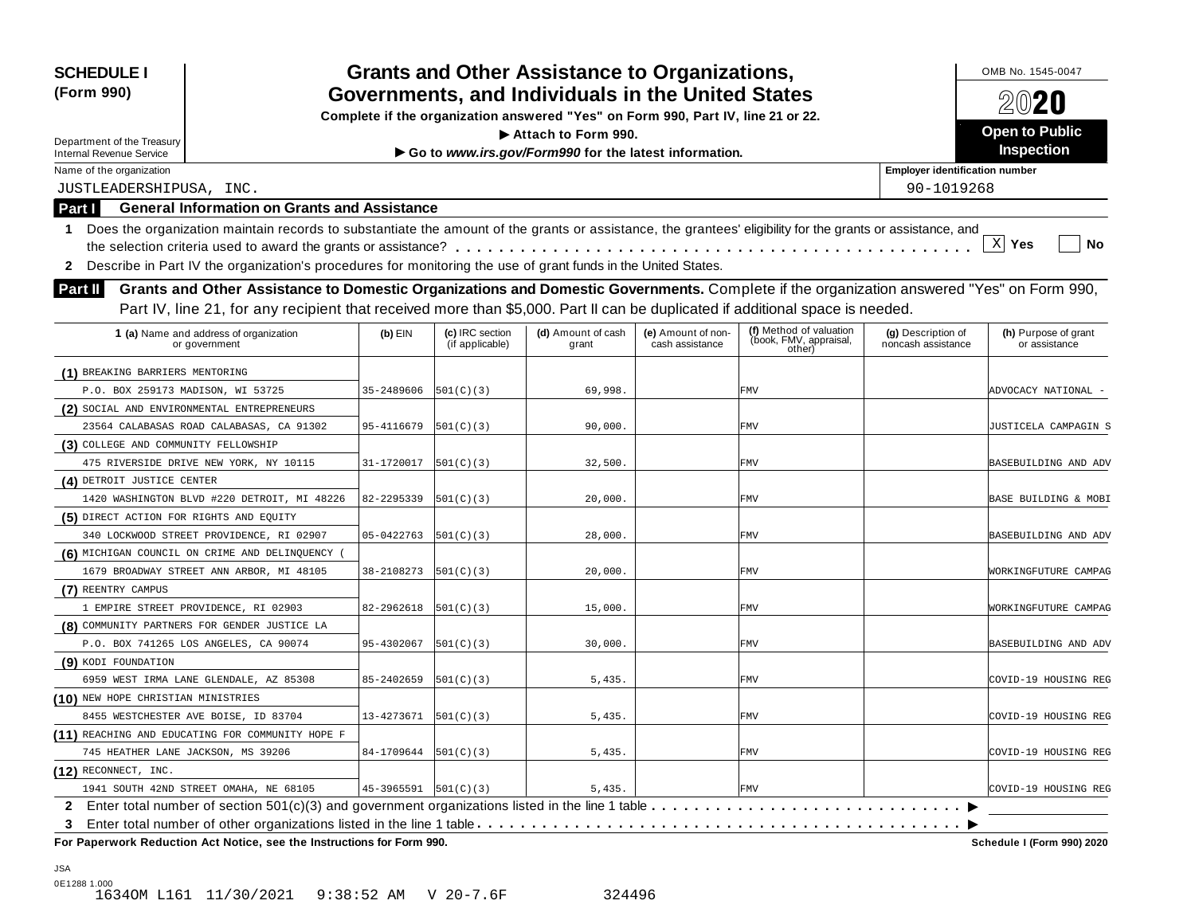**SCHEDULE I**
**(Form 990)**

Department of the Treasury
Internal Revenue Service

# Grants and Other Assistance to Organizations, Governments, and Individuals in the United States

**Complete if the organization answered "Yes" on Form 990, Part IV, line 21 or 22.**
**▶ Attach to Form 990.**
**▶ Go to *www.irs.gov/Form990* for the latest information.**

OMB No. 1545-0047
**2020**
**Open to Public Inspection**

Name of the organization: JUSTLEADERSHIPUSA, INC.
Employer identification number: 90-1019268

**Part I — General Information on Grants and Assistance**

1 Does the organization maintain records to substantiate the amount of the grants or assistance, the grantees' eligibility for the grants or assistance, and the selection criteria used to award the grants or assistance? . . . . . [X] Yes [ ] No

2 Describe in Part IV the organization's procedures for monitoring the use of grant funds in the United States.

**Part II — Grants and Other Assistance to Domestic Organizations and Domestic Governments.** Complete if the organization answered "Yes" on Form 990, Part IV, line 21, for any recipient that received more than $5,000. Part II can be duplicated if additional space is needed.

| 1 (a) Name and address of organization or government | (b) EIN | (c) IRC section (if applicable) | (d) Amount of cash grant | (e) Amount of non-cash assistance | (f) Method of valuation (book, FMV, appraisal, other) | (g) Description of noncash assistance | (h) Purpose of grant or assistance |
|---|---|---|---|---|---|---|---|
| (1) BREAKING BARRIERS MENTORING<br>P.O. BOX 259173 MADISON, WI 53725 | 35-2489606 | 501(C)(3) | 69,998. | | FMV | | ADVOCACY NATIONAL - |
| (2) SOCIAL AND ENVIRONMENTAL ENTREPRENEURS<br>23564 CALABASAS ROAD CALABASAS, CA 91302 | 95-4116679 | 501(C)(3) | 90,000. | | FMV | | JUSTICELA CAMPAGIN S |
| (3) COLLEGE AND COMMUNITY FELLOWSHIP<br>475 RIVERSIDE DRIVE NEW YORK, NY 10115 | 31-1720017 | 501(C)(3) | 32,500. | | FMV | | BASEBUILDING AND ADV |
| (4) DETROIT JUSTICE CENTER<br>1420 WASHINGTON BLVD #220 DETROIT, MI 48226 | 82-2295339 | 501(C)(3) | 20,000. | | FMV | | BASE BUILDING & MOBI |
| (5) DIRECT ACTION FOR RIGHTS AND EQUITY<br>340 LOCKWOOD STREET PROVIDENCE, RI 02907 | 05-0422763 | 501(C)(3) | 28,000. | | FMV | | BASEBUILDING AND ADV |
| (6) MICHIGAN COUNCIL ON CRIME AND DELINQUENCY (<br>1679 BROADWAY STREET ANN ARBOR, MI 48105 | 38-2108273 | 501(C)(3) | 20,000. | | FMV | | WORKINGFUTURE CAMPAG |
| (7) REENTRY CAMPUS<br>1 EMPIRE STREET PROVIDENCE, RI 02903 | 82-2962618 | 501(C)(3) | 15,000. | | FMV | | WORKINGFUTURE CAMPAG |
| (8) COMMUNITY PARTNERS FOR GENDER JUSTICE LA<br>P.O. BOX 741265 LOS ANGELES, CA 90074 | 95-4302067 | 501(C)(3) | 30,000. | | FMV | | BASEBUILDING AND ADV |
| (9) KODI FOUNDATION<br>6959 WEST IRMA LANE GLENDALE, AZ 85308 | 85-2402659 | 501(C)(3) | 5,435. | | FMV | | COVID-19 HOUSING REG |
| (10) NEW HOPE CHRISTIAN MINISTRIES<br>8455 WESTCHESTER AVE BOISE, ID 83704 | 13-4273671 | 501(C)(3) | 5,435. | | FMV | | COVID-19 HOUSING REG |
| (11) REACHING AND EDUCATING FOR COMMUNITY HOPE F<br>745 HEATHER LANE JACKSON, MS 39206 | 84-1709644 | 501(C)(3) | 5,435. | | FMV | | COVID-19 HOUSING REG |
| (12) RECONNECT, INC.<br>1941 SOUTH 42ND STREET OMAHA, NE 68105 | 45-3965591 | 501(C)(3) | 5,435. | | FMV | | COVID-19 HOUSING REG |

2 Enter total number of section 501(c)(3) and government organizations listed in the line 1 table . . . . . ▶

3 Enter total number of other organizations listed in the line 1 table . . . . . ▶

**For Paperwork Reduction Act Notice, see the Instructions for Form 990.** **Schedule I (Form 990) 2020**

JSA
0E1288 1.000
1634OM L161 11/30/2021 9:38:52 AM V 20-7.6F 324496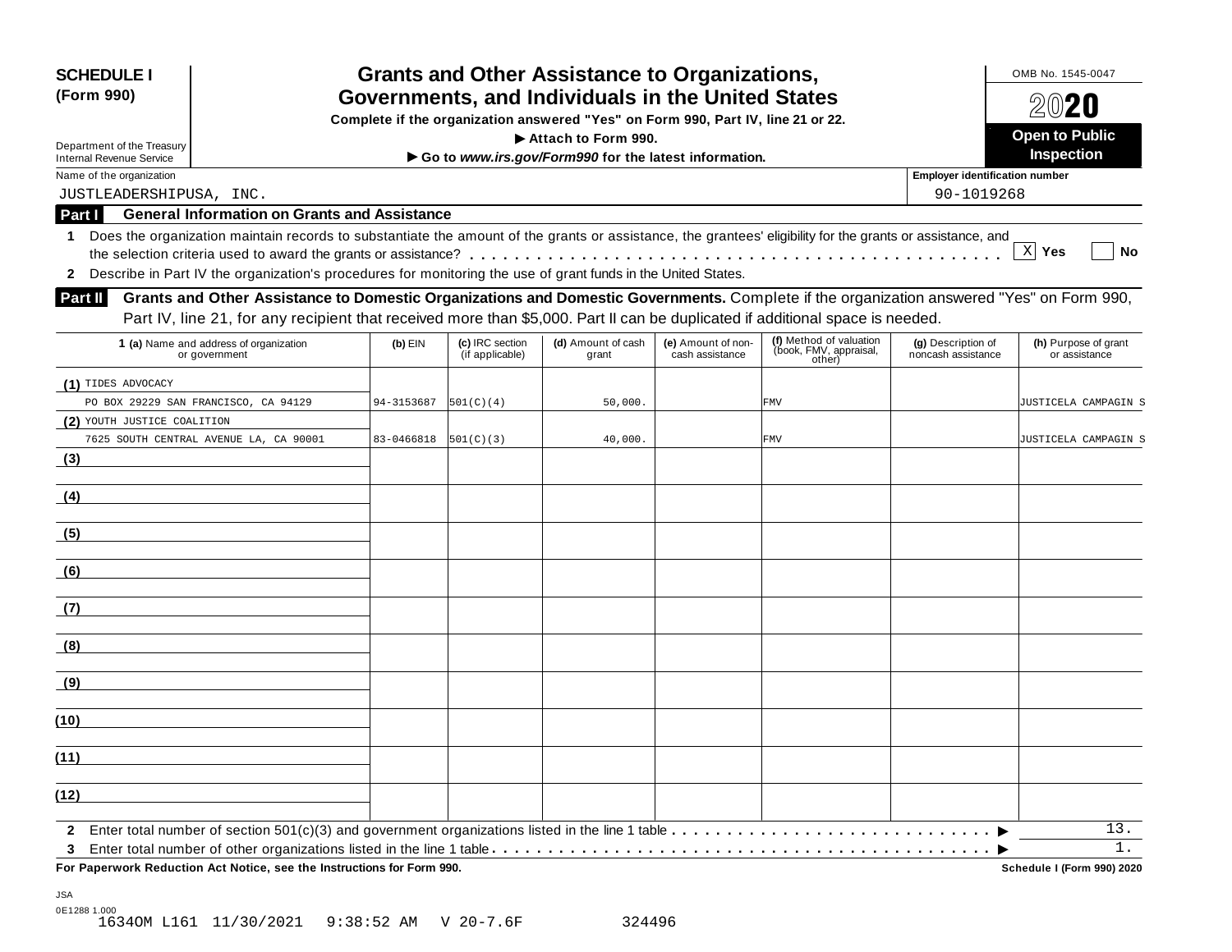**SCHEDULE I (Form 990)**

Department of the Treasury
Internal Revenue Service

# Grants and Other Assistance to Organizations, Governments, and Individuals in the United States

**Complete if the organization answered "Yes" on Form 990, Part IV, line 21 or 22.**

**▶ Attach to Form 990.**

**▶ Go to *www.irs.gov/Form990* for the latest information.**

OMB No. 1545-0047

**2020**

**Open to Public Inspection**

Name of the organization: JUSTLEADERSHIPUSA, INC.

Employer identification number: 90-1019268

## Part I General Information on Grants and Assistance

**1** Does the organization maintain records to substantiate the amount of the grants or assistance, the grantees' eligibility for the grants or assistance, and the selection criteria used to award the grants or assistance? . . . . . . [X] Yes [ ] No

**2** Describe in Part IV the organization's procedures for monitoring the use of grant funds in the United States.

## Part II Grants and Other Assistance to Domestic Organizations and Domestic Governments.

Complete if the organization answered "Yes" on Form 990, Part IV, line 21, for any recipient that received more than $5,000. Part II can be duplicated if additional space is needed.

| 1 (a) Name and address of organization or government | (b) EIN | (c) IRC section (if applicable) | (d) Amount of cash grant | (e) Amount of non-cash assistance | (f) Method of valuation (book, FMV, appraisal, other) | (g) Description of noncash assistance | (h) Purpose of grant or assistance |
|---|---|---|---|---|---|---|---|
| (1) TIDES ADVOCACY<br>PO BOX 29229 SAN FRANCISCO, CA 94129 | 94-3153687 | 501(C)(4) | 50,000. | | FMV | | JUSTICELA CAMPAGIN S |
| (2) YOUTH JUSTICE COALITION<br>7625 SOUTH CENTRAL AVENUE LA, CA 90001 | 83-0466818 | 501(C)(3) | 40,000. | | FMV | | JUSTICELA CAMPAGIN S |
| (3) | | | | | | | |
| (4) | | | | | | | |
| (5) | | | | | | | |
| (6) | | | | | | | |
| (7) | | | | | | | |
| (8) | | | | | | | |
| (9) | | | | | | | |
| (10) | | | | | | | |
| (11) | | | | | | | |
| (12) | | | | | | | |

**2** Enter total number of section 501(c)(3) and government organizations listed in the line 1 table . . . . . ▶ 13.

**3** Enter total number of other organizations listed in the line 1 table . . . . . ▶ 1.

**For Paperwork Reduction Act Notice, see the Instructions for Form 990.** **Schedule I (Form 990) 2020**

JSA
0E1288 1.000
1634OM L161 11/30/2021 9:38:52 AM V 20-7.6F 324496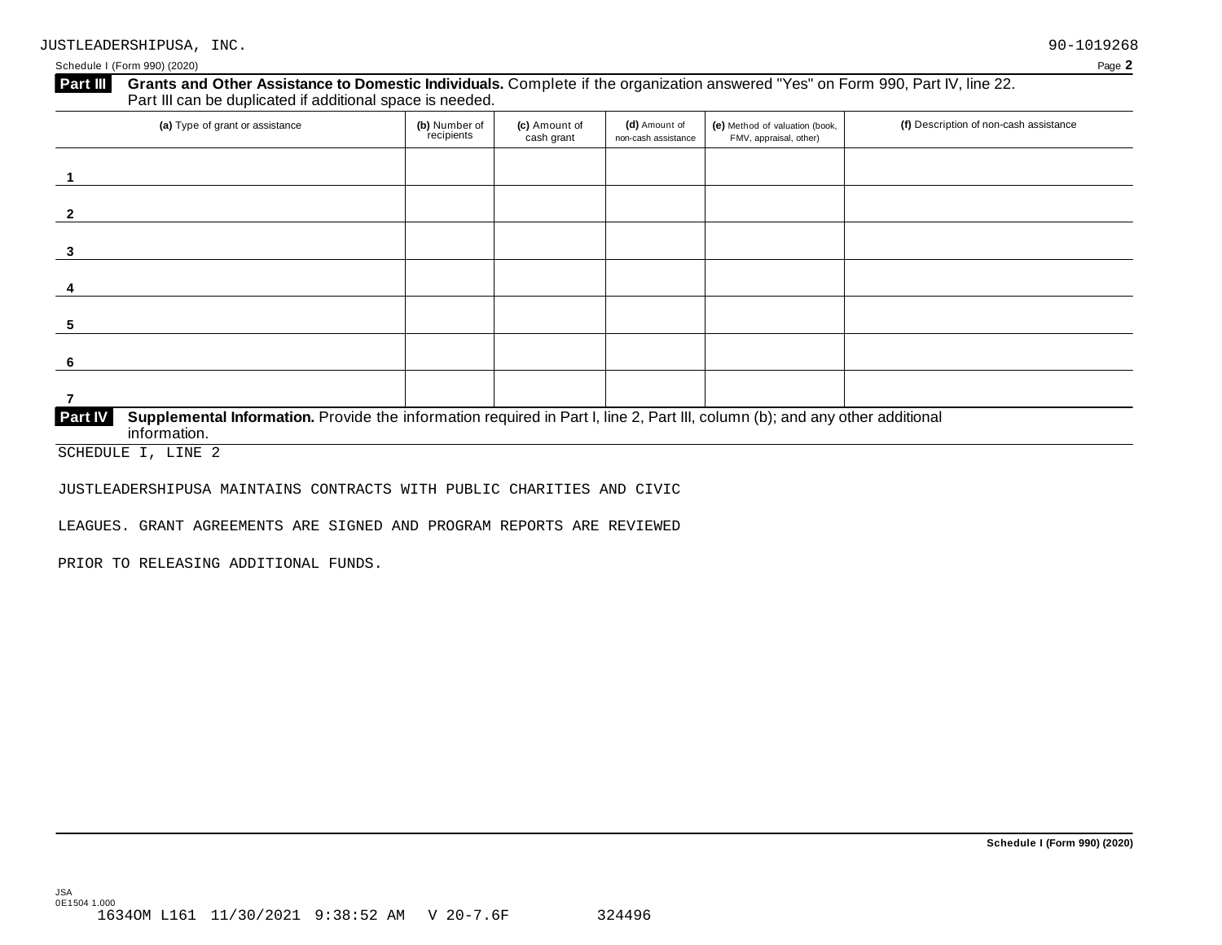JUSTLEADERSHIPUSA, INC. 90-1019268

Schedule I (Form 990) (2020) Page **2**

**Part III** **Grants and Other Assistance to Domestic Individuals.** Complete if the organization answered "Yes" on Form 990, Part IV, line 22. Part III can be duplicated if additional space is needed.

| (a) Type of grant or assistance | (b) Number of recipients | (c) Amount of cash grant | (d) Amount of non-cash assistance | (e) Method of valuation (book, FMV, appraisal, other) | (f) Description of non-cash assistance |
|---|---|---|---|---|---|
| 1 | | | | | |
| 2 | | | | | |
| 3 | | | | | |
| 4 | | | | | |
| 5 | | | | | |
| 6 | | | | | |
| 7 | | | | | |

**Part IV** **Supplemental Information.** Provide the information required in Part I, line 2, Part III, column (b); and any other additional information.

SCHEDULE I, LINE 2

JUSTLEADERSHIPUSA MAINTAINS CONTRACTS WITH PUBLIC CHARITIES AND CIVIC LEAGUES. GRANT AGREEMENTS ARE SIGNED AND PROGRAM REPORTS ARE REVIEWED PRIOR TO RELEASING ADDITIONAL FUNDS.

**Schedule I (Form 990) (2020)**

JSA
0E1504 1.000
1634OM L161 11/30/2021 9:38:52 AM V 20-7.6F 324496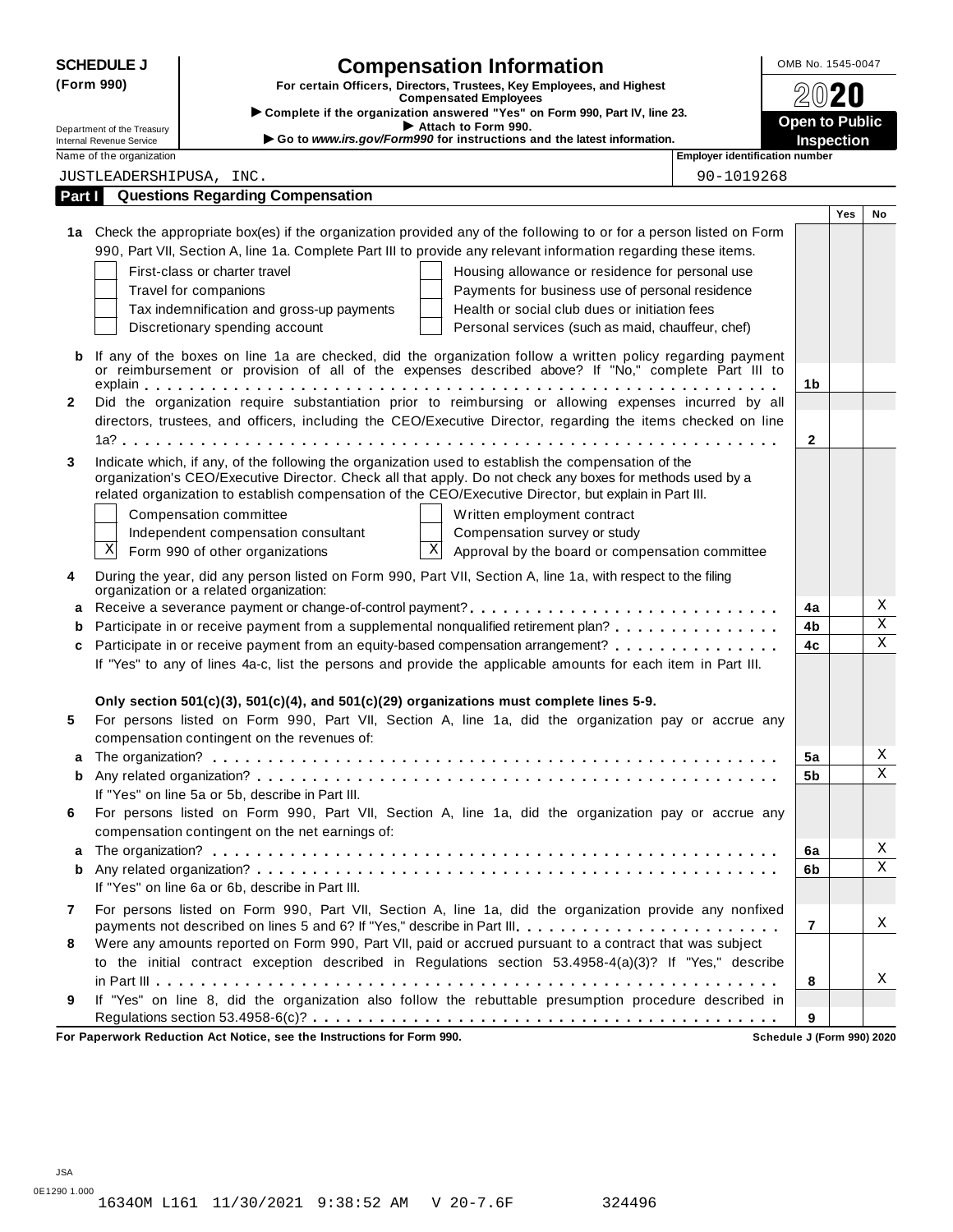**SCHEDULE J (Form 990)**

Department of the Treasury
Internal Revenue Service

# Compensation Information

**For certain Officers, Directors, Trustees, Key Employees, and Highest Compensated Employees**

▶ Complete if the organization answered "Yes" on Form 990, Part IV, line 23.
▶ Attach to Form 990.
▶ Go to *www.irs.gov/Form990* for instructions and the latest information.

OMB No. 1545-0047

**2020**

**Open to Public Inspection**

Name of the organization: JUSTLEADERSHIPUSA, INC.

Employer identification number: 90-1019268

## Part I Questions Regarding Compensation

| | | | Yes | No |
|---|---|---|---|---|
| **1a** | Check the appropriate box(es) if the organization provided any of the following to or for a person listed on Form 990, Part VII, Section A, line 1a. Complete Part III to provide any relevant information regarding these items.<br>☐ First-class or charter travel ☐ Housing allowance or residence for personal use<br>☐ Travel for companions ☐ Payments for business use of personal residence<br>☐ Tax indemnification and gross-up payments ☐ Health or social club dues or initiation fees<br>☐ Discretionary spending account ☐ Personal services (such as maid, chauffeur, chef) | | | |
| **b** | If any of the boxes on line 1a are checked, did the organization follow a written policy regarding payment or reimbursement or provision of all of the expenses described above? If "No," complete Part III to explain | 1b | | |
| **2** | Did the organization require substantiation prior to reimbursing or allowing expenses incurred by all directors, trustees, and officers, including the CEO/Executive Director, regarding the items checked on line 1a? | 2 | | |
| **3** | Indicate which, if any, of the following the organization used to establish the compensation of the organization's CEO/Executive Director. Check all that apply. Do not check any boxes for methods used by a related organization to establish compensation of the CEO/Executive Director, but explain in Part III.<br>☐ Compensation committee ☐ Written employment contract<br>☐ Independent compensation consultant ☐ Compensation survey or study<br>☒ Form 990 of other organizations ☒ Approval by the board or compensation committee | | | |
| **4** | During the year, did any person listed on Form 990, Part VII, Section A, line 1a, with respect to the filing organization or a related organization: | | | |
| **a** | Receive a severance payment or change-of-control payment? | 4a | | X |
| **b** | Participate in or receive payment from a supplemental nonqualified retirement plan? | 4b | | X |
| **c** | Participate in or receive payment from an equity-based compensation arrangement? | 4c | | X |
| | If "Yes" to any of lines 4a-c, list the persons and provide the applicable amounts for each item in Part III. | | | |
| | **Only section 501(c)(3), 501(c)(4), and 501(c)(29) organizations must complete lines 5-9.** | | | |
| **5** | For persons listed on Form 990, Part VII, Section A, line 1a, did the organization pay or accrue any compensation contingent on the revenues of: | | | |
| **a** | The organization? | 5a | | X |
| **b** | Any related organization? | 5b | | X |
| | If "Yes" on line 5a or 5b, describe in Part III. | | | |
| **6** | For persons listed on Form 990, Part VII, Section A, line 1a, did the organization pay or accrue any compensation contingent on the net earnings of: | | | |
| **a** | The organization? | 6a | | X |
| **b** | Any related organization? | 6b | | X |
| | If "Yes" on line 6a or 6b, describe in Part III. | | | |
| **7** | For persons listed on Form 990, Part VII, Section A, line 1a, did the organization provide any nonfixed payments not described on lines 5 and 6? If "Yes," describe in Part III. | 7 | | X |
| **8** | Were any amounts reported on Form 990, Part VII, paid or accrued pursuant to a contract that was subject to the initial contract exception described in Regulations section 53.4958-4(a)(3)? If "Yes," describe in Part III | 8 | | X |
| **9** | If "Yes" on line 8, did the organization also follow the rebuttable presumption procedure described in Regulations section 53.4958-6(c)? | 9 | | |

**For Paperwork Reduction Act Notice, see the Instructions for Form 990.** **Schedule J (Form 990) 2020**

JSA
0E1290 1.000
1634OM L161 11/30/2021 9:38:52 AM V 20-7.6F 324496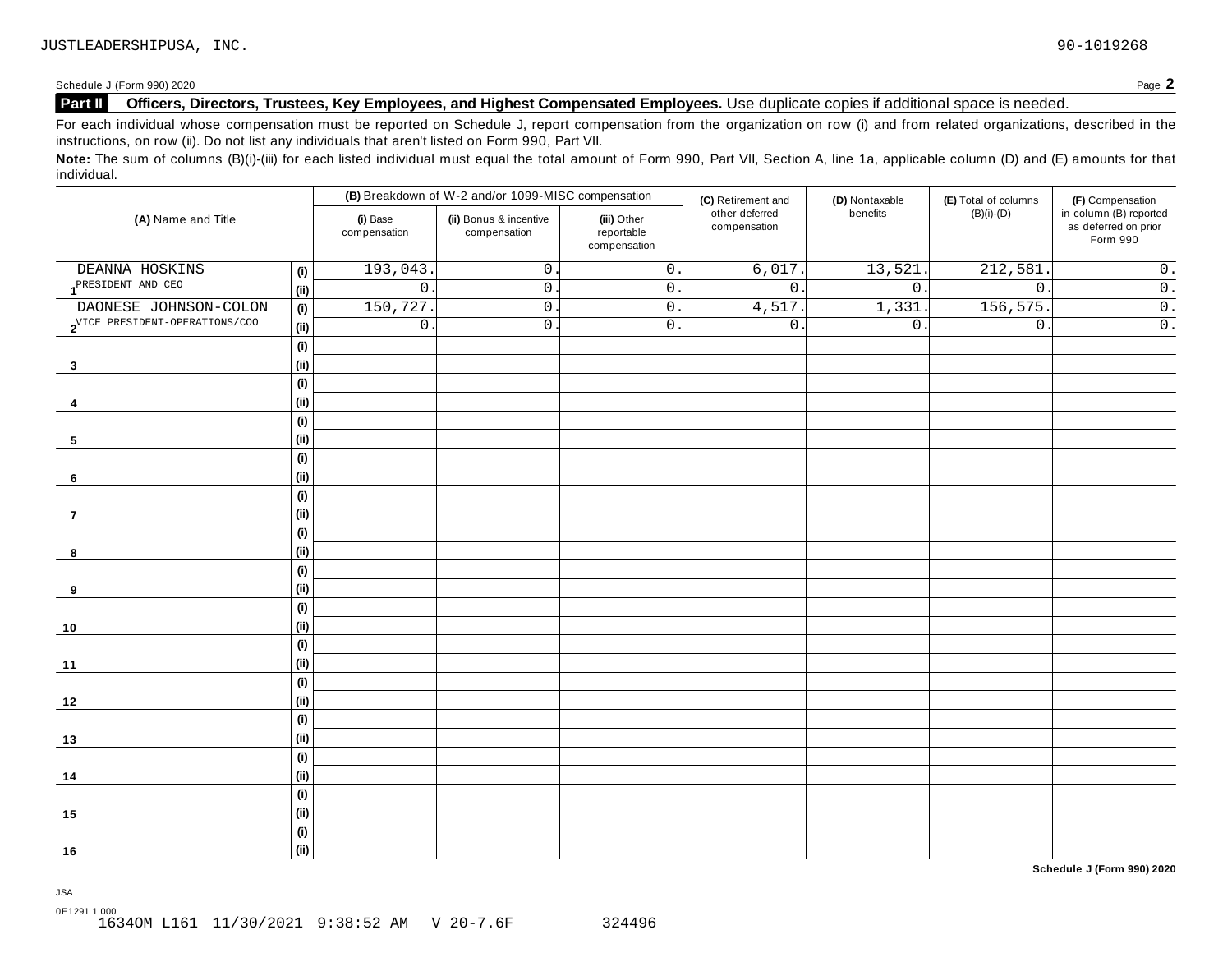JUSTLEADERSHIPUSA, INC. 90-1019268

Schedule J (Form 990) 2020 Page **2**

## Part II Officers, Directors, Trustees, Key Employees, and Highest Compensated Employees. Use duplicate copies if additional space is needed.

For each individual whose compensation must be reported on Schedule J, report compensation from the organization on row (i) and from related organizations, described in the instructions, on row (ii). Do not list any individuals that aren't listed on Form 990, Part VII.

**Note:** The sum of columns (B)(i)-(iii) for each listed individual must equal the total amount of Form 990, Part VII, Section A, line 1a, applicable column (D) and (E) amounts for that individual.

| (A) Name and Title | | (B) Breakdown of W-2 and/or 1099-MISC compensation | | | (C) Retirement and other deferred compensation | (D) Nontaxable benefits | (E) Total of columns (B)(i)-(D) | (F) Compensation in column (B) reported as deferred on prior Form 990 |
|---|---|---|---|---|---|---|---|---|
| | | (i) Base compensation | (ii) Bonus & incentive compensation | (iii) Other reportable compensation | | | | |
| 1 DEANNA HOSKINS<br>PRESIDENT AND CEO | (i) | 193,043. | 0. | 0. | 6,017. | 13,521. | 212,581. | 0. |
| | (ii) | 0. | 0. | 0. | 0. | 0. | 0. | 0. |
| 2 DAONESE JOHNSON-COLON<br>VICE PRESIDENT-OPERATIONS/COO | (i) | 150,727. | 0. | 0. | 4,517. | 1,331. | 156,575. | 0. |
| | (ii) | 0. | 0. | 0. | 0. | 0. | 0. | 0. |
| 3 | (i) | | | | | | | |
| | (ii) | | | | | | | |
| 4 | (i) | | | | | | | |
| | (ii) | | | | | | | |
| 5 | (i) | | | | | | | |
| | (ii) | | | | | | | |
| 6 | (i) | | | | | | | |
| | (ii) | | | | | | | |
| 7 | (i) | | | | | | | |
| | (ii) | | | | | | | |
| 8 | (i) | | | | | | | |
| | (ii) | | | | | | | |
| 9 | (i) | | | | | | | |
| | (ii) | | | | | | | |
| 10 | (i) | | | | | | | |
| | (ii) | | | | | | | |
| 11 | (i) | | | | | | | |
| | (ii) | | | | | | | |
| 12 | (i) | | | | | | | |
| | (ii) | | | | | | | |
| 13 | (i) | | | | | | | |
| | (ii) | | | | | | | |
| 14 | (i) | | | | | | | |
| | (ii) | | | | | | | |
| 15 | (i) | | | | | | | |
| | (ii) | | | | | | | |
| 16 | (i) | | | | | | | |
| | (ii) | | | | | | | |

**Schedule J (Form 990) 2020**

JSA
0E1291 1.000
1634OM L161 11/30/2021 9:38:52 AM V 20-7.6F 324496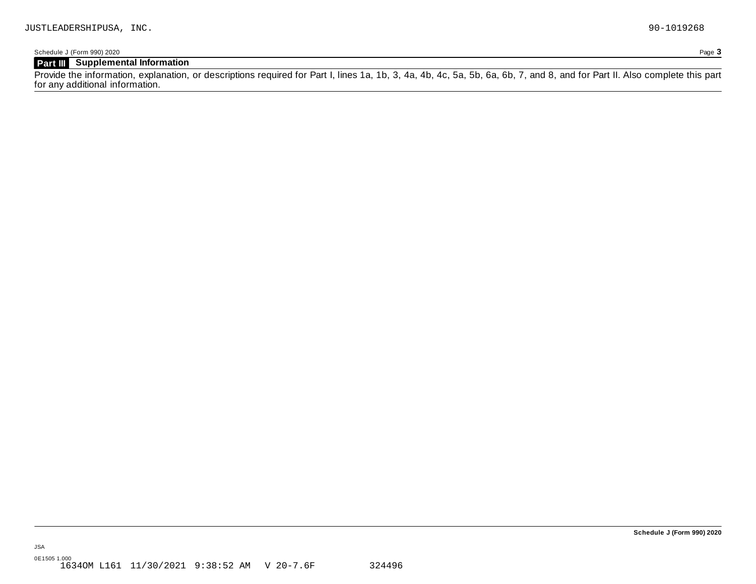JUSTLEADERSHIPUSA, INC. 90-1019268

Schedule J (Form 990) 2020

## Part III Supplemental Information

Provide the information, explanation, or descriptions required for Part I, lines 1a, 1b, 3, 4a, 4b, 4c, 5a, 5b, 6a, 6b, 7, and 8, and for Part II. Also complete this part for any additional information.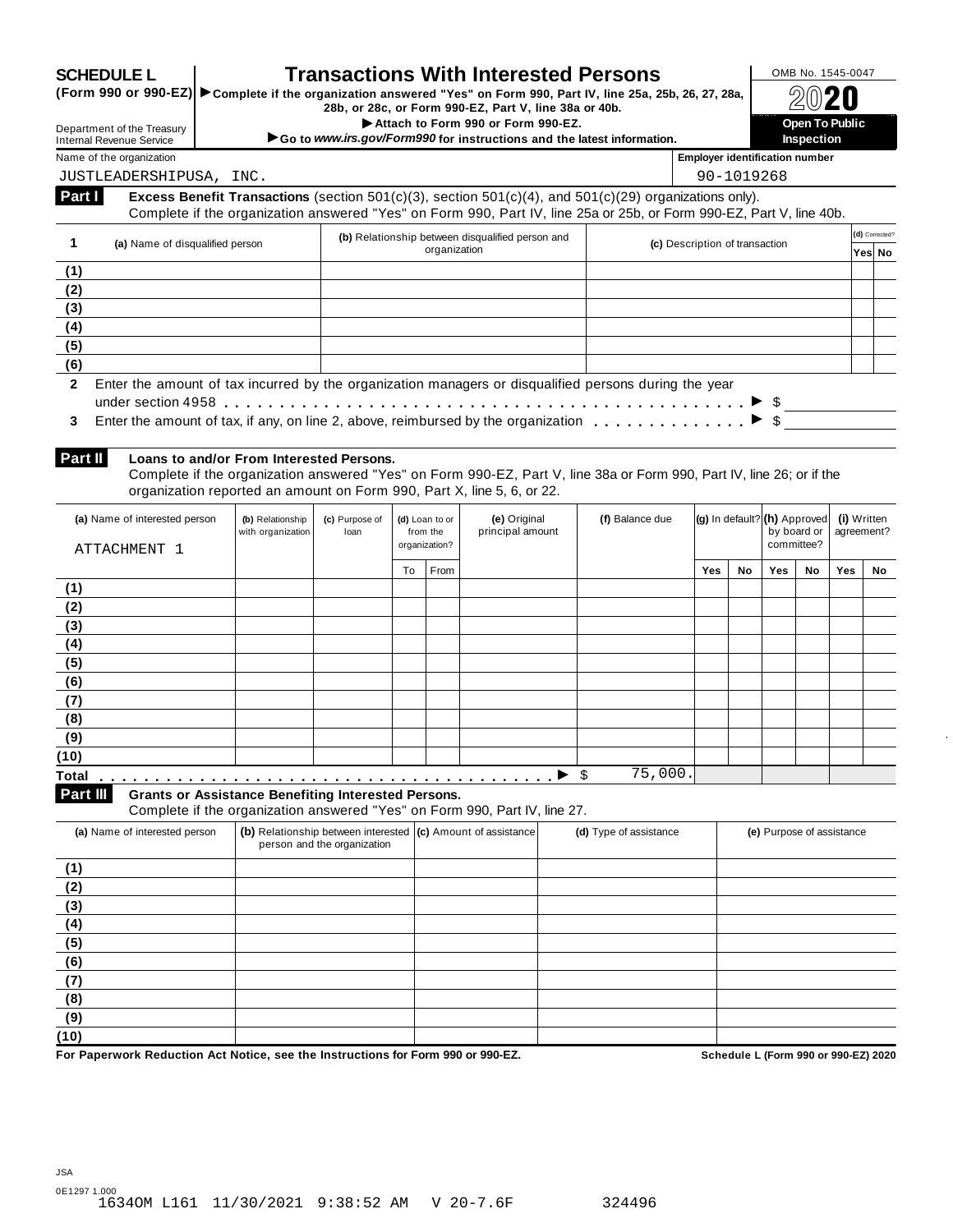# SCHEDULE L (Form 990 or 990-EZ)

## Transactions With Interested Persons

▶ Complete if the organization answered "Yes" on Form 990, Part IV, line 25a, 25b, 26, 27, 28a, 28b, or 28c, or Form 990-EZ, Part V, line 38a or 40b.

▶ Attach to Form 990 or Form 990-EZ.

▶ Go to *www.irs.gov/Form990* for instructions and the latest information.

Department of the Treasury
Internal Revenue Service

OMB No. 1545-0047

2020

**Open To Public Inspection**

Name of the organization: JUSTLEADERSHIPUSA, INC.

Employer identification number: 90-1019268

### Part I — Excess Benefit Transactions (section 501(c)(3), section 501(c)(4), and 501(c)(29) organizations only).

Complete if the organization answered "Yes" on Form 990, Part IV, line 25a or 25b, or Form 990-EZ, Part V, line 40b.

| 1 | (a) Name of disqualified person | (b) Relationship between disqualified person and organization | (c) Description of transaction | (d) Corrected? Yes | No |
|---|---|---|---|---|---|
| (1) | | | | | |
| (2) | | | | | |
| (3) | | | | | |
| (4) | | | | | |
| (5) | | | | | |
| (6) | | | | | |

**2** Enter the amount of tax incurred by the organization managers or disqualified persons during the year under section 4958 . . . ▶ $

**3** Enter the amount of tax, if any, on line 2, above, reimbursed by the organization . . . ▶ $

### Part II — Loans to and/or From Interested Persons.

Complete if the organization answered "Yes" on Form 990-EZ, Part V, line 38a or Form 990, Part IV, line 26; or if the organization reported an amount on Form 990, Part X, line 5, 6, or 22.

| | (a) Name of interested person | (b) Relationship with organization | (c) Purpose of loan | (d) Loan to or from the organization? To | From | (e) Original principal amount | (f) Balance due | (g) In default? Yes | No | (h) Approved by board or committee? Yes | No | (i) Written agreement? Yes | No |
|---|---|---|---|---|---|---|---|---|---|---|---|---|---|
| | ATTACHMENT 1 | | | | | | | | | | | | |
| (1) | | | | | | | | | | | | | |
| (2) | | | | | | | | | | | | | |
| (3) | | | | | | | | | | | | | |
| (4) | | | | | | | | | | | | | |
| (5) | | | | | | | | | | | | | |
| (6) | | | | | | | | | | | | | |
| (7) | | | | | | | | | | | | | |
| (8) | | | | | | | | | | | | | |
| (9) | | | | | | | | | | | | | |
| (10) | | | | | | | | | | | | | |
| Total | | | | | | ▶ | $ 75,000. | | | | | | |

### Part III — Grants or Assistance Benefiting Interested Persons.

Complete if the organization answered "Yes" on Form 990, Part IV, line 27.

| | (a) Name of interested person | (b) Relationship between interested person and the organization | (c) Amount of assistance | (d) Type of assistance | (e) Purpose of assistance |
|---|---|---|---|---|---|
| (1) | | | | | |
| (2) | | | | | |
| (3) | | | | | |
| (4) | | | | | |
| (5) | | | | | |
| (6) | | | | | |
| (7) | | | | | |
| (8) | | | | | |
| (9) | | | | | |
| (10) | | | | | |

**For Paperwork Reduction Act Notice, see the Instructions for Form 990 or 990-EZ.** Schedule L (Form 990 or 990-EZ) 2020

JSA
0E1297 1.000
1634OM L161 11/30/2021 9:38:52 AM V 20-7.6F 324496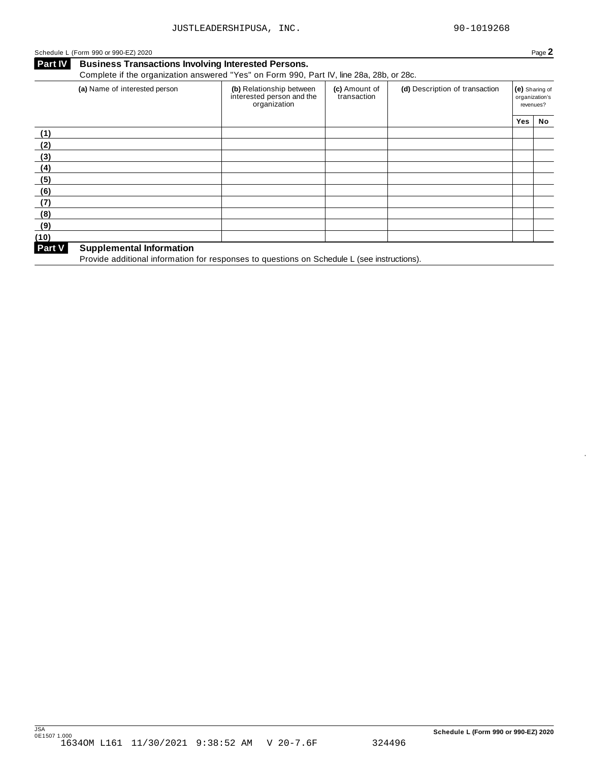JUSTLEADERSHIPUSA, INC. 90-1019268

Schedule L (Form 990 or 990-EZ) 2020 Page **2**

## Part IV Business Transactions Involving Interested Persons.

Complete if the organization answered "Yes" on Form 990, Part IV, line 28a, 28b, or 28c.

| | (a) Name of interested person | (b) Relationship between interested person and the organization | (c) Amount of transaction | (d) Description of transaction | (e) Sharing of organization's revenues? | |
|---|---|---|---|---|---|---|
| | | | | | Yes | No |
| (1) | | | | | | |
| (2) | | | | | | |
| (3) | | | | | | |
| (4) | | | | | | |
| (5) | | | | | | |
| (6) | | | | | | |
| (7) | | | | | | |
| (8) | | | | | | |
| (9) | | | | | | |
| (10) | | | | | | |

## Part V Supplemental Information

Provide additional information for responses to questions on Schedule L (see instructions).

JSA
0E1507 1.000
1634OM L161 11/30/2021 9:38:52 AM V 20-7.6F 324496

Schedule L (Form 990 or 990-EZ) 2020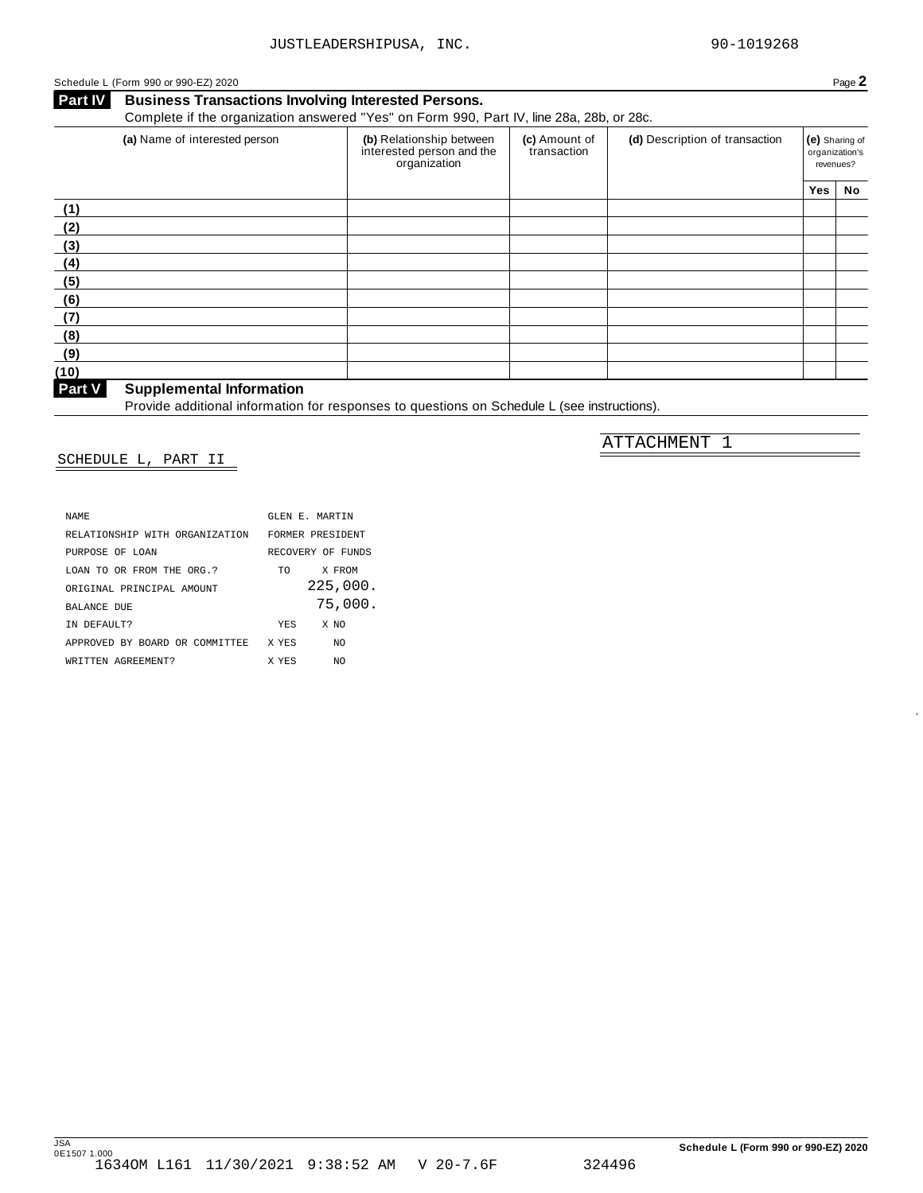JUSTLEADERSHIPUSA, INC. 90-1019268

Schedule L (Form 990 or 990-EZ) 2020 Page **2**

## Part IV Business Transactions Involving Interested Persons.

Complete if the organization answered "Yes" on Form 990, Part IV, line 28a, 28b, or 28c.

| | (a) Name of interested person | (b) Relationship between interested person and the organization | (c) Amount of transaction | (d) Description of transaction | (e) Sharing of organization's revenues? Yes | No |
|---|---|---|---|---|---|---|
| (1) | | | | | | |
| (2) | | | | | | |
| (3) | | | | | | |
| (4) | | | | | | |
| (5) | | | | | | |
| (6) | | | | | | |
| (7) | | | | | | |
| (8) | | | | | | |
| (9) | | | | | | |
| (10) | | | | | | |

## Part V Supplemental Information

Provide additional information for responses to questions on Schedule L (see instructions).

SCHEDULE L, PART II

ATTACHMENT 1

| | | |
|---|---|---|
| NAME | GLEN E. MARTIN | |
| RELATIONSHIP WITH ORGANIZATION | FORMER PRESIDENT | |
| PURPOSE OF LOAN | RECOVERY OF FUNDS | |
| LOAN TO OR FROM THE ORG.? | TO | X FROM |
| ORIGINAL PRINCIPAL AMOUNT | 225,000. | |
| BALANCE DUE | 75,000. | |
| IN DEFAULT? | YES | X NO |
| APPROVED BY BOARD OR COMMITTEE | X YES | NO |
| WRITTEN AGREEMENT? | X YES | NO |

Schedule L (Form 990 or 990-EZ) 2020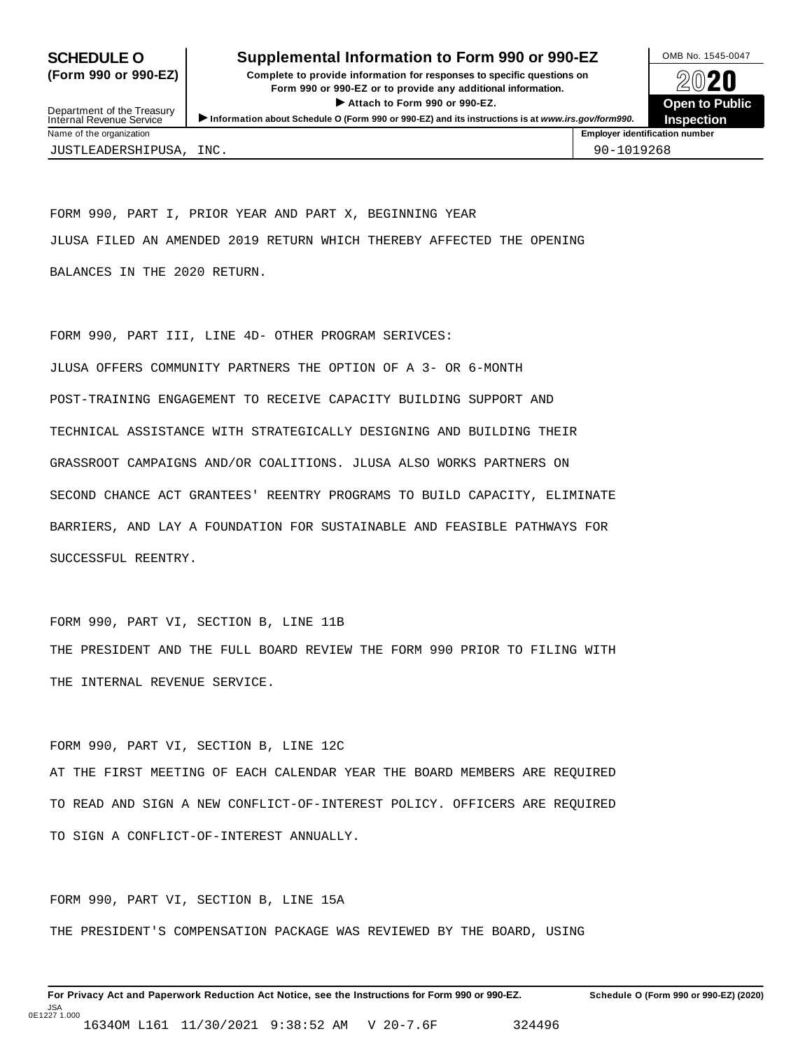**SCHEDULE O**
**(Form 990 or 990-EZ)**

Department of the Treasury
Internal Revenue Service

# Supplemental Information to Form 990 or 990-EZ

**Complete to provide information for responses to specific questions on Form 990 or 990-EZ or to provide any additional information.**
**▶ Attach to Form 990 or 990-EZ.**
**▶ Information about Schedule O (Form 990 or 990-EZ) and its instructions is at *www.irs.gov/form990*.**

OMB No. 1545-0047
**2020**
**Open to Public Inspection**

| Name of the organization | Employer identification number |
|---|---|
| JUSTLEADERSHIPUSA, INC. | 90-1019268 |

FORM 990, PART I, PRIOR YEAR AND PART X, BEGINNING YEAR

JLUSA FILED AN AMENDED 2019 RETURN WHICH THEREBY AFFECTED THE OPENING BALANCES IN THE 2020 RETURN.

FORM 990, PART III, LINE 4D- OTHER PROGRAM SERIVCES:

JLUSA OFFERS COMMUNITY PARTNERS THE OPTION OF A 3- OR 6-MONTH POST-TRAINING ENGAGEMENT TO RECEIVE CAPACITY BUILDING SUPPORT AND TECHNICAL ASSISTANCE WITH STRATEGICALLY DESIGNING AND BUILDING THEIR GRASSROOT CAMPAIGNS AND/OR COALITIONS. JLUSA ALSO WORKS PARTNERS ON SECOND CHANCE ACT GRANTEES' REENTRY PROGRAMS TO BUILD CAPACITY, ELIMINATE BARRIERS, AND LAY A FOUNDATION FOR SUSTAINABLE AND FEASIBLE PATHWAYS FOR SUCCESSFUL REENTRY.

FORM 990, PART VI, SECTION B, LINE 11B

THE PRESIDENT AND THE FULL BOARD REVIEW THE FORM 990 PRIOR TO FILING WITH THE INTERNAL REVENUE SERVICE.

FORM 990, PART VI, SECTION B, LINE 12C

AT THE FIRST MEETING OF EACH CALENDAR YEAR THE BOARD MEMBERS ARE REQUIRED TO READ AND SIGN A NEW CONFLICT-OF-INTEREST POLICY. OFFICERS ARE REQUIRED TO SIGN A CONFLICT-OF-INTEREST ANNUALLY.

FORM 990, PART VI, SECTION B, LINE 15A

THE PRESIDENT'S COMPENSATION PACKAGE WAS REVIEWED BY THE BOARD, USING

**For Privacy Act and Paperwork Reduction Act Notice, see the Instructions for Form 990 or 990-EZ.** **Schedule O (Form 990 or 990-EZ) (2020)**

JSA
0E1227 1.000
1634OM L161 11/30/2021 9:38:52 AM V 20-7.6F 324496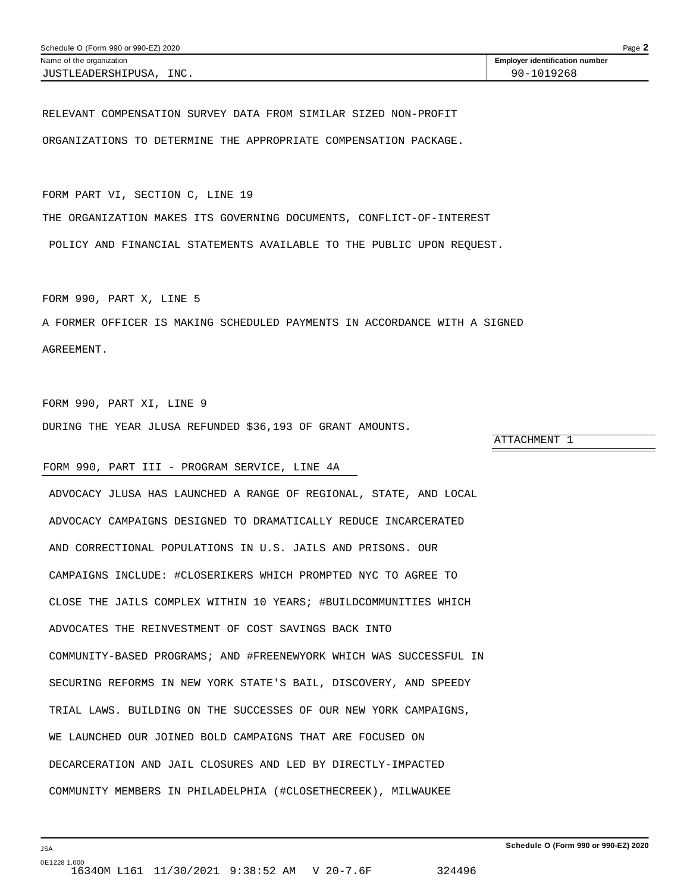RELEVANT COMPENSATION SURVEY DATA FROM SIMILAR SIZED NON-PROFIT ORGANIZATIONS TO DETERMINE THE APPROPRIATE COMPENSATION PACKAGE.

FORM PART VI, SECTION C, LINE 19

THE ORGANIZATION MAKES ITS GOVERNING DOCUMENTS, CONFLICT-OF-INTEREST POLICY AND FINANCIAL STATEMENTS AVAILABLE TO THE PUBLIC UPON REQUEST.

FORM 990, PART X, LINE 5

A FORMER OFFICER IS MAKING SCHEDULED PAYMENTS IN ACCORDANCE WITH A SIGNED AGREEMENT.

FORM 990, PART XI, LINE 9

DURING THE YEAR JLUSA REFUNDED $36,193 OF GRANT AMOUNTS.

ATTACHMENT 1

FORM 990, PART III - PROGRAM SERVICE, LINE 4A

ADVOCACY JLUSA HAS LAUNCHED A RANGE OF REGIONAL, STATE, AND LOCAL ADVOCACY CAMPAIGNS DESIGNED TO DRAMATICALLY REDUCE INCARCERATED AND CORRECTIONAL POPULATIONS IN U.S. JAILS AND PRISONS. OUR CAMPAIGNS INCLUDE: #CLOSERIKERS WHICH PROMPTED NYC TO AGREE TO CLOSE THE JAILS COMPLEX WITHIN 10 YEARS; #BUILDCOMMUNITIES WHICH ADVOCATES THE REINVESTMENT OF COST SAVINGS BACK INTO COMMUNITY-BASED PROGRAMS; AND #FREENEWYORK WHICH WAS SUCCESSFUL IN SECURING REFORMS IN NEW YORK STATE'S BAIL, DISCOVERY, AND SPEEDY TRIAL LAWS. BUILDING ON THE SUCCESSES OF OUR NEW YORK CAMPAIGNS, WE LAUNCHED OUR JOINED BOLD CAMPAIGNS THAT ARE FOCUSED ON DECARCERATION AND JAIL CLOSURES AND LED BY DIRECTLY-IMPACTED COMMUNITY MEMBERS IN PHILADELPHIA (#CLOSETHECREEK), MILWAUKEE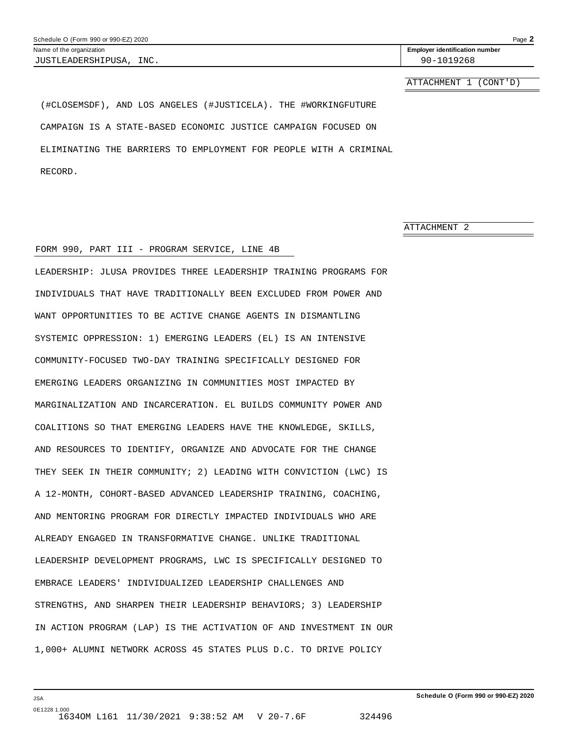Name of the organization: JUSTLEADERSHIPUSA, INC.

Employer identification number: 90-1019268

ATTACHMENT 1 (CONT'D)

(#CLOSEMSDF), AND LOS ANGELES (#JUSTICELA). THE #WORKINGFUTURE CAMPAIGN IS A STATE-BASED ECONOMIC JUSTICE CAMPAIGN FOCUSED ON ELIMINATING THE BARRIERS TO EMPLOYMENT FOR PEOPLE WITH A CRIMINAL RECORD.

ATTACHMENT 2

FORM 990, PART III - PROGRAM SERVICE, LINE 4B

LEADERSHIP: JLUSA PROVIDES THREE LEADERSHIP TRAINING PROGRAMS FOR INDIVIDUALS THAT HAVE TRADITIONALLY BEEN EXCLUDED FROM POWER AND WANT OPPORTUNITIES TO BE ACTIVE CHANGE AGENTS IN DISMANTLING SYSTEMIC OPPRESSION: 1) EMERGING LEADERS (EL) IS AN INTENSIVE COMMUNITY-FOCUSED TWO-DAY TRAINING SPECIFICALLY DESIGNED FOR EMERGING LEADERS ORGANIZING IN COMMUNITIES MOST IMPACTED BY MARGINALIZATION AND INCARCERATION. EL BUILDS COMMUNITY POWER AND COALITIONS SO THAT EMERGING LEADERS HAVE THE KNOWLEDGE, SKILLS, AND RESOURCES TO IDENTIFY, ORGANIZE AND ADVOCATE FOR THE CHANGE THEY SEEK IN THEIR COMMUNITY; 2) LEADING WITH CONVICTION (LWC) IS A 12-MONTH, COHORT-BASED ADVANCED LEADERSHIP TRAINING, COACHING, AND MENTORING PROGRAM FOR DIRECTLY IMPACTED INDIVIDUALS WHO ARE ALREADY ENGAGED IN TRANSFORMATIVE CHANGE. UNLIKE TRADITIONAL LEADERSHIP DEVELOPMENT PROGRAMS, LWC IS SPECIFICALLY DESIGNED TO EMBRACE LEADERS' INDIVIDUALIZED LEADERSHIP CHALLENGES AND STRENGTHS, AND SHARPEN THEIR LEADERSHIP BEHAVIORS; 3) LEADERSHIP IN ACTION PROGRAM (LAP) IS THE ACTIVATION OF AND INVESTMENT IN OUR 1,000+ ALUMNI NETWORK ACROSS 45 STATES PLUS D.C. TO DRIVE POLICY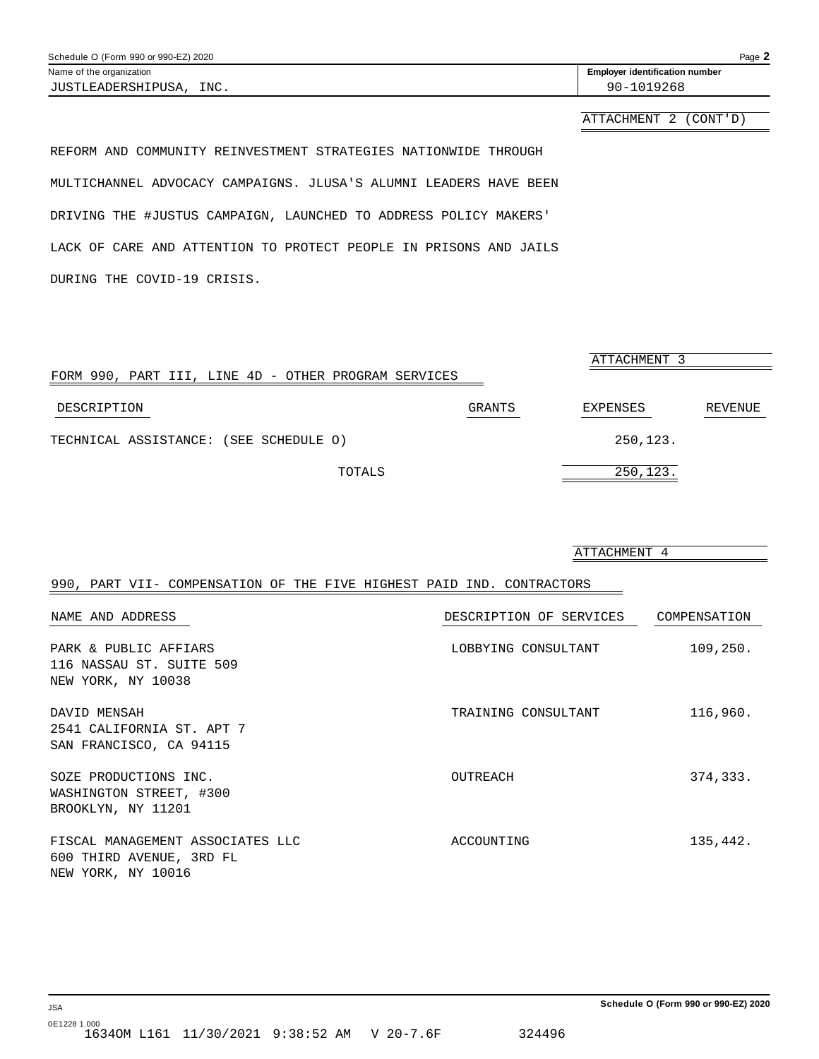Name of the organization: JUSTLEADERSHIPUSA, INC.

Employer identification number: 90-1019268

ATTACHMENT 2 (CONT'D)

REFORM AND COMMUNITY REINVESTMENT STRATEGIES NATIONWIDE THROUGH MULTICHANNEL ADVOCACY CAMPAIGNS. JLUSA'S ALUMNI LEADERS HAVE BEEN DRIVING THE #JUSTUS CAMPAIGN, LAUNCHED TO ADDRESS POLICY MAKERS' LACK OF CARE AND ATTENTION TO PROTECT PEOPLE IN PRISONS AND JAILS DURING THE COVID-19 CRISIS.

ATTACHMENT 3

## FORM 990, PART III, LINE 4D - OTHER PROGRAM SERVICES

| DESCRIPTION | GRANTS | EXPENSES | REVENUE |
|---|---|---|---|
| TECHNICAL ASSISTANCE: (SEE SCHEDULE O) | | 250,123. | |
| TOTALS | | 250,123. | |

ATTACHMENT 4

## 990, PART VII- COMPENSATION OF THE FIVE HIGHEST PAID IND. CONTRACTORS

| NAME AND ADDRESS | DESCRIPTION OF SERVICES | COMPENSATION |
|---|---|---|
| PARK & PUBLIC AFFIARS<br>116 NASSAU ST. SUITE 509<br>NEW YORK, NY 10038 | LOBBYING CONSULTANT | 109,250. |
| DAVID MENSAH<br>2541 CALIFORNIA ST. APT 7<br>SAN FRANCISCO, CA 94115 | TRAINING CONSULTANT | 116,960. |
| SOZE PRODUCTIONS INC.<br>WASHINGTON STREET, #300<br>BROOKLYN, NY 11201 | OUTREACH | 374,333. |
| FISCAL MANAGEMENT ASSOCIATES LLC<br>600 THIRD AVENUE, 3RD FL<br>NEW YORK, NY 10016 | ACCOUNTING | 135,442. |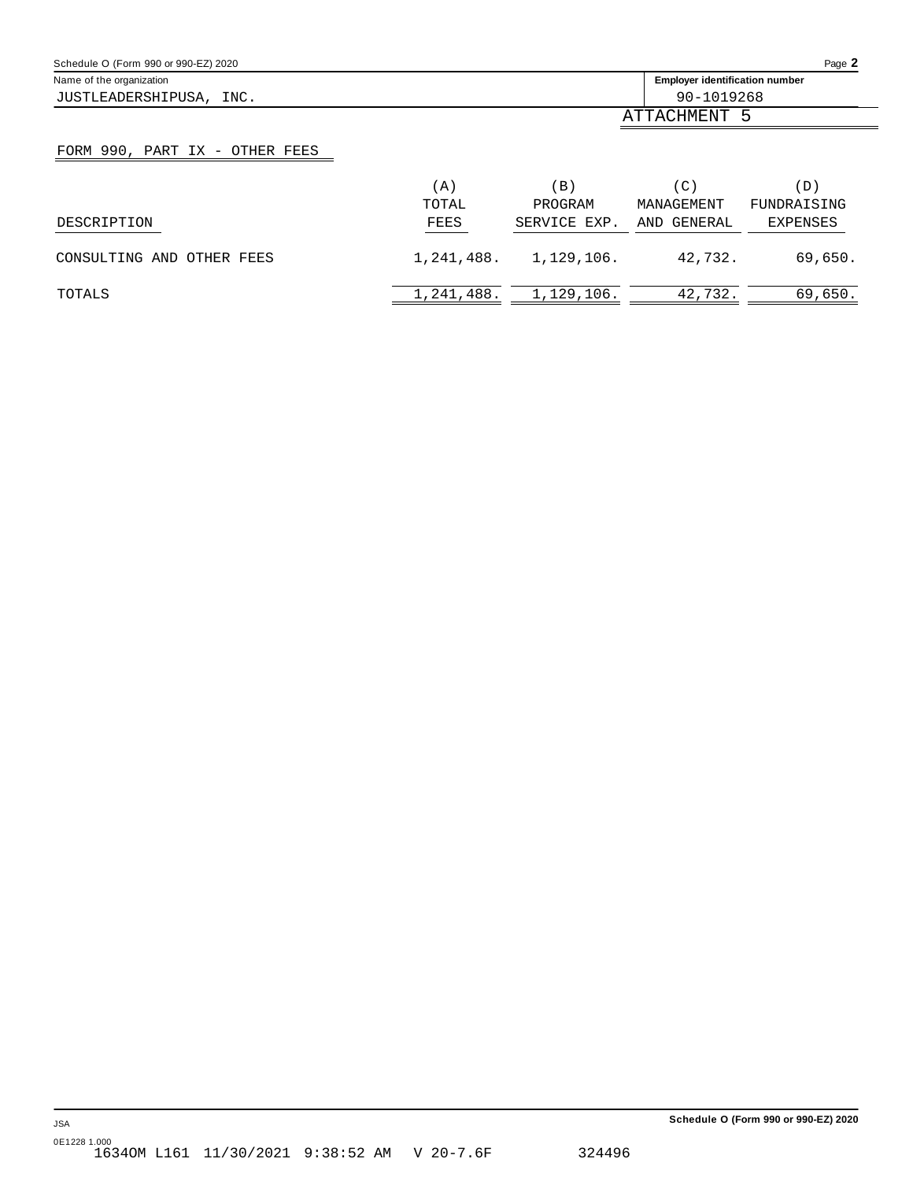Name of the organization: JUSTLEADERSHIPUSA, INC.

Employer identification number: 90-1019268

ATTACHMENT 5

## FORM 990, PART IX - OTHER FEES

| DESCRIPTION | (A) TOTAL FEES | (B) PROGRAM SERVICE EXP. | (C) MANAGEMENT AND GENERAL | (D) FUNDRAISING EXPENSES |
|---|---|---|---|---|
| CONSULTING AND OTHER FEES | 1,241,488. | 1,129,106. | 42,732. | 69,650. |
| TOTALS | 1,241,488. | 1,129,106. | 42,732. | 69,650. |